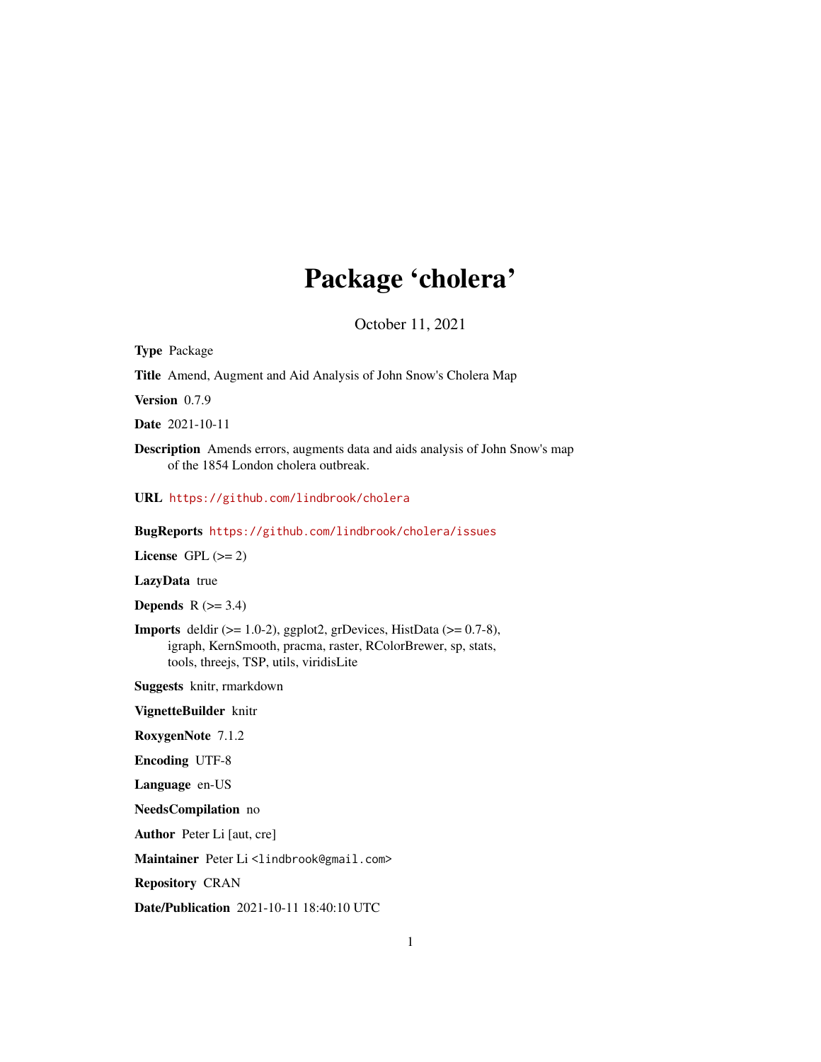# Package 'cholera'

October 11, 2021

**Type** Package

**Title** Amend, Augment and Aid Analysis of John Snow's Cholera Map

**Version** 0.7.9

**Date** 2021-10-11

**Description** Amends errors, augments data and aids analysis of John Snow's map of the 1854 London cholera outbreak.

**URL** https://github.com/lindbrook/cholera

**BugReports** https://github.com/lindbrook/cholera/issues

**License** GPL (>= 2)

**LazyData** true

**Depends** R (>= 3.4)

**Imports** deldir (>= 1.0-2), ggplot2, grDevices, HistData (>= 0.7-8), igraph, KernSmooth, pracma, raster, RColorBrewer, sp, stats, tools, threejs, TSP, utils, viridisLite

**Suggests** knitr, rmarkdown

**VignetteBuilder** knitr

**RoxygenNote** 7.1.2

**Encoding** UTF-8

**Language** en-US

**NeedsCompilation** no

**Author** Peter Li [aut, cre]

**Maintainer** Peter Li <lindbrook@gmail.com>

**Repository** CRAN

**Date/Publication** 2021-10-11 18:40:10 UTC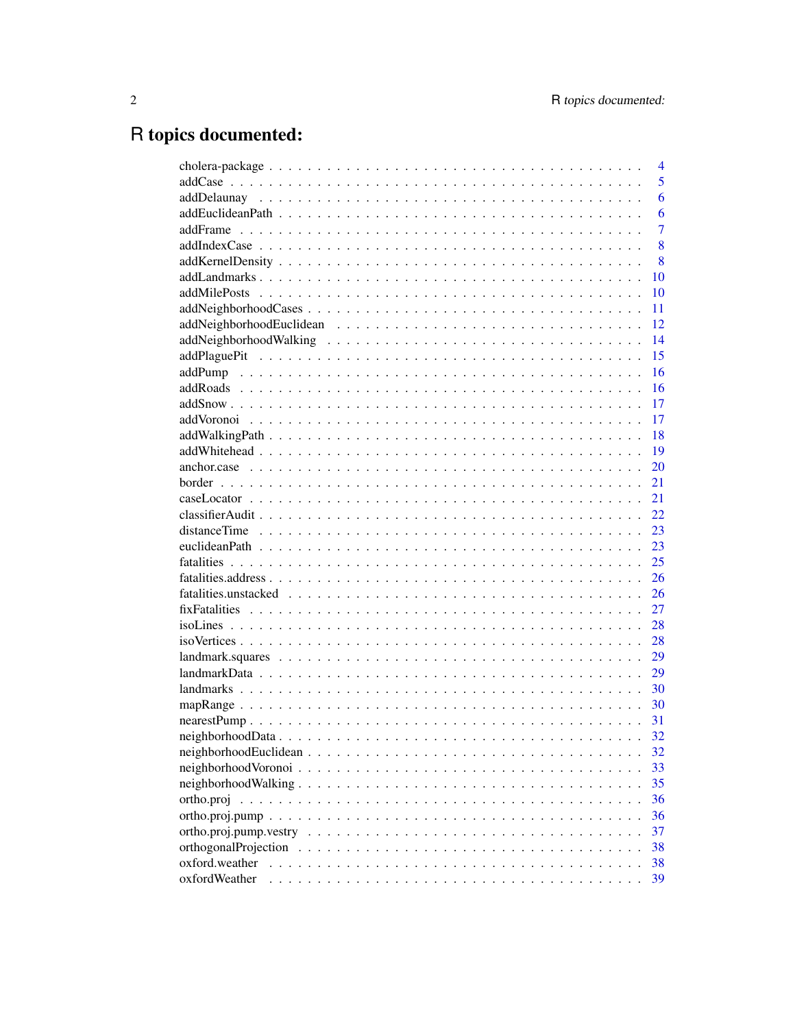# R topics documented:

cholera-package . . . . . . . . . . . . . . . . . . . . . . . . . . . . . . . . . . . . 4
addCase . . . . . . . . . . . . . . . . . . . . . . . . . . . . . . . . . . . . . . . 5
addDelaunay . . . . . . . . . . . . . . . . . . . . . . . . . . . . . . . . . . . . . 6
addEuclideanPath . . . . . . . . . . . . . . . . . . . . . . . . . . . . . . . . . . 6
addFrame . . . . . . . . . . . . . . . . . . . . . . . . . . . . . . . . . . . . . . 7
addIndexCase . . . . . . . . . . . . . . . . . . . . . . . . . . . . . . . . . . . . 8
addKernelDensity . . . . . . . . . . . . . . . . . . . . . . . . . . . . . . . . . . 8
addLandmarks . . . . . . . . . . . . . . . . . . . . . . . . . . . . . . . . . . . . 10
addMilePosts . . . . . . . . . . . . . . . . . . . . . . . . . . . . . . . . . . . . 10
addNeighborhoodCases . . . . . . . . . . . . . . . . . . . . . . . . . . . . . . . . 11
addNeighborhoodEuclidean . . . . . . . . . . . . . . . . . . . . . . . . . . . . . . 12
addNeighborhoodWalking . . . . . . . . . . . . . . . . . . . . . . . . . . . . . . . 14
addPlaguePit . . . . . . . . . . . . . . . . . . . . . . . . . . . . . . . . . . . . 15
addPump . . . . . . . . . . . . . . . . . . . . . . . . . . . . . . . . . . . . . . 16
addRoads . . . . . . . . . . . . . . . . . . . . . . . . . . . . . . . . . . . . . . 16
addSnow . . . . . . . . . . . . . . . . . . . . . . . . . . . . . . . . . . . . . . 17
addVoronoi . . . . . . . . . . . . . . . . . . . . . . . . . . . . . . . . . . . . . 17
addWalkingPath . . . . . . . . . . . . . . . . . . . . . . . . . . . . . . . . . . . 18
addWhitehead . . . . . . . . . . . . . . . . . . . . . . . . . . . . . . . . . . . . 19
anchor.case . . . . . . . . . . . . . . . . . . . . . . . . . . . . . . . . . . . . . 20
border . . . . . . . . . . . . . . . . . . . . . . . . . . . . . . . . . . . . . . . 21
caseLocator . . . . . . . . . . . . . . . . . . . . . . . . . . . . . . . . . . . . . 21
classifierAudit . . . . . . . . . . . . . . . . . . . . . . . . . . . . . . . . . . . 22
distanceTime . . . . . . . . . . . . . . . . . . . . . . . . . . . . . . . . . . . . 23
euclideanPath . . . . . . . . . . . . . . . . . . . . . . . . . . . . . . . . . . . . 23
fatalities . . . . . . . . . . . . . . . . . . . . . . . . . . . . . . . . . . . . . . 25
fatalities.address . . . . . . . . . . . . . . . . . . . . . . . . . . . . . . . . . . 26
fatalities.unstacked . . . . . . . . . . . . . . . . . . . . . . . . . . . . . . . . . 26
fixFatalities . . . . . . . . . . . . . . . . . . . . . . . . . . . . . . . . . . . . 27
isoLines . . . . . . . . . . . . . . . . . . . . . . . . . . . . . . . . . . . . . . 28
isoVertices . . . . . . . . . . . . . . . . . . . . . . . . . . . . . . . . . . . . . 28
landmark.squares . . . . . . . . . . . . . . . . . . . . . . . . . . . . . . . . . . 29
landmarkData . . . . . . . . . . . . . . . . . . . . . . . . . . . . . . . . . . . . 29
landmarks . . . . . . . . . . . . . . . . . . . . . . . . . . . . . . . . . . . . . . 30
mapRange . . . . . . . . . . . . . . . . . . . . . . . . . . . . . . . . . . . . . . 30
nearestPump . . . . . . . . . . . . . . . . . . . . . . . . . . . . . . . . . . . . . 31
neighborhoodData . . . . . . . . . . . . . . . . . . . . . . . . . . . . . . . . . . 32
neighborhoodEuclidean . . . . . . . . . . . . . . . . . . . . . . . . . . . . . . . . 32
neighborhoodVoronoi . . . . . . . . . . . . . . . . . . . . . . . . . . . . . . . . . 33
neighborhoodWalking . . . . . . . . . . . . . . . . . . . . . . . . . . . . . . . . . 35
ortho.proj . . . . . . . . . . . . . . . . . . . . . . . . . . . . . . . . . . . . . 36
ortho.proj.pump . . . . . . . . . . . . . . . . . . . . . . . . . . . . . . . . . . . 36
ortho.proj.pump.vestry . . . . . . . . . . . . . . . . . . . . . . . . . . . . . . . 37
orthogonalProjection . . . . . . . . . . . . . . . . . . . . . . . . . . . . . . . . 38
oxford.weather . . . . . . . . . . . . . . . . . . . . . . . . . . . . . . . . . . . 38
oxfordWeather . . . . . . . . . . . . . . . . . . . . . . . . . . . . . . . . . . . . 39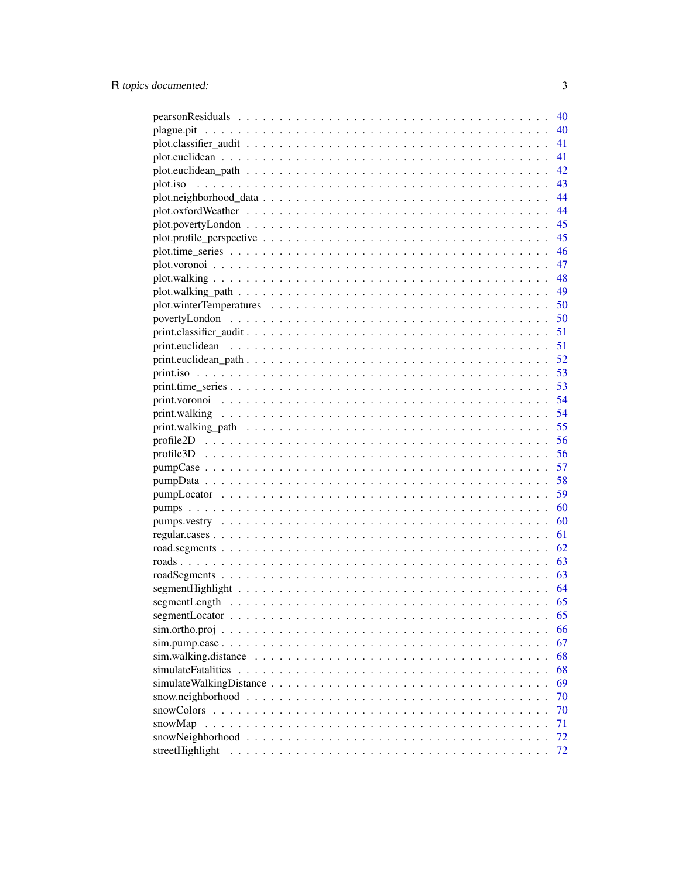pearsonResiduals . . . . . . . . . . . . . . . . . . . . . . . . . . . . . . . . . 40
plague.pit . . . . . . . . . . . . . . . . . . . . . . . . . . . . . . . . . . . . 40
plot.classifier_audit . . . . . . . . . . . . . . . . . . . . . . . . . . . . . . 41
plot.euclidean . . . . . . . . . . . . . . . . . . . . . . . . . . . . . . . . . . 41
plot.euclidean_path . . . . . . . . . . . . . . . . . . . . . . . . . . . . . . . 42
plot.iso . . . . . . . . . . . . . . . . . . . . . . . . . . . . . . . . . . . . . 43
plot.neighborhood_data . . . . . . . . . . . . . . . . . . . . . . . . . . . . . 44
plot.oxfordWeather . . . . . . . . . . . . . . . . . . . . . . . . . . . . . . . 44
plot.povertyLondon . . . . . . . . . . . . . . . . . . . . . . . . . . . . . . . 45
plot.profile_perspective . . . . . . . . . . . . . . . . . . . . . . . . . . . . 45
plot.time_series . . . . . . . . . . . . . . . . . . . . . . . . . . . . . . . . 46
plot.voronoi . . . . . . . . . . . . . . . . . . . . . . . . . . . . . . . . . . . 47
plot.walking . . . . . . . . . . . . . . . . . . . . . . . . . . . . . . . . . . . 48
plot.walking_path . . . . . . . . . . . . . . . . . . . . . . . . . . . . . . . . 49
plot.winterTemperatures . . . . . . . . . . . . . . . . . . . . . . . . . . . . 50
povertyLondon . . . . . . . . . . . . . . . . . . . . . . . . . . . . . . . . . . 50
print.classifier_audit . . . . . . . . . . . . . . . . . . . . . . . . . . . . . 51
print.euclidean . . . . . . . . . . . . . . . . . . . . . . . . . . . . . . . . . 51
print.euclidean_path . . . . . . . . . . . . . . . . . . . . . . . . . . . . . . 52
print.iso . . . . . . . . . . . . . . . . . . . . . . . . . . . . . . . . . . . . 53
print.time_series . . . . . . . . . . . . . . . . . . . . . . . . . . . . . . . . 53
print.voronoi . . . . . . . . . . . . . . . . . . . . . . . . . . . . . . . . . . 54
print.walking . . . . . . . . . . . . . . . . . . . . . . . . . . . . . . . . . . 54
print.walking_path . . . . . . . . . . . . . . . . . . . . . . . . . . . . . . . 55
profile2D . . . . . . . . . . . . . . . . . . . . . . . . . . . . . . . . . . . . 56
profile3D . . . . . . . . . . . . . . . . . . . . . . . . . . . . . . . . . . . . 56
pumpCase . . . . . . . . . . . . . . . . . . . . . . . . . . . . . . . . . . . . 57
pumpData . . . . . . . . . . . . . . . . . . . . . . . . . . . . . . . . . . . . 58
pumpLocator . . . . . . . . . . . . . . . . . . . . . . . . . . . . . . . . . . 59
pumps . . . . . . . . . . . . . . . . . . . . . . . . . . . . . . . . . . . . . . 60
pumps.vestry . . . . . . . . . . . . . . . . . . . . . . . . . . . . . . . . . . 60
regular.cases . . . . . . . . . . . . . . . . . . . . . . . . . . . . . . . . . . 61
road.segments . . . . . . . . . . . . . . . . . . . . . . . . . . . . . . . . . . 62
roads . . . . . . . . . . . . . . . . . . . . . . . . . . . . . . . . . . . . . . 63
roadSegments . . . . . . . . . . . . . . . . . . . . . . . . . . . . . . . . . . 63
segmentHighlight . . . . . . . . . . . . . . . . . . . . . . . . . . . . . . . . 64
segmentLength . . . . . . . . . . . . . . . . . . . . . . . . . . . . . . . . . 65
segmentLocator . . . . . . . . . . . . . . . . . . . . . . . . . . . . . . . . . 65
sim.ortho.proj . . . . . . . . . . . . . . . . . . . . . . . . . . . . . . . . . . 66
sim.pump.case . . . . . . . . . . . . . . . . . . . . . . . . . . . . . . . . . . 67
sim.walking.distance . . . . . . . . . . . . . . . . . . . . . . . . . . . . . . 68
simulateFatalities . . . . . . . . . . . . . . . . . . . . . . . . . . . . . . . . 68
simulateWalkingDistance . . . . . . . . . . . . . . . . . . . . . . . . . . . . 69
snow.neighborhood . . . . . . . . . . . . . . . . . . . . . . . . . . . . . . . 70
snowColors . . . . . . . . . . . . . . . . . . . . . . . . . . . . . . . . . . . 70
snowMap . . . . . . . . . . . . . . . . . . . . . . . . . . . . . . . . . . . . . 71
snowNeighborhood . . . . . . . . . . . . . . . . . . . . . . . . . . . . . . . . 72
streetHighlight . . . . . . . . . . . . . . . . . . . . . . . . . . . . . . . . . 72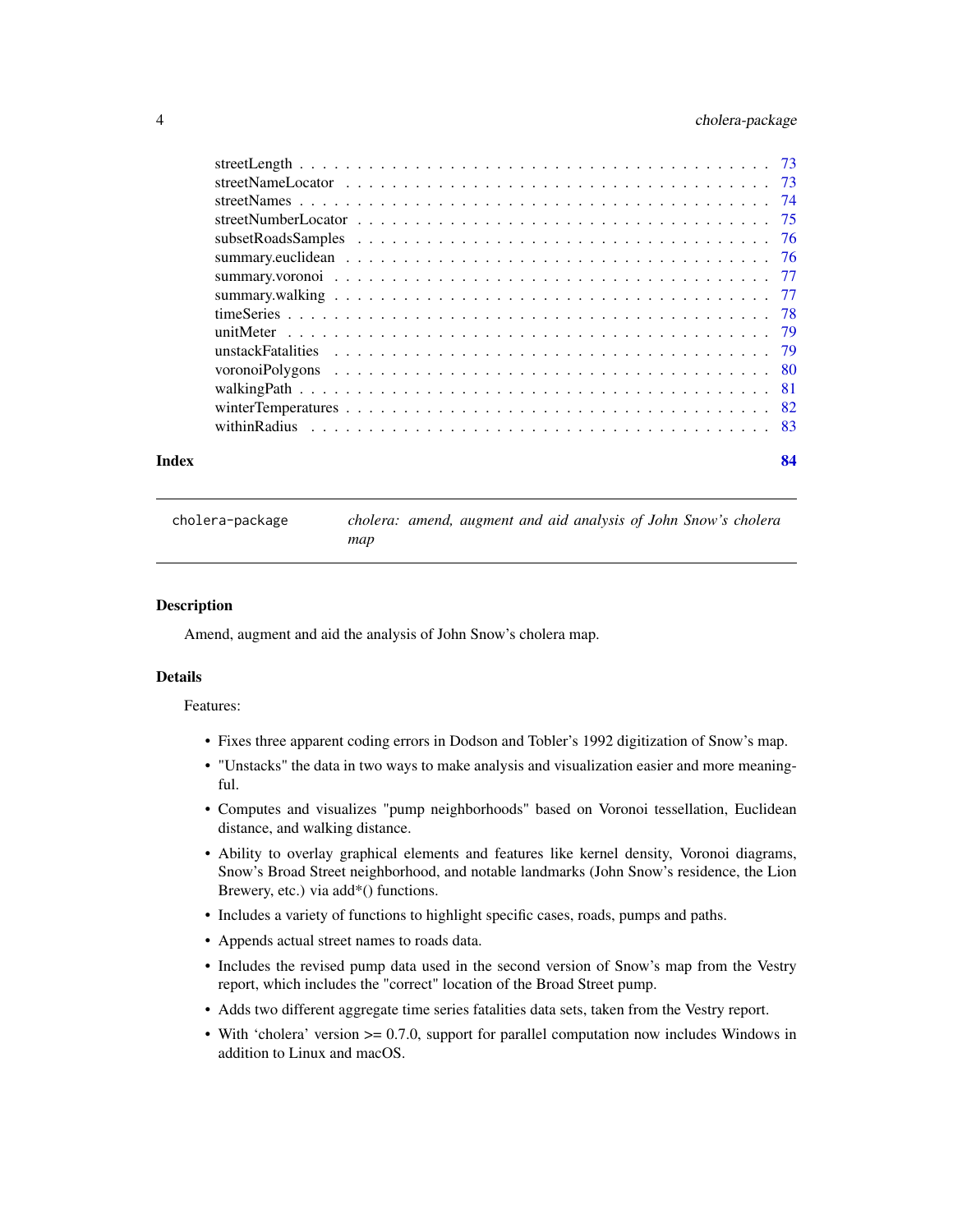| | |
|---|---|
| streetLength | 73 |
| streetNameLocator | 73 |
| streetNames | 74 |
| streetNumberLocator | 75 |
| subsetRoadsSamples | 76 |
| summary.euclidean | 76 |
| summary.voronoi | 77 |
| summary.walking | 77 |
| timeSeries | 78 |
| unitMeter | 79 |
| unstackFatalities | 79 |
| voronoiPolygons | 80 |
| walkingPath | 81 |
| winterTemperatures | 82 |
| withinRadius | 83 |

**Index** **84**

---

`cholera-package` *cholera: amend, augment and aid analysis of John Snow's cholera map*

---

## Description

Amend, augment and aid the analysis of John Snow's cholera map.

## Details

Features:

- Fixes three apparent coding errors in Dodson and Tobler's 1992 digitization of Snow's map.
- "Unstacks" the data in two ways to make analysis and visualization easier and more meaningful.
- Computes and visualizes "pump neighborhoods" based on Voronoi tessellation, Euclidean distance, and walking distance.
- Ability to overlay graphical elements and features like kernel density, Voronoi diagrams, Snow's Broad Street neighborhood, and notable landmarks (John Snow's residence, the Lion Brewery, etc.) via add*() functions.
- Includes a variety of functions to highlight specific cases, roads, pumps and paths.
- Appends actual street names to roads data.
- Includes the revised pump data used in the second version of Snow's map from the Vestry report, which includes the "correct" location of the Broad Street pump.
- Adds two different aggregate time series fatalities data sets, taken from the Vestry report.
- With 'cholera' version >= 0.7.0, support for parallel computation now includes Windows in addition to Linux and macOS.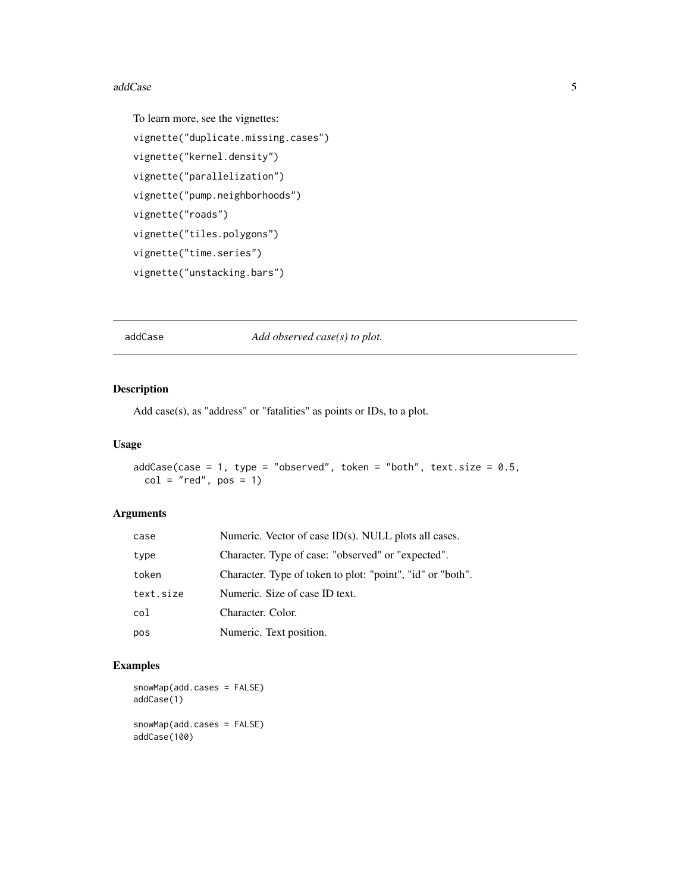To learn more, see the vignettes:

```
vignette("duplicate.missing.cases")
vignette("kernel.density")
vignette("parallelization")
vignette("pump.neighborhoods")
vignette("roads")
vignette("tiles.polygons")
vignette("time.series")
vignette("unstacking.bars")
```

---

## addCase — *Add observed case(s) to plot.*

---

### Description

Add case(s), as "address" or "fatalities" as points or IDs, to a plot.

### Usage

```
addCase(case = 1, type = "observed", token = "both", text.size = 0.5,
  col = "red", pos = 1)
```

### Arguments

| | |
|---|---|
| `case` | Numeric. Vector of case ID(s). NULL plots all cases. |
| `type` | Character. Type of case: "observed" or "expected". |
| `token` | Character. Type of token to plot: "point", "id" or "both". |
| `text.size` | Numeric. Size of case ID text. |
| `col` | Character. Color. |
| `pos` | Numeric. Text position. |

### Examples

```
snowMap(add.cases = FALSE)
addCase(1)

snowMap(add.cases = FALSE)
addCase(100)
```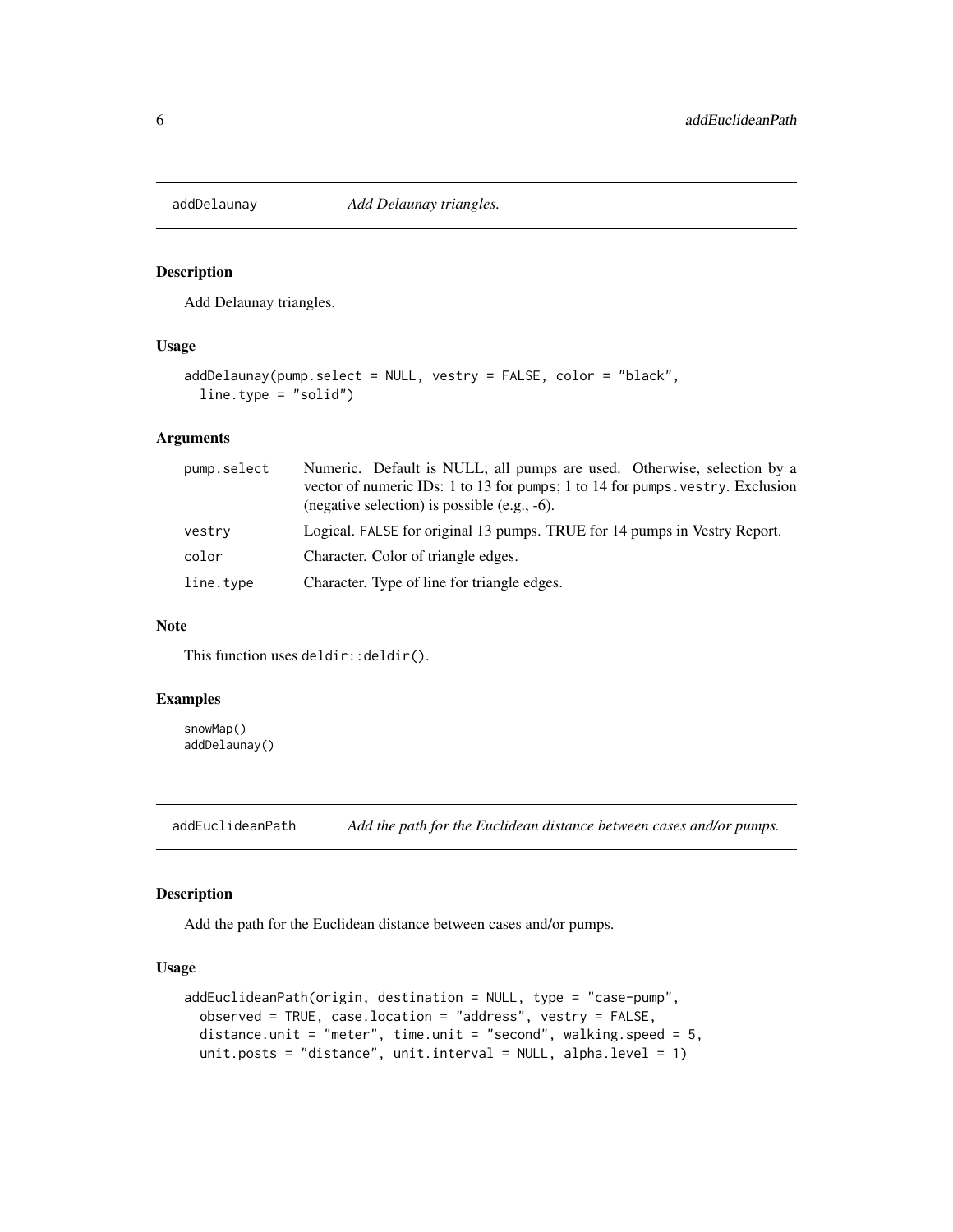## addDelaunay — *Add Delaunay triangles.*

### Description

Add Delaunay triangles.

### Usage

```
addDelaunay(pump.select = NULL, vestry = FALSE, color = "black",
  line.type = "solid")
```

### Arguments

| | |
|---|---|
| pump.select | Numeric. Default is NULL; all pumps are used. Otherwise, selection by a vector of numeric IDs: 1 to 13 for pumps; 1 to 14 for pumps.vestry. Exclusion (negative selection) is possible (e.g., -6). |
| vestry | Logical. FALSE for original 13 pumps. TRUE for 14 pumps in Vestry Report. |
| color | Character. Color of triangle edges. |
| line.type | Character. Type of line for triangle edges. |

### Note

This function uses deldir::deldir().

### Examples

```
snowMap()
addDelaunay()
```

## addEuclideanPath — *Add the path for the Euclidean distance between cases and/or pumps.*

### Description

Add the path for the Euclidean distance between cases and/or pumps.

### Usage

```
addEuclideanPath(origin, destination = NULL, type = "case-pump",
  observed = TRUE, case.location = "address", vestry = FALSE,
  distance.unit = "meter", time.unit = "second", walking.speed = 5,
  unit.posts = "distance", unit.interval = NULL, alpha.level = 1)
```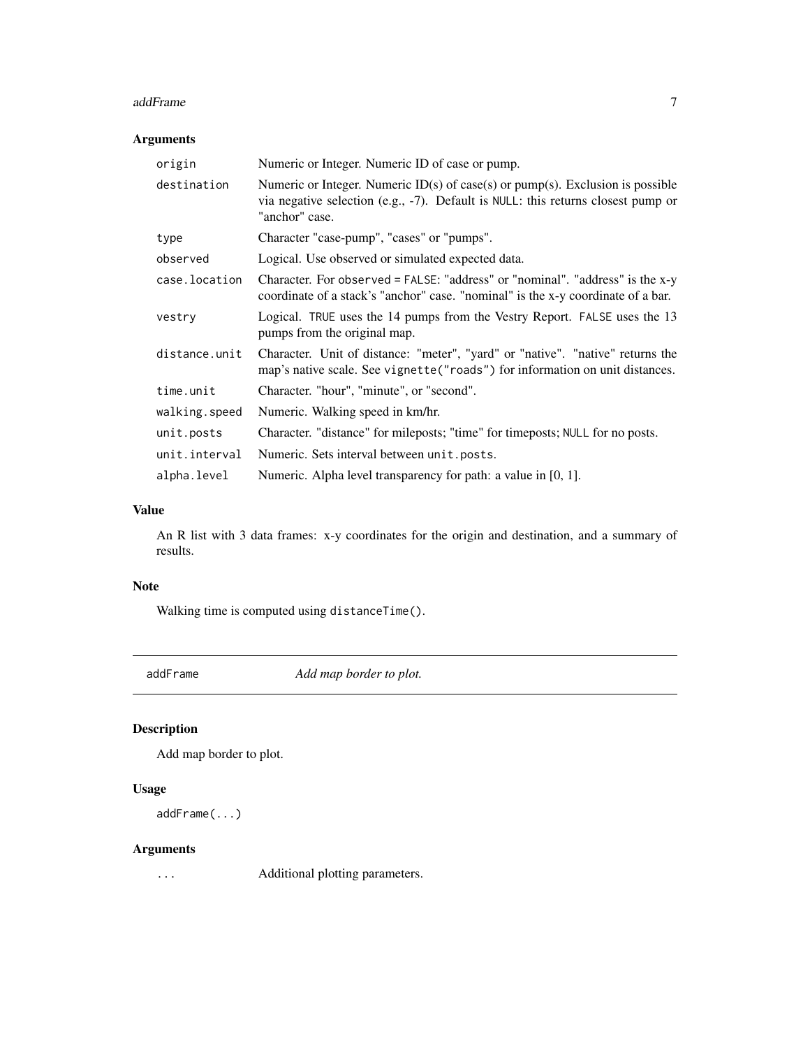## Arguments

| | |
|---|---|
| origin | Numeric or Integer. Numeric ID of case or pump. |
| destination | Numeric or Integer. Numeric ID(s) of case(s) or pump(s). Exclusion is possible via negative selection (e.g., -7). Default is `NULL`: this returns closest pump or "anchor" case. |
| type | Character "case-pump", "cases" or "pumps". |
| observed | Logical. Use observed or simulated expected data. |
| case.location | Character. For `observed = FALSE`: "address" or "nominal". "address" is the x-y coordinate of a stack's "anchor" case. "nominal" is the x-y coordinate of a bar. |
| vestry | Logical. `TRUE` uses the 14 pumps from the Vestry Report. `FALSE` uses the 13 pumps from the original map. |
| distance.unit | Character. Unit of distance: "meter", "yard" or "native". "native" returns the map's native scale. See `vignette("roads")` for information on unit distances. |
| time.unit | Character. "hour", "minute", or "second". |
| walking.speed | Numeric. Walking speed in km/hr. |
| unit.posts | Character. "distance" for mileposts; "time" for timeposts; `NULL` for no posts. |
| unit.interval | Numeric. Sets interval between `unit.posts`. |
| alpha.level | Numeric. Alpha level transparency for path: a value in [0, 1]. |

## Value

An R list with 3 data frames: x-y coordinates for the origin and destination, and a summary of results.

## Note

Walking time is computed using `distanceTime()`.

---

# addFrame *Add map border to plot.*

---

## Description

Add map border to plot.

## Usage

```
addFrame(...)
```

## Arguments

| | |
|---|---|
| ... | Additional plotting parameters. |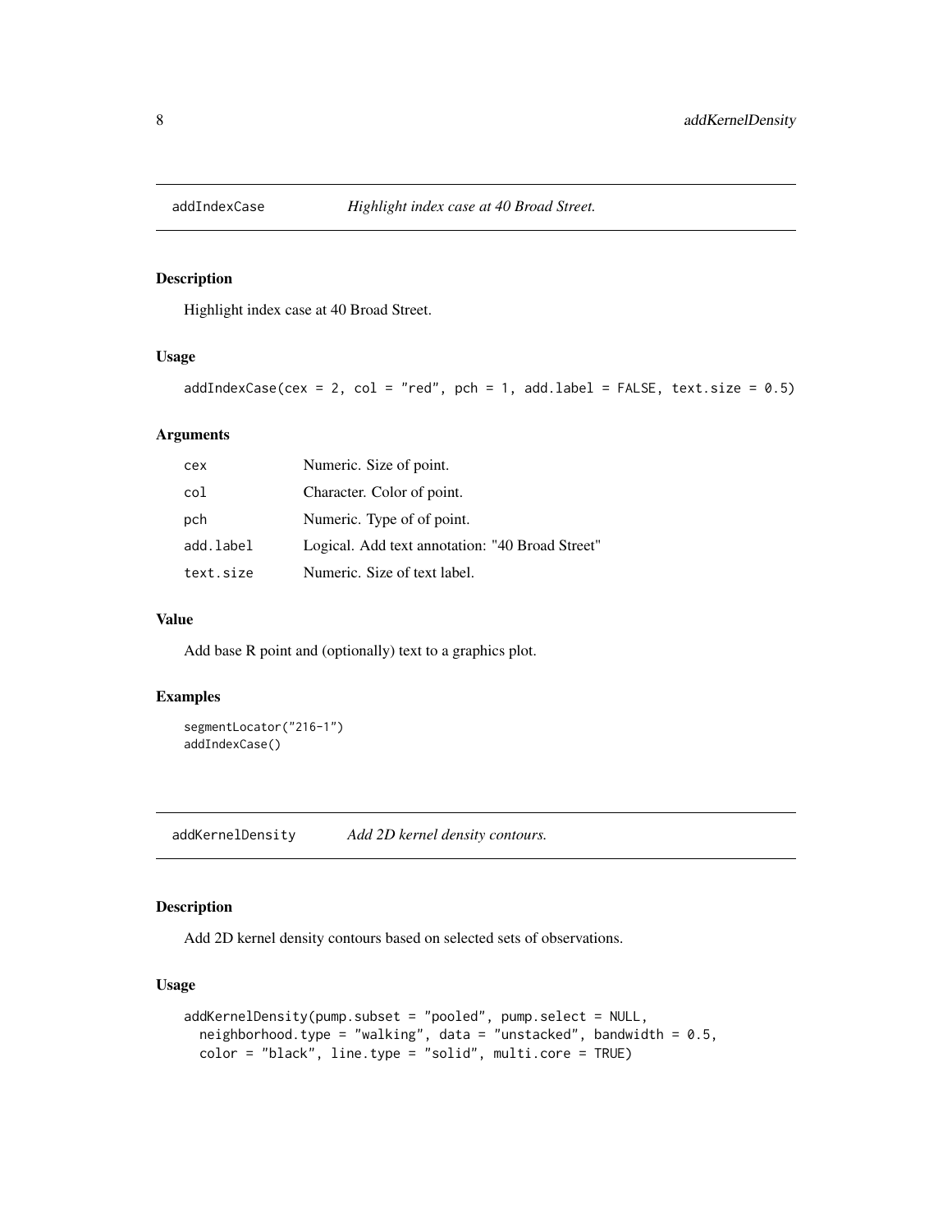## addIndexCase *Highlight index case at 40 Broad Street.*

### Description

Highlight index case at 40 Broad Street.

### Usage

```
addIndexCase(cex = 2, col = "red", pch = 1, add.label = FALSE, text.size = 0.5)
```

### Arguments

| | |
|---|---|
| cex | Numeric. Size of point. |
| col | Character. Color of point. |
| pch | Numeric. Type of of point. |
| add.label | Logical. Add text annotation: "40 Broad Street" |
| text.size | Numeric. Size of text label. |

### Value

Add base R point and (optionally) text to a graphics plot.

### Examples

```
segmentLocator("216-1")
addIndexCase()
```

## addKernelDensity *Add 2D kernel density contours.*

### Description

Add 2D kernel density contours based on selected sets of observations.

### Usage

```
addKernelDensity(pump.subset = "pooled", pump.select = NULL,
  neighborhood.type = "walking", data = "unstacked", bandwidth = 0.5,
  color = "black", line.type = "solid", multi.core = TRUE)
```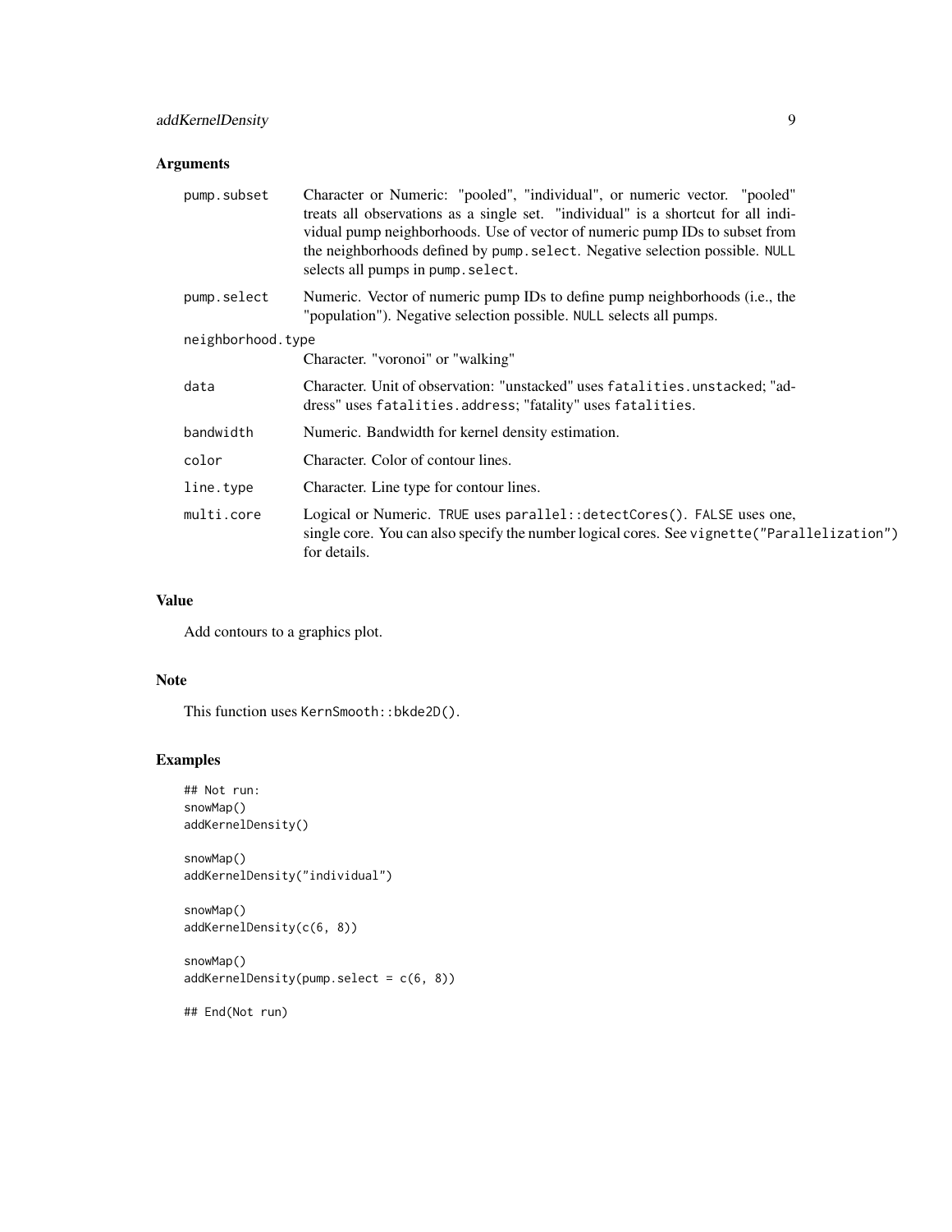### Arguments

| | |
|---|---|
| `pump.subset` | Character or Numeric: "pooled", "individual", or numeric vector. "pooled" treats all observations as a single set. "individual" is a shortcut for all individual pump neighborhoods. Use of vector of numeric pump IDs to subset from the neighborhoods defined by `pump.select`. Negative selection possible. `NULL` selects all pumps in `pump.select`. |
| `pump.select` | Numeric. Vector of numeric pump IDs to define pump neighborhoods (i.e., the "population"). Negative selection possible. `NULL` selects all pumps. |
| `neighborhood.type` | Character. "voronoi" or "walking" |
| `data` | Character. Unit of observation: "unstacked" uses `fatalities.unstacked`; "address" uses `fatalities.address`; "fatality" uses `fatalities`. |
| `bandwidth` | Numeric. Bandwidth for kernel density estimation. |
| `color` | Character. Color of contour lines. |
| `line.type` | Character. Line type for contour lines. |
| `multi.core` | Logical or Numeric. `TRUE` uses `parallel::detectCores()`. `FALSE` uses one, single core. You can also specify the number logical cores. See `vignette("Parallelization")` for details. |

### Value

Add contours to a graphics plot.

### Note

This function uses `KernSmooth::bkde2D()`.

### Examples

```
## Not run:
snowMap()
addKernelDensity()

snowMap()
addKernelDensity("individual")

snowMap()
addKernelDensity(c(6, 8))

snowMap()
addKernelDensity(pump.select = c(6, 8))

## End(Not run)
```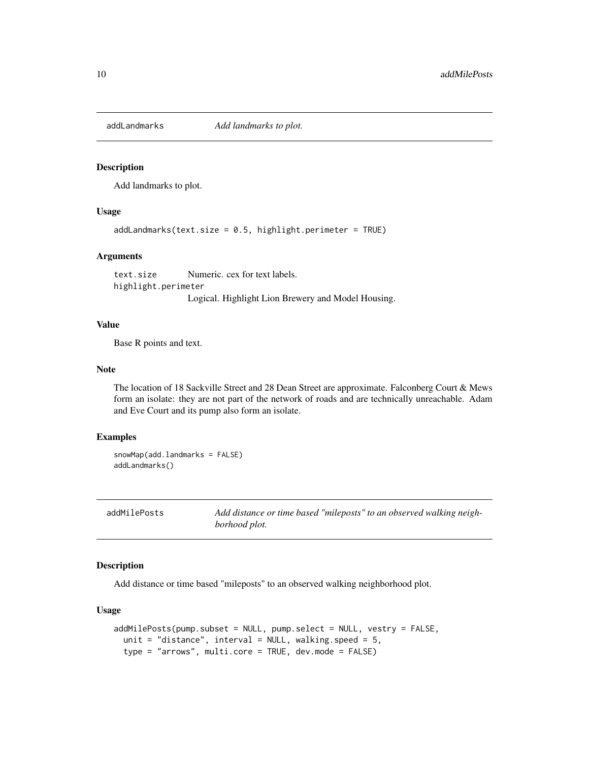## addLandmarks *Add landmarks to plot.*

### Description

Add landmarks to plot.

### Usage

```
addLandmarks(text.size = 0.5, highlight.perimeter = TRUE)
```

### Arguments

| | |
|---|---|
| text.size | Numeric. cex for text labels. |
| highlight.perimeter | Logical. Highlight Lion Brewery and Model Housing. |

### Value

Base R points and text.

### Note

The location of 18 Sackville Street and 28 Dean Street are approximate. Falconberg Court & Mews form an isolate: they are not part of the network of roads and are technically unreachable. Adam and Eve Court and its pump also form an isolate.

### Examples

```
snowMap(add.landmarks = FALSE)
addLandmarks()
```

## addMilePosts *Add distance or time based "mileposts" to an observed walking neighborhood plot.*

### Description

Add distance or time based "mileposts" to an observed walking neighborhood plot.

### Usage

```
addMilePosts(pump.subset = NULL, pump.select = NULL, vestry = FALSE,
  unit = "distance", interval = NULL, walking.speed = 5,
  type = "arrows", multi.core = TRUE, dev.mode = FALSE)
```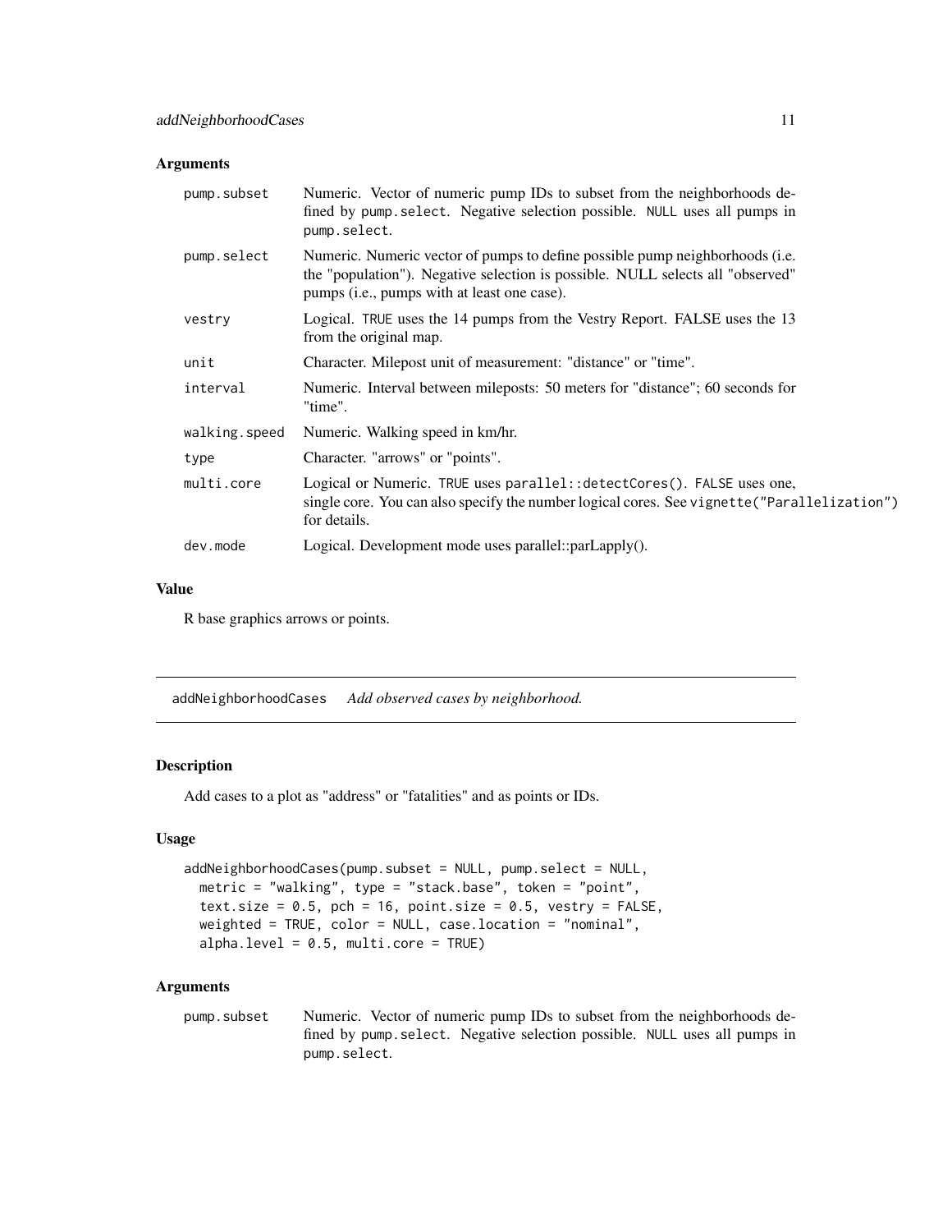### Arguments

| | |
|---|---|
| pump.subset | Numeric. Vector of numeric pump IDs to subset from the neighborhoods defined by pump.select. Negative selection possible. NULL uses all pumps in pump.select. |
| pump.select | Numeric. Numeric vector of pumps to define possible pump neighborhoods (i.e. the "population"). Negative selection is possible. NULL selects all "observed" pumps (i.e., pumps with at least one case). |
| vestry | Logical. TRUE uses the 14 pumps from the Vestry Report. FALSE uses the 13 from the original map. |
| unit | Character. Milepost unit of measurement: "distance" or "time". |
| interval | Numeric. Interval between mileposts: 50 meters for "distance"; 60 seconds for "time". |
| walking.speed | Numeric. Walking speed in km/hr. |
| type | Character. "arrows" or "points". |
| multi.core | Logical or Numeric. TRUE uses parallel::detectCores(). FALSE uses one, single core. You can also specify the number logical cores. See vignette("Parallelization") for details. |
| dev.mode | Logical. Development mode uses parallel::parLapply(). |

### Value

R base graphics arrows or points.

---

## addNeighborhoodCases *Add observed cases by neighborhood.*

### Description

Add cases to a plot as "address" or "fatalities" and as points or IDs.

### Usage

```
addNeighborhoodCases(pump.subset = NULL, pump.select = NULL,
  metric = "walking", type = "stack.base", token = "point",
  text.size = 0.5, pch = 16, point.size = 0.5, vestry = FALSE,
  weighted = TRUE, color = NULL, case.location = "nominal",
  alpha.level = 0.5, multi.core = TRUE)
```

### Arguments

| | |
|---|---|
| pump.subset | Numeric. Vector of numeric pump IDs to subset from the neighborhoods defined by pump.select. Negative selection possible. NULL uses all pumps in pump.select. |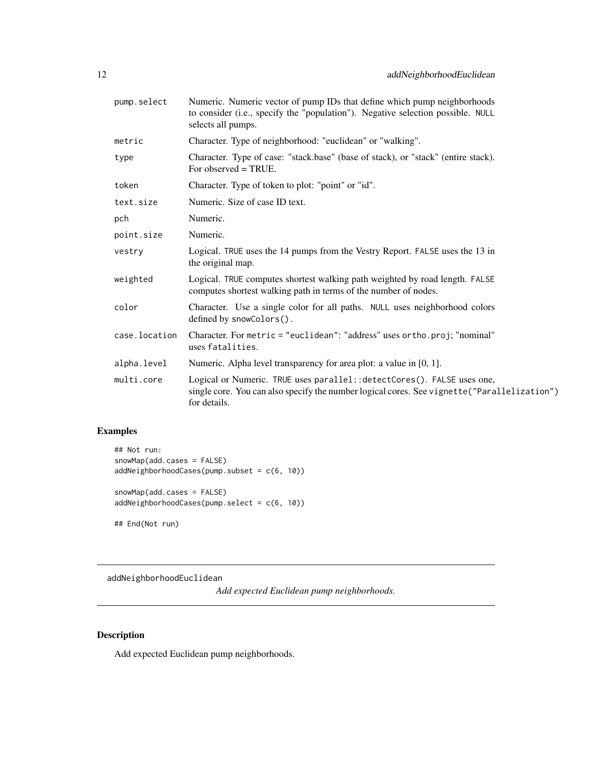| | |
|---|---|
| pump.select | Numeric. Numeric vector of pump IDs that define which pump neighborhoods to consider (i.e., specify the "population"). Negative selection possible. NULL selects all pumps. |
| metric | Character. Type of neighborhood: "euclidean" or "walking". |
| type | Character. Type of case: "stack.base" (base of stack), or "stack" (entire stack). For observed = TRUE. |
| token | Character. Type of token to plot: "point" or "id". |
| text.size | Numeric. Size of case ID text. |
| pch | Numeric. |
| point.size | Numeric. |
| vestry | Logical. TRUE uses the 14 pumps from the Vestry Report. FALSE uses the 13 in the original map. |
| weighted | Logical. TRUE computes shortest walking path weighted by road length. FALSE computes shortest walking path in terms of the number of nodes. |
| color | Character. Use a single color for all paths. NULL uses neighborhood colors defined by snowColors(). |
| case.location | Character. For metric = "euclidean": "address" uses ortho.proj; "nominal" uses fatalities. |
| alpha.level | Numeric. Alpha level transparency for area plot: a value in [0, 1]. |
| multi.core | Logical or Numeric. TRUE uses parallel::detectCores(). FALSE uses one, single core. You can also specify the number logical cores. See vignette("Parallelization") for details. |

## Examples

```
## Not run:
snowMap(add.cases = FALSE)
addNeighborhoodCases(pump.subset = c(6, 10))

snowMap(add.cases = FALSE)
addNeighborhoodCases(pump.select = c(6, 10))

## End(Not run)
```

---

# addNeighborhoodEuclidean — *Add expected Euclidean pump neighborhoods.*

---

## Description

Add expected Euclidean pump neighborhoods.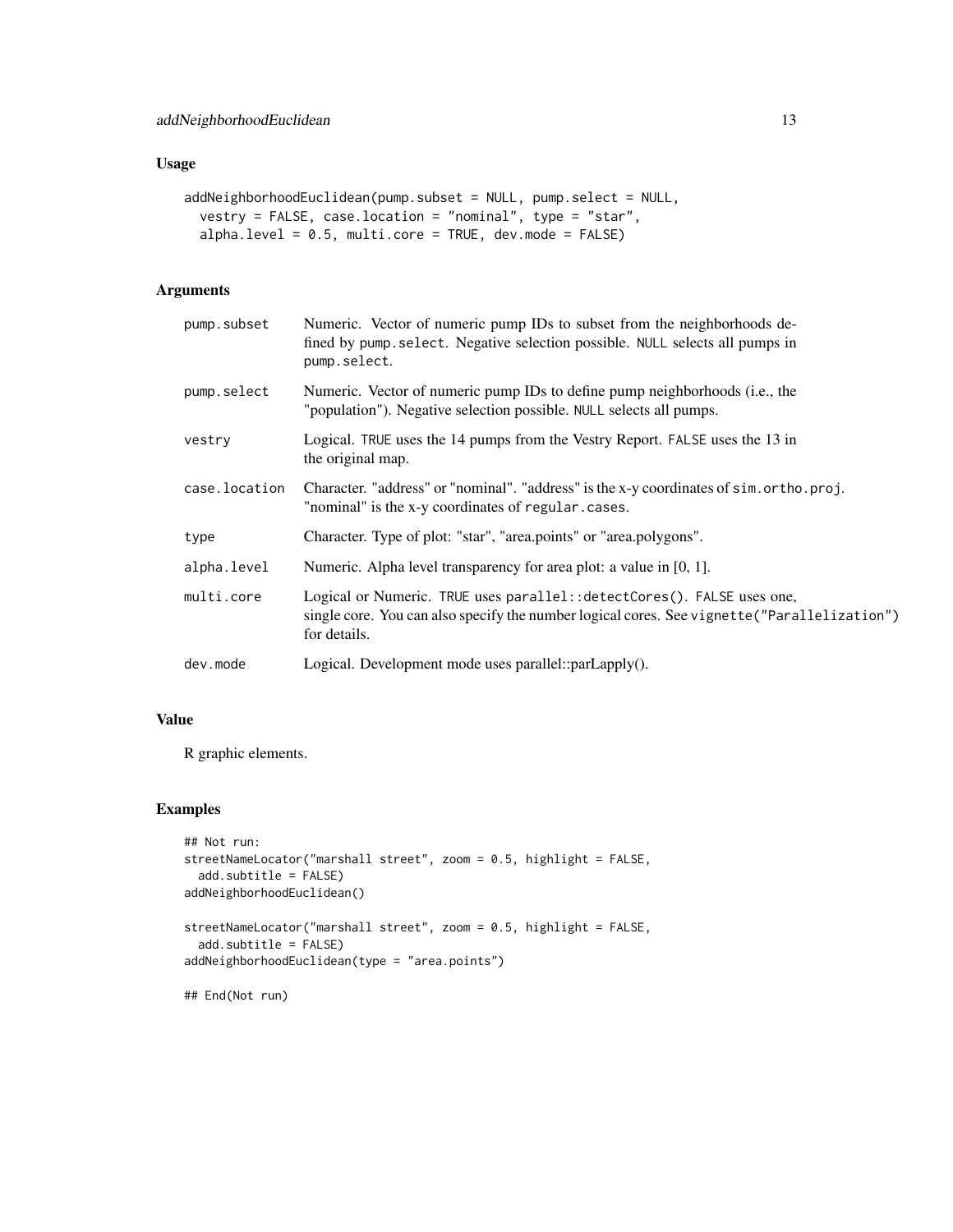## Usage

```
addNeighborhoodEuclidean(pump.subset = NULL, pump.select = NULL,
  vestry = FALSE, case.location = "nominal", type = "star",
  alpha.level = 0.5, multi.core = TRUE, dev.mode = FALSE)
```

## Arguments

| | |
|---|---|
| `pump.subset` | Numeric. Vector of numeric pump IDs to subset from the neighborhoods defined by `pump.select`. Negative selection possible. `NULL` selects all pumps in `pump.select`. |
| `pump.select` | Numeric. Vector of numeric pump IDs to define pump neighborhoods (i.e., the "population"). Negative selection possible. `NULL` selects all pumps. |
| `vestry` | Logical. `TRUE` uses the 14 pumps from the Vestry Report. `FALSE` uses the 13 in the original map. |
| `case.location` | Character. "address" or "nominal". "address" is the x-y coordinates of `sim.ortho.proj`. "nominal" is the x-y coordinates of `regular.cases`. |
| `type` | Character. Type of plot: "star", "area.points" or "area.polygons". |
| `alpha.level` | Numeric. Alpha level transparency for area plot: a value in [0, 1]. |
| `multi.core` | Logical or Numeric. `TRUE` uses `parallel::detectCores()`. `FALSE` uses one, single core. You can also specify the number logical cores. See `vignette("Parallelization")` for details. |
| `dev.mode` | Logical. Development mode uses parallel::parLapply(). |

## Value

R graphic elements.

## Examples

```
## Not run:
streetNameLocator("marshall street", zoom = 0.5, highlight = FALSE,
  add.subtitle = FALSE)
addNeighborhoodEuclidean()

streetNameLocator("marshall street", zoom = 0.5, highlight = FALSE,
  add.subtitle = FALSE)
addNeighborhoodEuclidean(type = "area.points")

## End(Not run)
```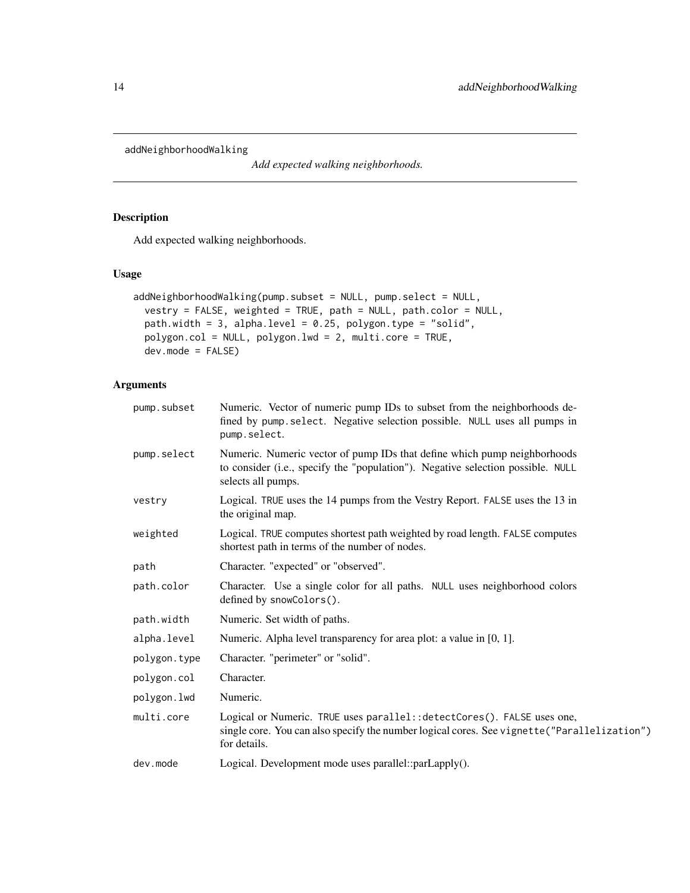addNeighborhoodWalking

*Add expected walking neighborhoods.*

## Description

Add expected walking neighborhoods.

## Usage

```
addNeighborhoodWalking(pump.subset = NULL, pump.select = NULL,
  vestry = FALSE, weighted = TRUE, path = NULL, path.color = NULL,
  path.width = 3, alpha.level = 0.25, polygon.type = "solid",
  polygon.col = NULL, polygon.lwd = 2, multi.core = TRUE,
  dev.mode = FALSE)
```

## Arguments

| | |
|---|---|
| `pump.subset` | Numeric. Vector of numeric pump IDs to subset from the neighborhoods defined by `pump.select`. Negative selection possible. `NULL` uses all pumps in `pump.select`. |
| `pump.select` | Numeric. Numeric vector of pump IDs that define which pump neighborhoods to consider (i.e., specify the "population"). Negative selection possible. `NULL` selects all pumps. |
| `vestry` | Logical. `TRUE` uses the 14 pumps from the Vestry Report. `FALSE` uses the 13 in the original map. |
| `weighted` | Logical. `TRUE` computes shortest path weighted by road length. `FALSE` computes shortest path in terms of the number of nodes. |
| `path` | Character. "expected" or "observed". |
| `path.color` | Character. Use a single color for all paths. `NULL` uses neighborhood colors defined by `snowColors()`. |
| `path.width` | Numeric. Set width of paths. |
| `alpha.level` | Numeric. Alpha level transparency for area plot: a value in [0, 1]. |
| `polygon.type` | Character. "perimeter" or "solid". |
| `polygon.col` | Character. |
| `polygon.lwd` | Numeric. |
| `multi.core` | Logical or Numeric. `TRUE` uses `parallel::detectCores()`. `FALSE` uses one, single core. You can also specify the number logical cores. See `vignette("Parallelization")` for details. |
| `dev.mode` | Logical. Development mode uses parallel::parLapply(). |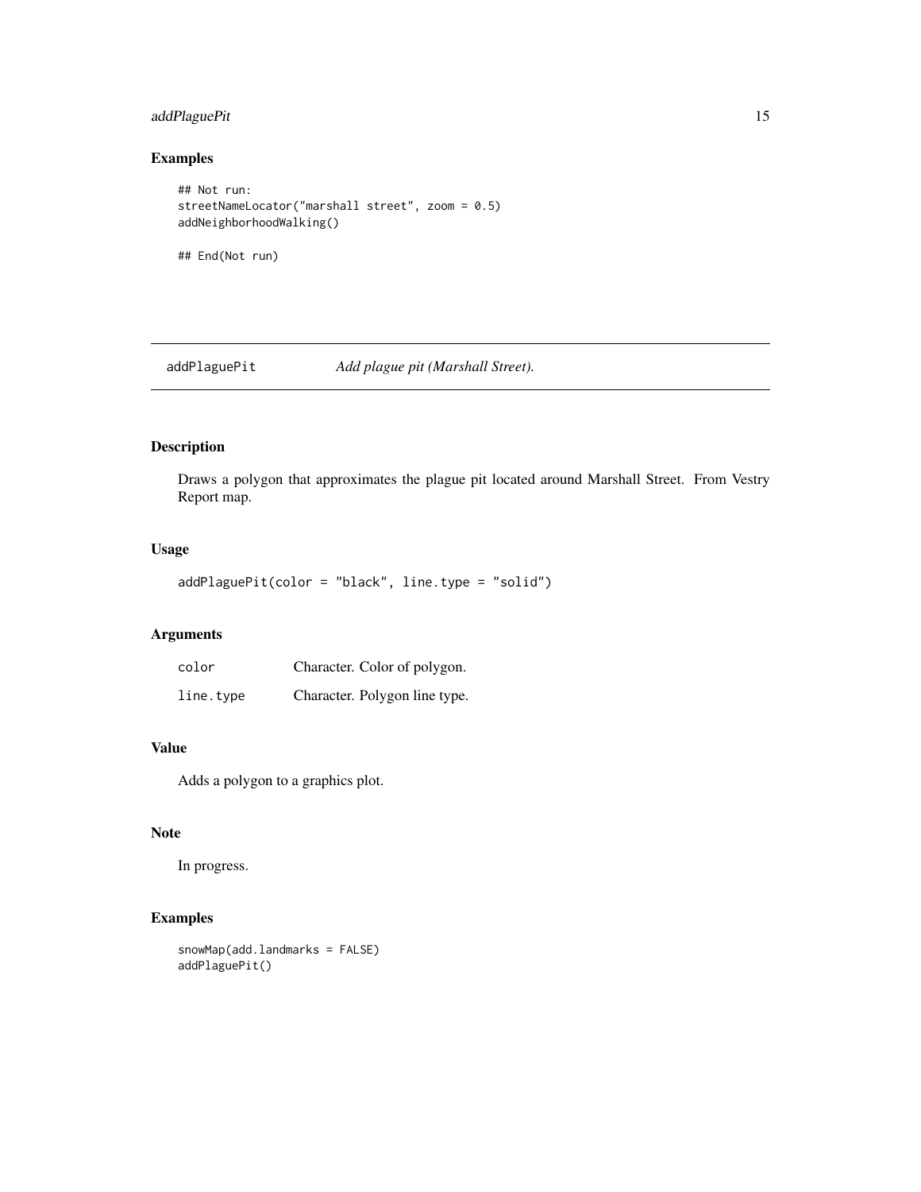## Examples

```
## Not run:
streetNameLocator("marshall street", zoom = 0.5)
addNeighborhoodWalking()

## End(Not run)
```

---

# addPlaguePit — *Add plague pit (Marshall Street).*

---

## Description

Draws a polygon that approximates the plague pit located around Marshall Street. From Vestry Report map.

## Usage

```
addPlaguePit(color = "black", line.type = "solid")
```

## Arguments

| | |
|---|---|
| color | Character. Color of polygon. |
| line.type | Character. Polygon line type. |

## Value

Adds a polygon to a graphics plot.

## Note

In progress.

## Examples

```
snowMap(add.landmarks = FALSE)
addPlaguePit()
```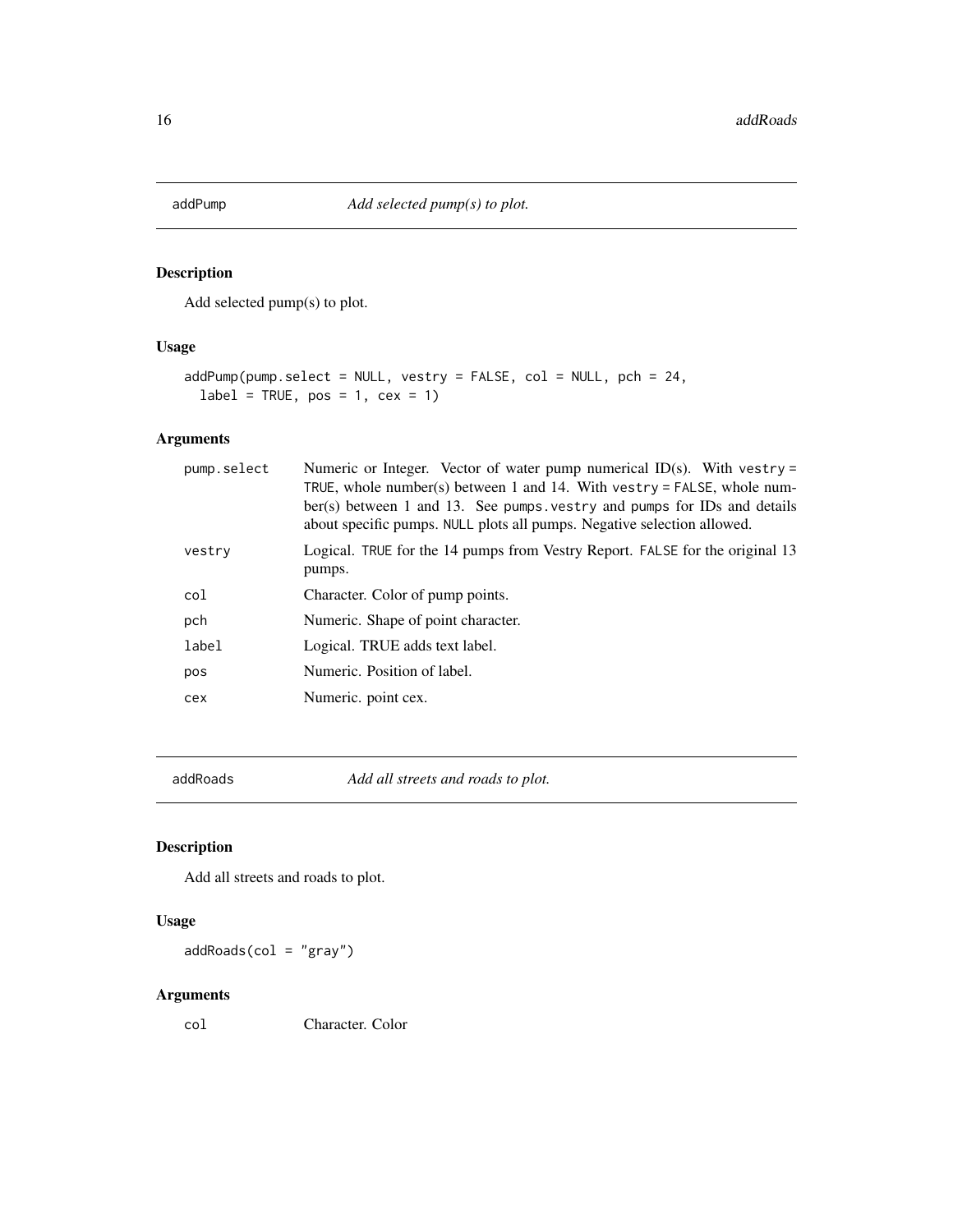## addPump — *Add selected pump(s) to plot.*

### Description

Add selected pump(s) to plot.

### Usage

```
addPump(pump.select = NULL, vestry = FALSE, col = NULL, pch = 24,
  label = TRUE, pos = 1, cex = 1)
```

### Arguments

| | |
|---|---|
| `pump.select` | Numeric or Integer. Vector of water pump numerical ID(s). With `vestry = TRUE`, whole number(s) between 1 and 14. With `vestry = FALSE`, whole number(s) between 1 and 13. See `pumps.vestry` and `pumps` for IDs and details about specific pumps. `NULL` plots all pumps. Negative selection allowed. |
| `vestry` | Logical. `TRUE` for the 14 pumps from Vestry Report. `FALSE` for the original 13 pumps. |
| `col` | Character. Color of pump points. |
| `pch` | Numeric. Shape of point character. |
| `label` | Logical. TRUE adds text label. |
| `pos` | Numeric. Position of label. |
| `cex` | Numeric. point cex. |

## addRoads — *Add all streets and roads to plot.*

### Description

Add all streets and roads to plot.

### Usage

```
addRoads(col = "gray")
```

### Arguments

| | |
|---|---|
| `col` | Character. Color |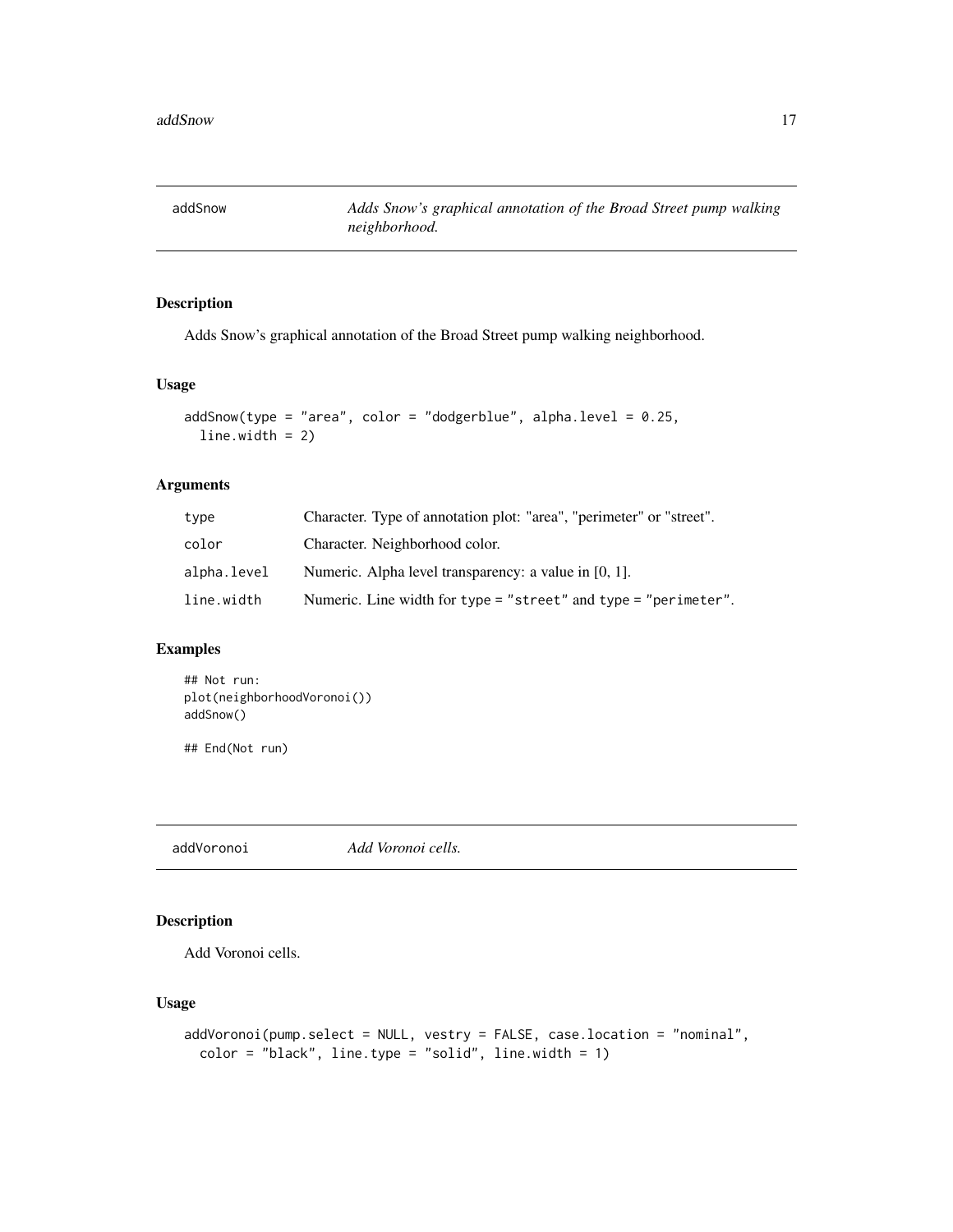## addSnow — *Adds Snow's graphical annotation of the Broad Street pump walking neighborhood.*

### Description

Adds Snow's graphical annotation of the Broad Street pump walking neighborhood.

### Usage

```
addSnow(type = "area", color = "dodgerblue", alpha.level = 0.25,
  line.width = 2)
```

### Arguments

| | |
|---|---|
| type | Character. Type of annotation plot: "area", "perimeter" or "street". |
| color | Character. Neighborhood color. |
| alpha.level | Numeric. Alpha level transparency: a value in [0, 1]. |
| line.width | Numeric. Line width for `type = "street"` and `type = "perimeter"`. |

### Examples

```
## Not run:
plot(neighborhoodVoronoi())
addSnow()

## End(Not run)
```

## addVoronoi — *Add Voronoi cells.*

### Description

Add Voronoi cells.

### Usage

```
addVoronoi(pump.select = NULL, vestry = FALSE, case.location = "nominal",
  color = "black", line.type = "solid", line.width = 1)
```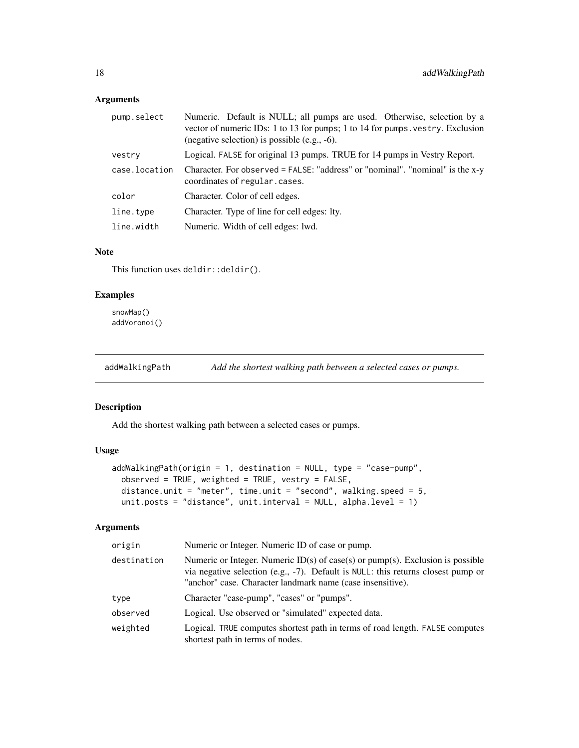### Arguments

| | |
|---|---|
| pump.select | Numeric. Default is NULL; all pumps are used. Otherwise, selection by a vector of numeric IDs: 1 to 13 for pumps; 1 to 14 for pumps.vestry. Exclusion (negative selection) is possible (e.g., -6). |
| vestry | Logical. FALSE for original 13 pumps. TRUE for 14 pumps in Vestry Report. |
| case.location | Character. For observed = FALSE: "address" or "nominal". "nominal" is the x-y coordinates of regular.cases. |
| color | Character. Color of cell edges. |
| line.type | Character. Type of line for cell edges: lty. |
| line.width | Numeric. Width of cell edges: lwd. |

### Note

This function uses deldir::deldir().

### Examples

```
snowMap()
addVoronoi()
```

---

## addWalkingPath — *Add the shortest walking path between a selected cases or pumps.*

---

### Description

Add the shortest walking path between a selected cases or pumps.

### Usage

```
addWalkingPath(origin = 1, destination = NULL, type = "case-pump",
  observed = TRUE, weighted = TRUE, vestry = FALSE,
  distance.unit = "meter", time.unit = "second", walking.speed = 5,
  unit.posts = "distance", unit.interval = NULL, alpha.level = 1)
```

### Arguments

| | |
|---|---|
| origin | Numeric or Integer. Numeric ID of case or pump. |
| destination | Numeric or Integer. Numeric ID(s) of case(s) or pump(s). Exclusion is possible via negative selection (e.g., -7). Default is NULL: this returns closest pump or "anchor" case. Character landmark name (case insensitive). |
| type | Character "case-pump", "cases" or "pumps". |
| observed | Logical. Use observed or "simulated" expected data. |
| weighted | Logical. TRUE computes shortest path in terms of road length. FALSE computes shortest path in terms of nodes. |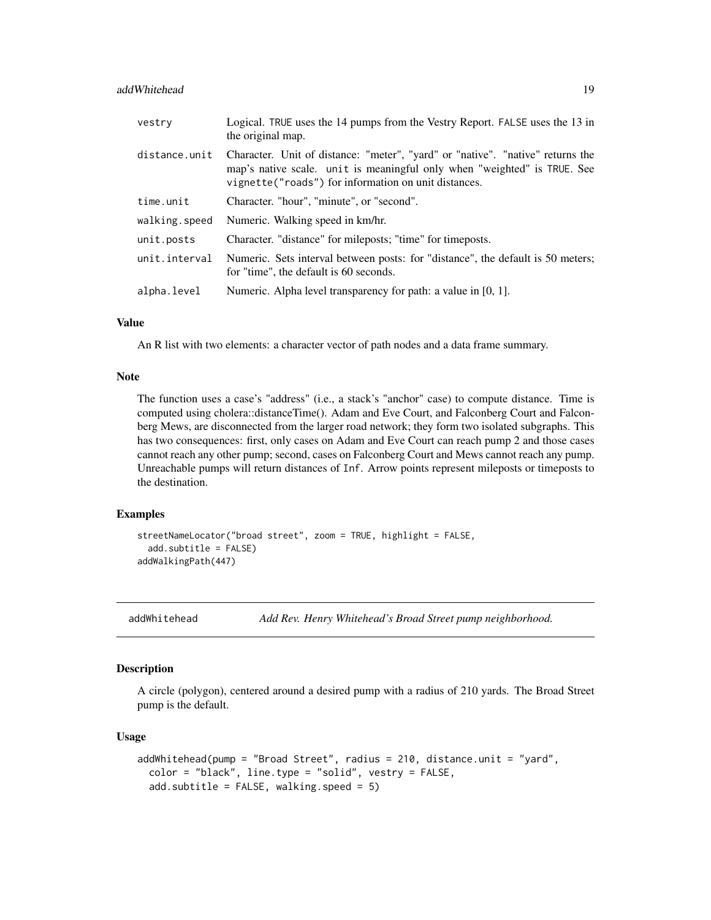| | |
|---|---|
| vestry | Logical. TRUE uses the 14 pumps from the Vestry Report. FALSE uses the 13 in the original map. |
| distance.unit | Character. Unit of distance: "meter", "yard" or "native". "native" returns the map's native scale. unit is meaningful only when "weighted" is TRUE. See vignette("roads") for information on unit distances. |
| time.unit | Character. "hour", "minute", or "second". |
| walking.speed | Numeric. Walking speed in km/hr. |
| unit.posts | Character. "distance" for mileposts; "time" for timeposts. |
| unit.interval | Numeric. Sets interval between posts: for "distance", the default is 50 meters; for "time", the default is 60 seconds. |
| alpha.level | Numeric. Alpha level transparency for path: a value in [0, 1]. |

### Value

An R list with two elements: a character vector of path nodes and a data frame summary.

### Note

The function uses a case's "address" (i.e., a stack's "anchor" case) to compute distance. Time is computed using cholera::distanceTime(). Adam and Eve Court, and Falconberg Court and Falconberg Mews, are disconnected from the larger road network; they form two isolated subgraphs. This has two consequences: first, only cases on Adam and Eve Court can reach pump 2 and those cases cannot reach any other pump; second, cases on Falconberg Court and Mews cannot reach any pump. Unreachable pumps will return distances of Inf. Arrow points represent mileposts or timeposts to the destination.

### Examples

```
streetNameLocator("broad street", zoom = TRUE, highlight = FALSE,
  add.subtitle = FALSE)
addWalkingPath(447)
```

---

## addWhitehead — *Add Rev. Henry Whitehead's Broad Street pump neighborhood.*

### Description

A circle (polygon), centered around a desired pump with a radius of 210 yards. The Broad Street pump is the default.

### Usage

```
addWhitehead(pump = "Broad Street", radius = 210, distance.unit = "yard",
  color = "black", line.type = "solid", vestry = FALSE,
  add.subtitle = FALSE, walking.speed = 5)
```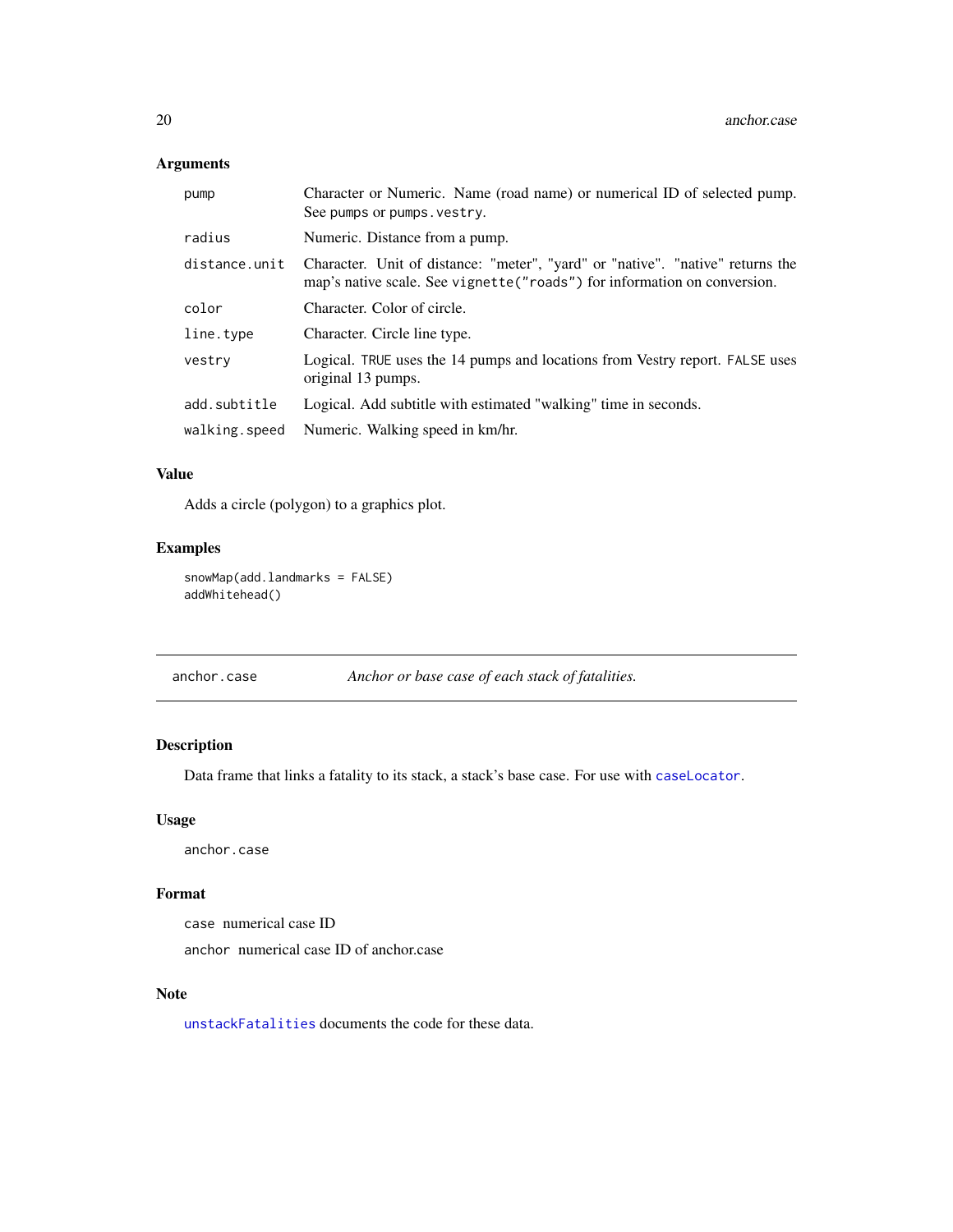### Arguments

| | |
|---|---|
| `pump` | Character or Numeric. Name (road name) or numerical ID of selected pump. See `pumps` or `pumps.vestry`. |
| `radius` | Numeric. Distance from a pump. |
| `distance.unit` | Character. Unit of distance: "meter", "yard" or "native". "native" returns the map's native scale. See `vignette("roads")` for information on conversion. |
| `color` | Character. Color of circle. |
| `line.type` | Character. Circle line type. |
| `vestry` | Logical. `TRUE` uses the 14 pumps and locations from Vestry report. `FALSE` uses original 13 pumps. |
| `add.subtitle` | Logical. Add subtitle with estimated "walking" time in seconds. |
| `walking.speed` | Numeric. Walking speed in km/hr. |

### Value

Adds a circle (polygon) to a graphics plot.

### Examples

```
snowMap(add.landmarks = FALSE)
addWhitehead()
```

---

## `anchor.case` — *Anchor or base case of each stack of fatalities.*

---

### Description

Data frame that links a fatality to its stack, a stack's base case. For use with `caseLocator`.

### Usage

```
anchor.case
```

### Format

`case` numerical case ID

`anchor` numerical case ID of anchor.case

### Note

`unstackFatalities` documents the code for these data.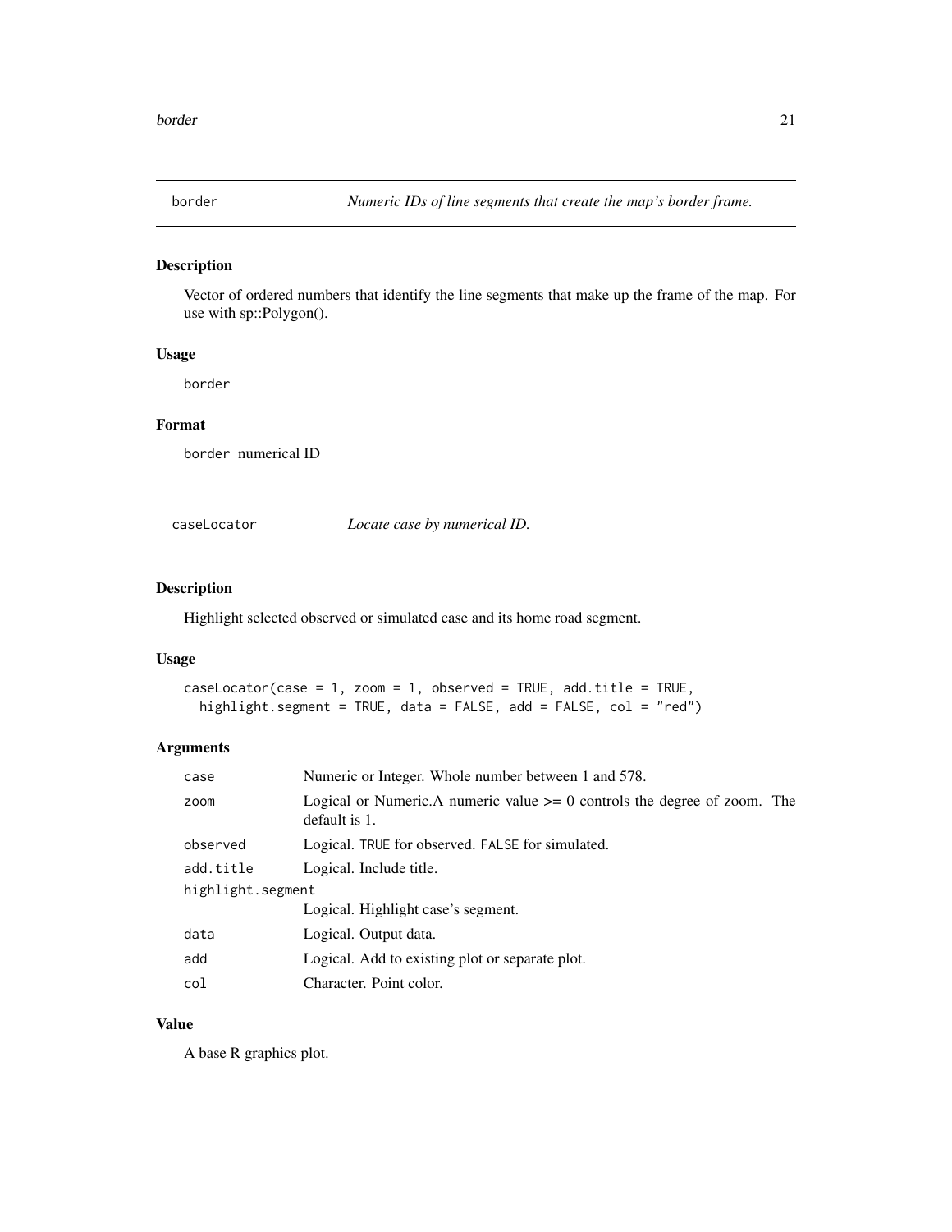## border — *Numeric IDs of line segments that create the map's border frame.*

### Description

Vector of ordered numbers that identify the line segments that make up the frame of the map. For use with sp::Polygon().

### Usage

```
border
```

### Format

`border` numerical ID

## caseLocator — *Locate case by numerical ID.*

### Description

Highlight selected observed or simulated case and its home road segment.

### Usage

```
caseLocator(case = 1, zoom = 1, observed = TRUE, add.title = TRUE,
  highlight.segment = TRUE, data = FALSE, add = FALSE, col = "red")
```

### Arguments

| | |
|---|---|
| `case` | Numeric or Integer. Whole number between 1 and 578. |
| `zoom` | Logical or Numeric.A numeric value >= 0 controls the degree of zoom. The default is 1. |
| `observed` | Logical. `TRUE` for observed. `FALSE` for simulated. |
| `add.title` | Logical. Include title. |
| `highlight.segment` | Logical. Highlight case's segment. |
| `data` | Logical. Output data. |
| `add` | Logical. Add to existing plot or separate plot. |
| `col` | Character. Point color. |

### Value

A base R graphics plot.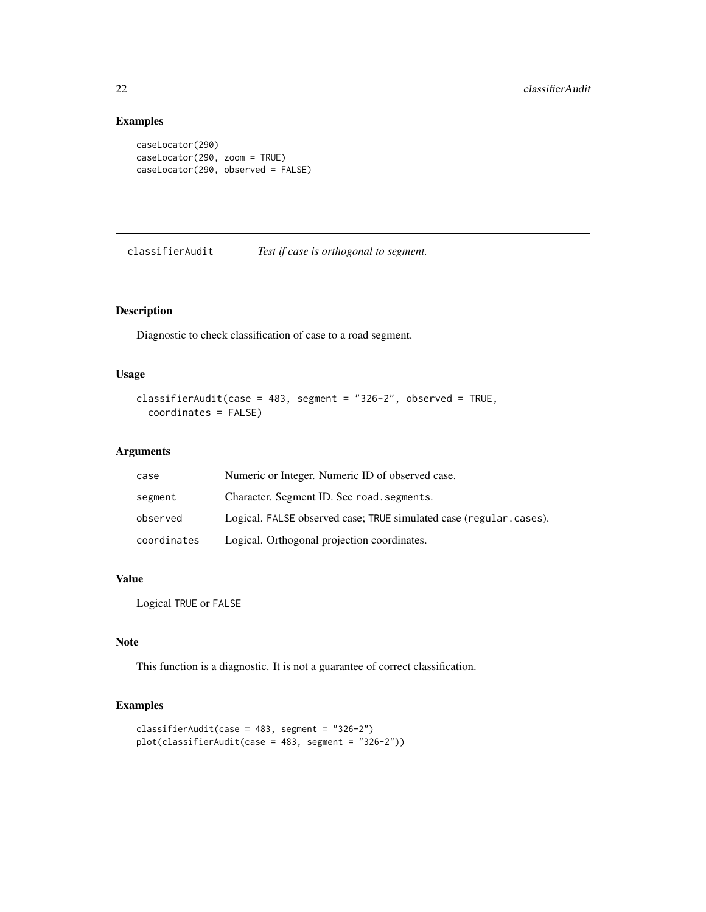## Examples

```
caseLocator(290)
caseLocator(290, zoom = TRUE)
caseLocator(290, observed = FALSE)
```

---

# classifierAudit *Test if case is orthogonal to segment.*

---

## Description

Diagnostic to check classification of case to a road segment.

## Usage

```
classifierAudit(case = 483, segment = "326-2", observed = TRUE,
  coordinates = FALSE)
```

## Arguments

| | |
|---|---|
| case | Numeric or Integer. Numeric ID of observed case. |
| segment | Character. Segment ID. See road.segments. |
| observed | Logical. FALSE observed case; TRUE simulated case (regular.cases). |
| coordinates | Logical. Orthogonal projection coordinates. |

## Value

Logical TRUE or FALSE

## Note

This function is a diagnostic. It is not a guarantee of correct classification.

## Examples

```
classifierAudit(case = 483, segment = "326-2")
plot(classifierAudit(case = 483, segment = "326-2"))
```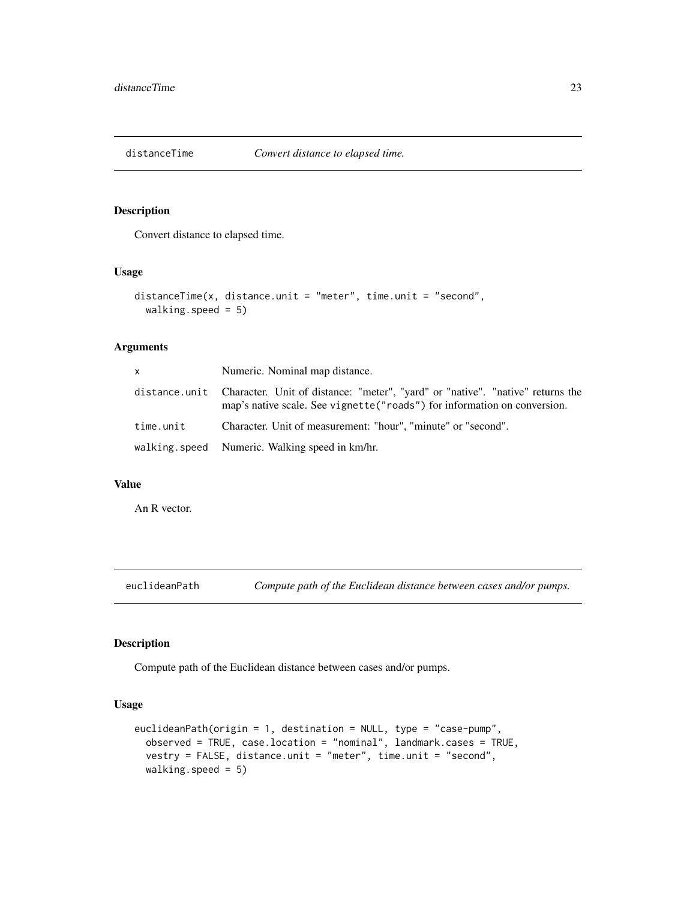## distanceTime *Convert distance to elapsed time.*

### Description

Convert distance to elapsed time.

### Usage

```
distanceTime(x, distance.unit = "meter", time.unit = "second",
  walking.speed = 5)
```

### Arguments

| | |
|---|---|
| x | Numeric. Nominal map distance. |
| distance.unit | Character. Unit of distance: "meter", "yard" or "native". "native" returns the map's native scale. See `vignette("roads")` for information on conversion. |
| time.unit | Character. Unit of measurement: "hour", "minute" or "second". |
| walking.speed | Numeric. Walking speed in km/hr. |

### Value

An R vector.

## euclideanPath *Compute path of the Euclidean distance between cases and/or pumps.*

### Description

Compute path of the Euclidean distance between cases and/or pumps.

### Usage

```
euclideanPath(origin = 1, destination = NULL, type = "case-pump",
  observed = TRUE, case.location = "nominal", landmark.cases = TRUE,
  vestry = FALSE, distance.unit = "meter", time.unit = "second",
  walking.speed = 5)
```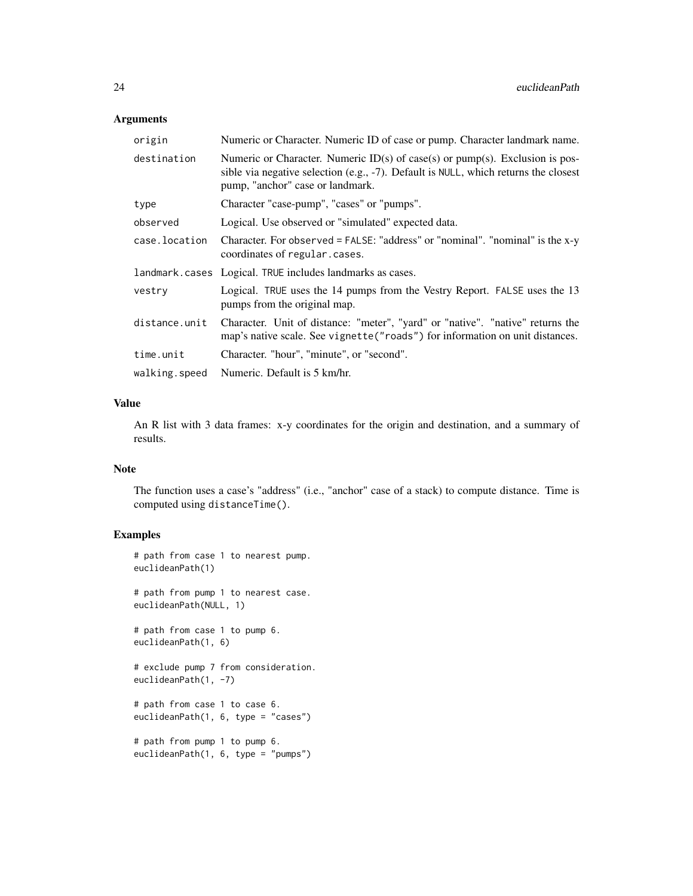## Arguments

| | |
|---|---|
| `origin` | Numeric or Character. Numeric ID of case or pump. Character landmark name. |
| `destination` | Numeric or Character. Numeric ID(s) of case(s) or pump(s). Exclusion is possible via negative selection (e.g., -7). Default is `NULL`, which returns the closest pump, "anchor" case or landmark. |
| `type` | Character "case-pump", "cases" or "pumps". |
| `observed` | Logical. Use observed or "simulated" expected data. |
| `case.location` | Character. For `observed = FALSE`: "address" or "nominal". "nominal" is the x-y coordinates of `regular.cases`. |
| `landmark.cases` | Logical. `TRUE` includes landmarks as cases. |
| `vestry` | Logical. `TRUE` uses the 14 pumps from the Vestry Report. `FALSE` uses the 13 pumps from the original map. |
| `distance.unit` | Character. Unit of distance: "meter", "yard" or "native". "native" returns the map's native scale. See `vignette("roads")` for information on unit distances. |
| `time.unit` | Character. "hour", "minute", or "second". |
| `walking.speed` | Numeric. Default is 5 km/hr. |

## Value

An R list with 3 data frames: x-y coordinates for the origin and destination, and a summary of results.

## Note

The function uses a case's "address" (i.e., "anchor" case of a stack) to compute distance. Time is computed using `distanceTime()`.

## Examples

```
# path from case 1 to nearest pump.
euclideanPath(1)

# path from pump 1 to nearest case.
euclideanPath(NULL, 1)

# path from case 1 to pump 6.
euclideanPath(1, 6)

# exclude pump 7 from consideration.
euclideanPath(1, -7)

# path from case 1 to case 6.
euclideanPath(1, 6, type = "cases")

# path from pump 1 to pump 6.
euclideanPath(1, 6, type = "pumps")
```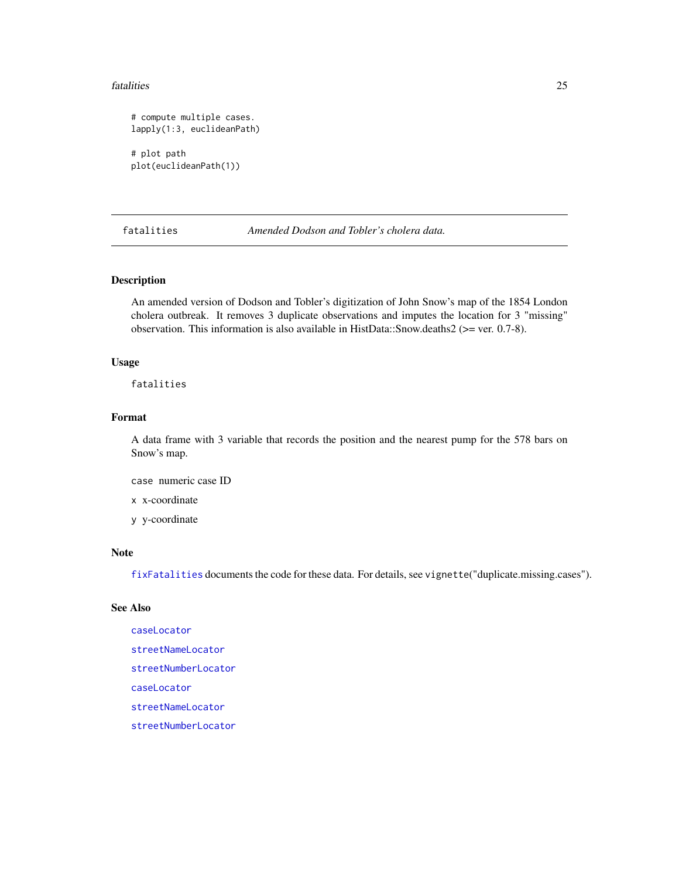```
# compute multiple cases.
lapply(1:3, euclideanPath)

# plot path
plot(euclideanPath(1))
```

## fatalities — *Amended Dodson and Tobler's cholera data.*

### Description

An amended version of Dodson and Tobler's digitization of John Snow's map of the 1854 London cholera outbreak. It removes 3 duplicate observations and imputes the location for 3 "missing" observation. This information is also available in HistData::Snow.deaths2 (>= ver. 0.7-8).

### Usage

```
fatalities
```

### Format

A data frame with 3 variable that records the position and the nearest pump for the 578 bars on Snow's map.

- `case` numeric case ID
- `x` x-coordinate
- `y` y-coordinate

### Note

`fixFatalities` documents the code for these data. For details, see `vignette`("duplicate.missing.cases").

### See Also

`caseLocator`

`streetNameLocator`

`streetNumberLocator`

`caseLocator`

`streetNameLocator`

`streetNumberLocator`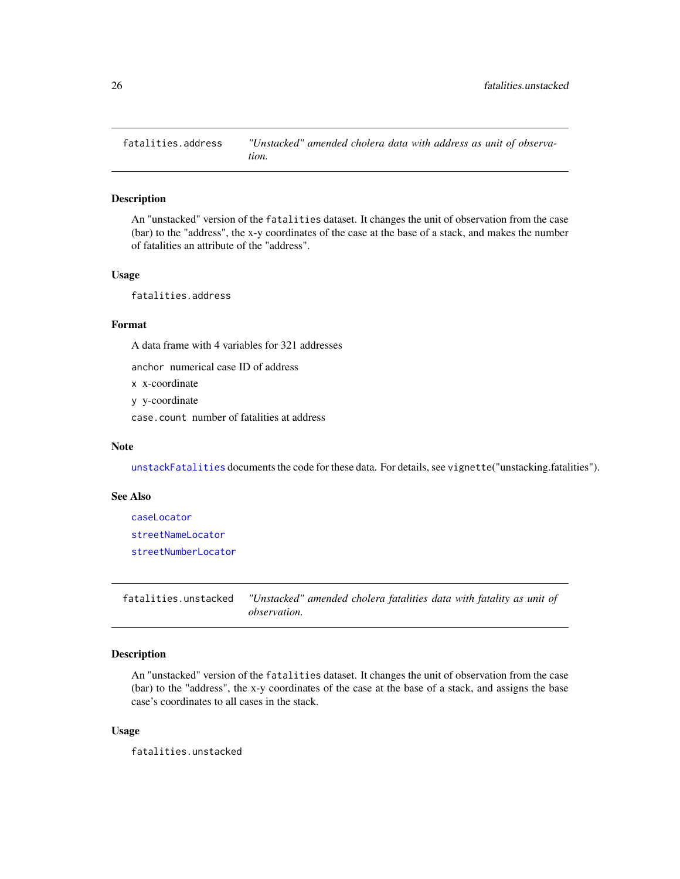## fatalities.address — *"Unstacked" amended cholera data with address as unit of observation.*

### Description

An "unstacked" version of the `fatalities` dataset. It changes the unit of observation from the case (bar) to the "address", the x-y coordinates of the case at the base of a stack, and makes the number of fatalities an attribute of the "address".

### Usage

```
fatalities.address
```

### Format

A data frame with 4 variables for 321 addresses

- `anchor` numerical case ID of address
- `x` x-coordinate
- `y` y-coordinate
- `case.count` number of fatalities at address

### Note

`unstackFatalities` documents the code for these data. For details, see `vignette`("unstacking.fatalities").

### See Also

`caseLocator`

`streetNameLocator`

`streetNumberLocator`

## fatalities.unstacked — *"Unstacked" amended cholera fatalities data with fatality as unit of observation.*

### Description

An "unstacked" version of the `fatalities` dataset. It changes the unit of observation from the case (bar) to the "address", the x-y coordinates of the case at the base of a stack, and assigns the base case's coordinates to all cases in the stack.

### Usage

```
fatalities.unstacked
```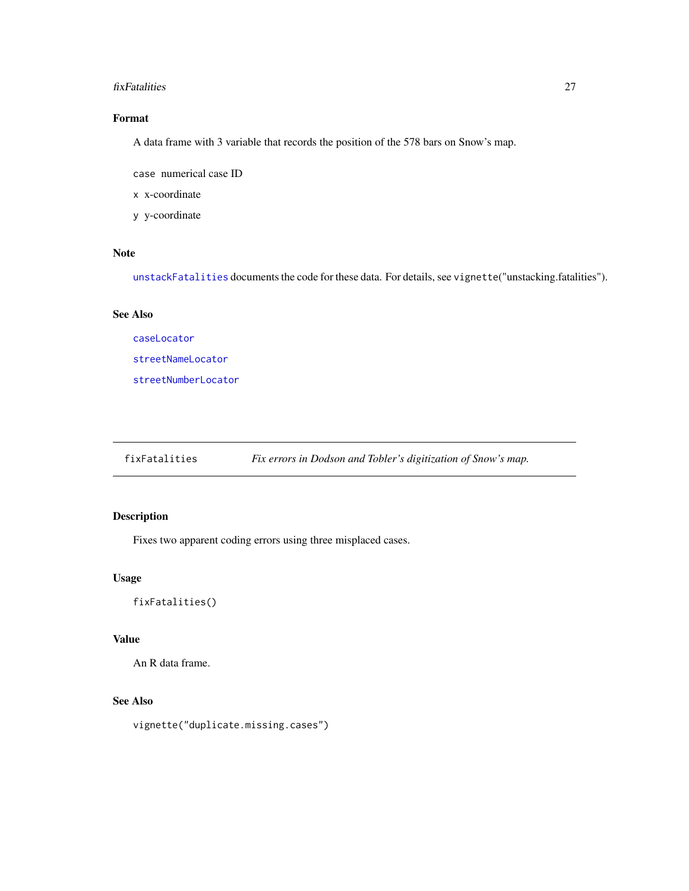## Format

A data frame with 3 variable that records the position of the 578 bars on Snow's map.

`case` numerical case ID

`x` x-coordinate

`y` y-coordinate

## Note

`unstackFatalities` documents the code for these data. For details, see `vignette`("unstacking.fatalities").

## See Also

`caseLocator`

`streetNameLocator`

`streetNumberLocator`

---

`fixFatalities` *Fix errors in Dodson and Tobler's digitization of Snow's map.*

---

## Description

Fixes two apparent coding errors using three misplaced cases.

## Usage

```
fixFatalities()
```

## Value

An R data frame.

## See Also

`vignette("duplicate.missing.cases")`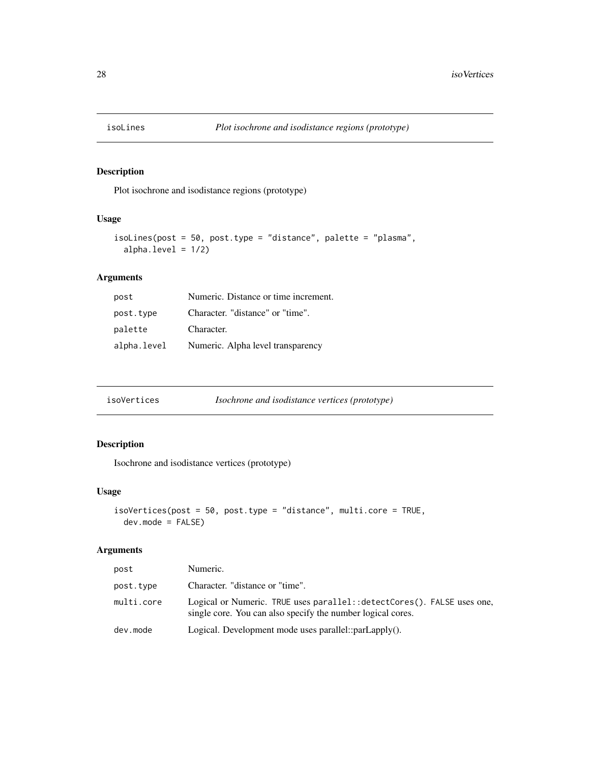## isoLines — *Plot isochrone and isodistance regions (prototype)*

### Description

Plot isochrone and isodistance regions (prototype)

### Usage

```
isoLines(post = 50, post.type = "distance", palette = "plasma",
  alpha.level = 1/2)
```

### Arguments

| | |
|---|---|
| post | Numeric. Distance or time increment. |
| post.type | Character. "distance" or "time". |
| palette | Character. |
| alpha.level | Numeric. Alpha level transparency |

## isoVertices — *Isochrone and isodistance vertices (prototype)*

### Description

Isochrone and isodistance vertices (prototype)

### Usage

```
isoVertices(post = 50, post.type = "distance", multi.core = TRUE,
  dev.mode = FALSE)
```

### Arguments

| | |
|---|---|
| post | Numeric. |
| post.type | Character. "distance or "time". |
| multi.core | Logical or Numeric. `TRUE` uses `parallel::detectCores()`. `FALSE` uses one, single core. You can also specify the number logical cores. |
| dev.mode | Logical. Development mode uses parallel::parLapply(). |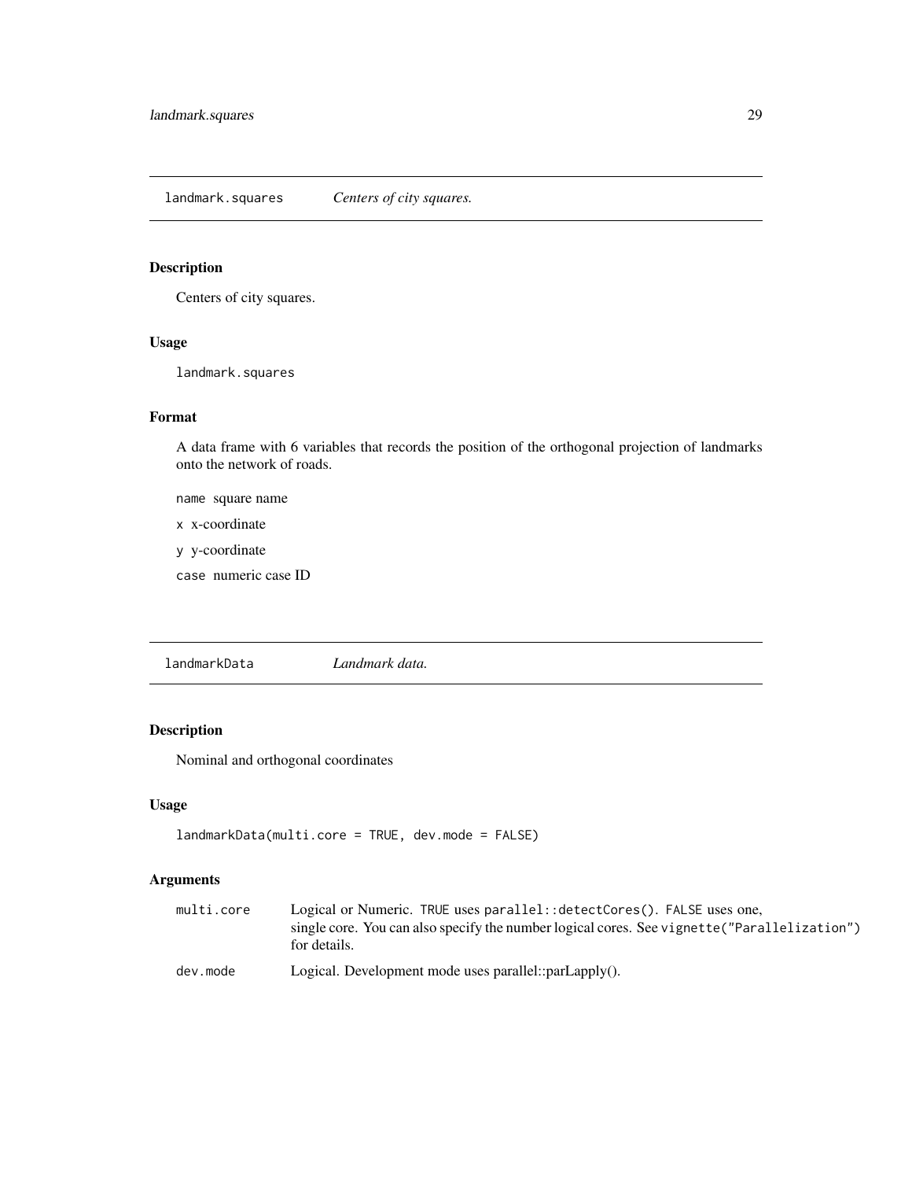## landmark.squares *Centers of city squares.*

### Description

Centers of city squares.

### Usage

```
landmark.squares
```

### Format

A data frame with 6 variables that records the position of the orthogonal projection of landmarks onto the network of roads.

- `name` square name
- `x` x-coordinate
- `y` y-coordinate
- `case` numeric case ID

## landmarkData *Landmark data.*

### Description

Nominal and orthogonal coordinates

### Usage

```
landmarkData(multi.core = TRUE, dev.mode = FALSE)
```

### Arguments

| | |
|---|---|
| `multi.core` | Logical or Numeric. `TRUE` uses `parallel::detectCores()`. `FALSE` uses one, single core. You can also specify the number logical cores. See `vignette("Parallelization")` for details. |
| `dev.mode` | Logical. Development mode uses parallel::parLapply(). |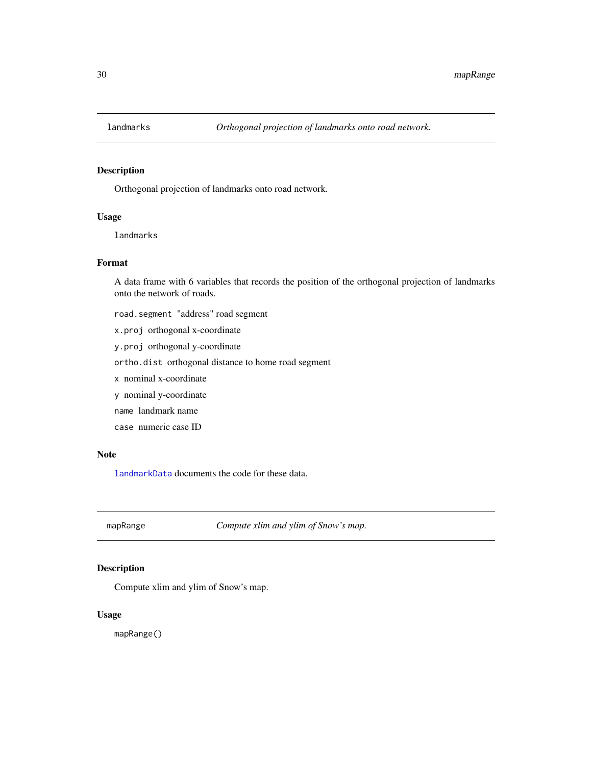## landmarks — *Orthogonal projection of landmarks onto road network.*

### Description

Orthogonal projection of landmarks onto road network.

### Usage

```
landmarks
```

### Format

A data frame with 6 variables that records the position of the orthogonal projection of landmarks onto the network of roads.

- `road.segment` "address" road segment
- `x.proj` orthogonal x-coordinate
- `y.proj` orthogonal y-coordinate
- `ortho.dist` orthogonal distance to home road segment
- `x` nominal x-coordinate
- `y` nominal y-coordinate
- `name` landmark name
- `case` numeric case ID

### Note

`landmarkData` documents the code for these data.

## mapRange — *Compute xlim and ylim of Snow's map.*

### Description

Compute xlim and ylim of Snow's map.

### Usage

```
mapRange()
```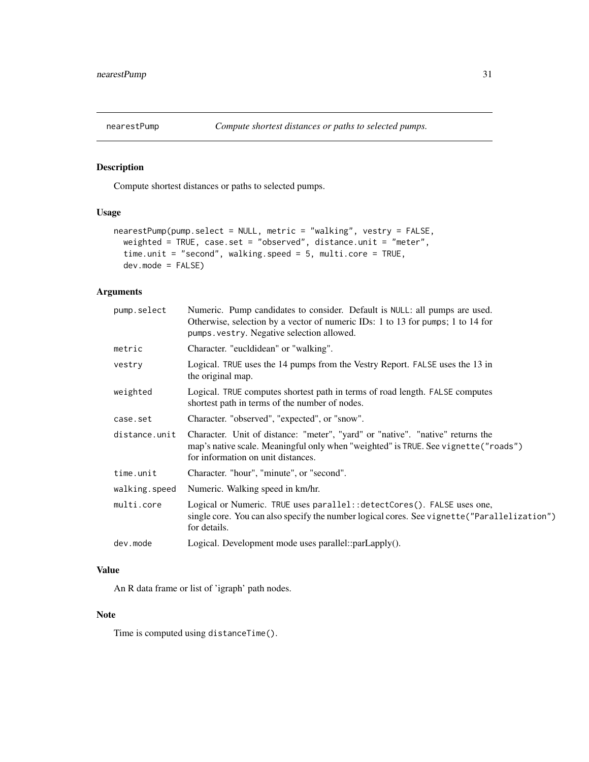# nearestPump — *Compute shortest distances or paths to selected pumps.*

## Description

Compute shortest distances or paths to selected pumps.

## Usage

```
nearestPump(pump.select = NULL, metric = "walking", vestry = FALSE,
  weighted = TRUE, case.set = "observed", distance.unit = "meter",
  time.unit = "second", walking.speed = 5, multi.core = TRUE,
  dev.mode = FALSE)
```

## Arguments

| Argument | Description |
|---|---|
| `pump.select` | Numeric. Pump candidates to consider. Default is `NULL`: all pumps are used. Otherwise, selection by a vector of numeric IDs: 1 to 13 for `pumps`; 1 to 14 for `pumps.vestry`. Negative selection allowed. |
| `metric` | Character. "eucldidean" or "walking". |
| `vestry` | Logical. `TRUE` uses the 14 pumps from the Vestry Report. `FALSE` uses the 13 in the original map. |
| `weighted` | Logical. `TRUE` computes shortest path in terms of road length. `FALSE` computes shortest path in terms of the number of nodes. |
| `case.set` | Character. "observed", "expected", or "snow". |
| `distance.unit` | Character. Unit of distance: "meter", "yard" or "native". "native" returns the map's native scale. Meaningful only when "weighted" is `TRUE`. See `vignette("roads")` for information on unit distances. |
| `time.unit` | Character. "hour", "minute", or "second". |
| `walking.speed` | Numeric. Walking speed in km/hr. |
| `multi.core` | Logical or Numeric. `TRUE` uses `parallel::detectCores()`. `FALSE` uses one, single core. You can also specify the number logical cores. See `vignette("Parallelization")` for details. |
| `dev.mode` | Logical. Development mode uses parallel::parLapply(). |

## Value

An R data frame or list of 'igraph' path nodes.

## Note

Time is computed using `distanceTime()`.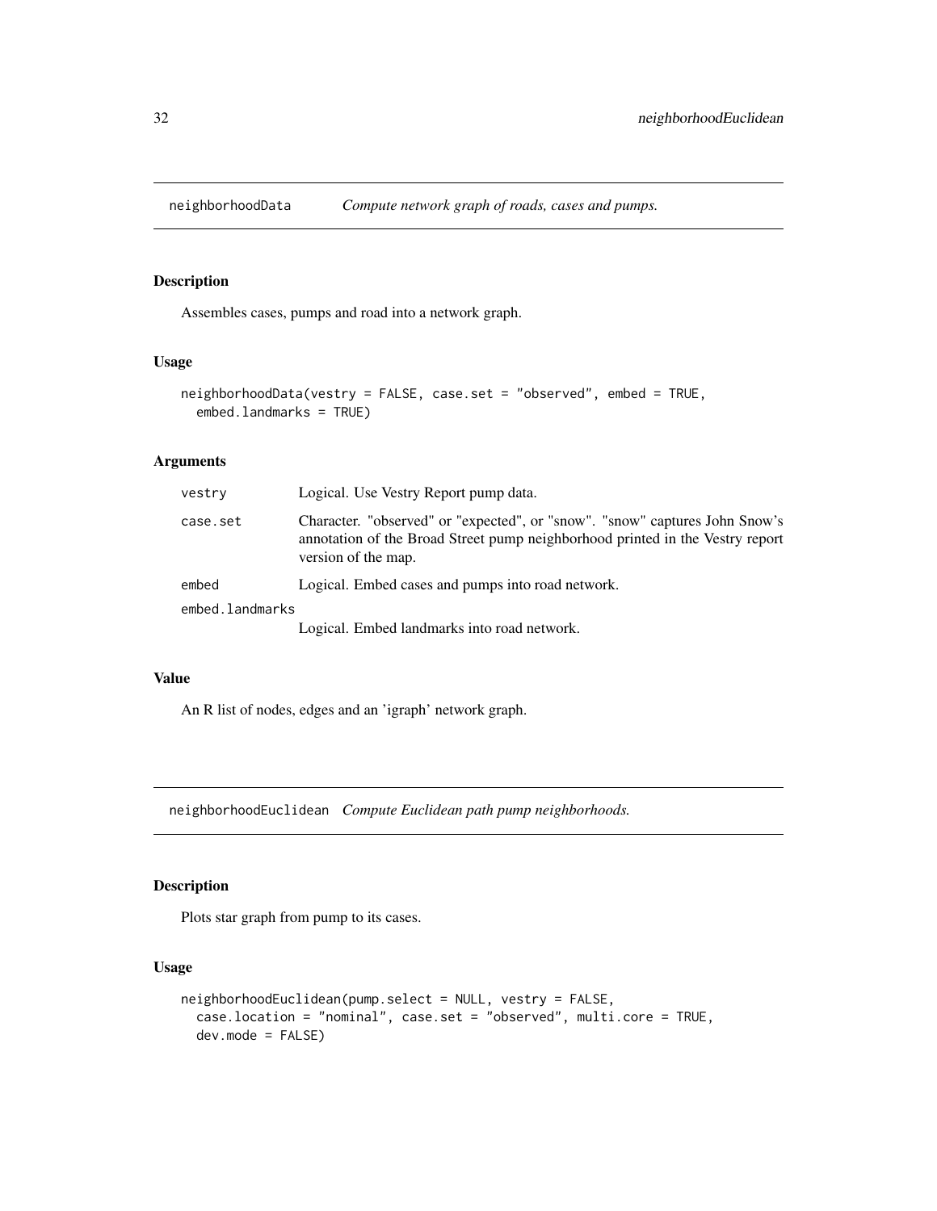## neighborhoodData *Compute network graph of roads, cases and pumps.*

### Description

Assembles cases, pumps and road into a network graph.

### Usage

```
neighborhoodData(vestry = FALSE, case.set = "observed", embed = TRUE,
  embed.landmarks = TRUE)
```

### Arguments

| | |
|---|---|
| vestry | Logical. Use Vestry Report pump data. |
| case.set | Character. "observed" or "expected", or "snow". "snow" captures John Snow's annotation of the Broad Street pump neighborhood printed in the Vestry report version of the map. |
| embed | Logical. Embed cases and pumps into road network. |
| embed.landmarks | Logical. Embed landmarks into road network. |

### Value

An R list of nodes, edges and an 'igraph' network graph.

## neighborhoodEuclidean *Compute Euclidean path pump neighborhoods.*

### Description

Plots star graph from pump to its cases.

### Usage

```
neighborhoodEuclidean(pump.select = NULL, vestry = FALSE,
  case.location = "nominal", case.set = "observed", multi.core = TRUE,
  dev.mode = FALSE)
```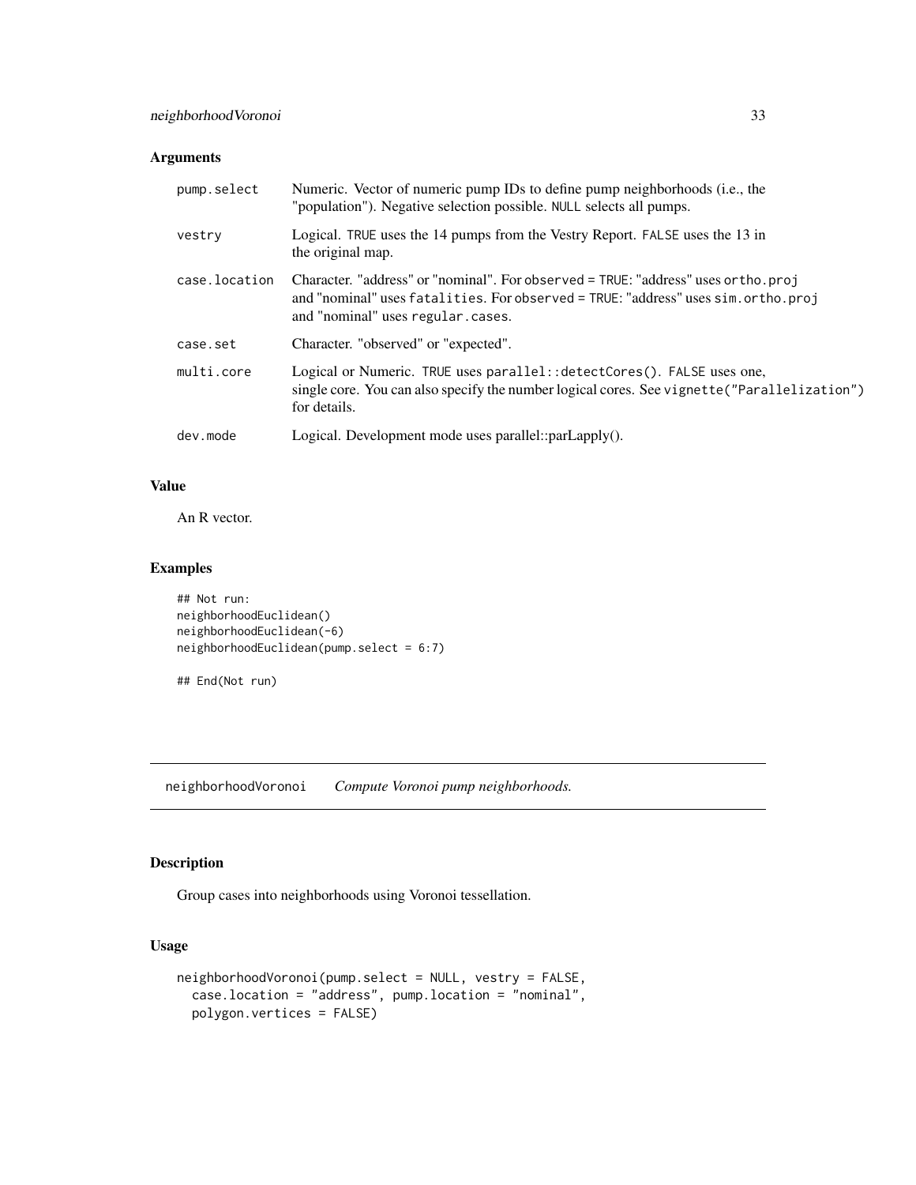### Arguments

| | |
|---|---|
| pump.select | Numeric. Vector of numeric pump IDs to define pump neighborhoods (i.e., the "population"). Negative selection possible. NULL selects all pumps. |
| vestry | Logical. TRUE uses the 14 pumps from the Vestry Report. FALSE uses the 13 in the original map. |
| case.location | Character. "address" or "nominal". For observed = TRUE: "address" uses ortho.proj and "nominal" uses fatalities. For observed = TRUE: "address" uses sim.ortho.proj and "nominal" uses regular.cases. |
| case.set | Character. "observed" or "expected". |
| multi.core | Logical or Numeric. TRUE uses parallel::detectCores(). FALSE uses one, single core. You can also specify the number logical cores. See vignette("Parallelization") for details. |
| dev.mode | Logical. Development mode uses parallel::parLapply(). |

### Value

An R vector.

### Examples

```
## Not run:
neighborhoodEuclidean()
neighborhoodEuclidean(-6)
neighborhoodEuclidean(pump.select = 6:7)

## End(Not run)
```

---

## neighborhoodVoronoi *Compute Voronoi pump neighborhoods.*

---

### Description

Group cases into neighborhoods using Voronoi tessellation.

### Usage

```
neighborhoodVoronoi(pump.select = NULL, vestry = FALSE,
  case.location = "address", pump.location = "nominal",
  polygon.vertices = FALSE)
```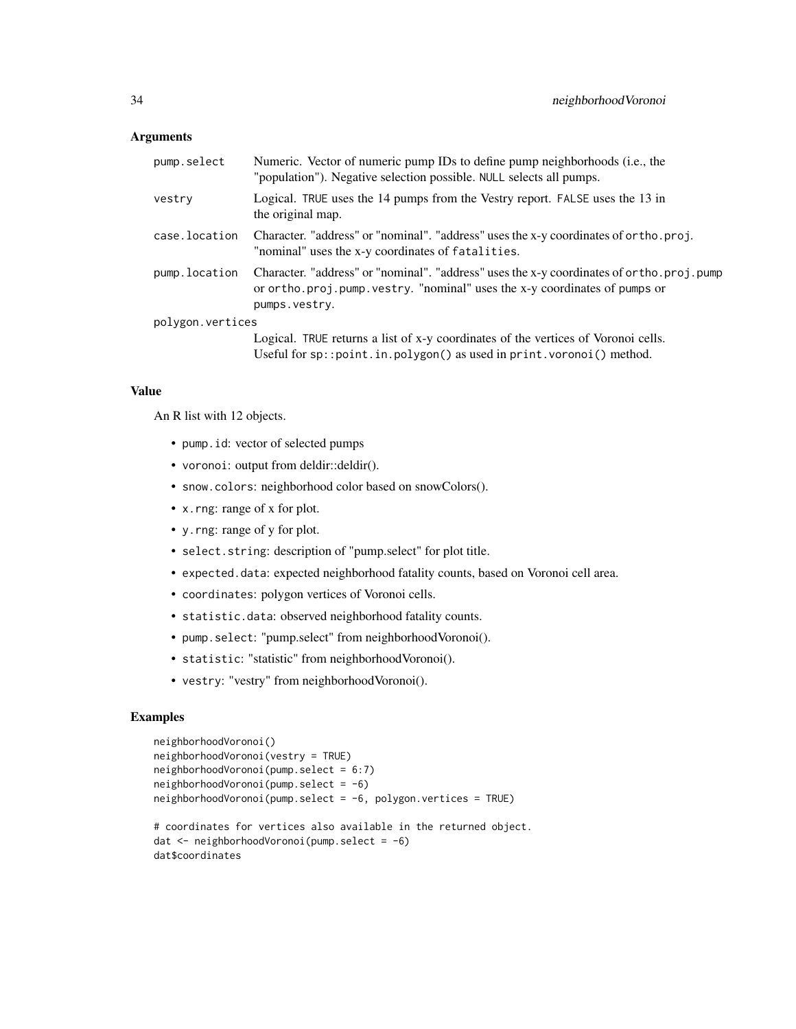## Arguments

- `pump.select` — Numeric. Vector of numeric pump IDs to define pump neighborhoods (i.e., the "population"). Negative selection possible. `NULL` selects all pumps.
- `vestry` — Logical. `TRUE` uses the 14 pumps from the Vestry report. `FALSE` uses the 13 in the original map.
- `case.location` — Character. "address" or "nominal". "address" uses the x-y coordinates of `ortho.proj`. "nominal" uses the x-y coordinates of `fatalities`.
- `pump.location` — Character. "address" or "nominal". "address" uses the x-y coordinates of `ortho.proj.pump` or `ortho.proj.pump.vestry`. "nominal" uses the x-y coordinates of `pumps` or `pumps.vestry`.
- `polygon.vertices` — Logical. `TRUE` returns a list of x-y coordinates of the vertices of Voronoi cells. Useful for `sp::point.in.polygon()` as used in `print.voronoi()` method.

## Value

An R list with 12 objects.

- `pump.id`: vector of selected pumps
- `voronoi`: output from deldir::deldir().
- `snow.colors`: neighborhood color based on snowColors().
- `x.rng`: range of x for plot.
- `y.rng`: range of y for plot.
- `select.string`: description of "pump.select" for plot title.
- `expected.data`: expected neighborhood fatality counts, based on Voronoi cell area.
- `coordinates`: polygon vertices of Voronoi cells.
- `statistic.data`: observed neighborhood fatality counts.
- `pump.select`: "pump.select" from neighborhoodVoronoi().
- `statistic`: "statistic" from neighborhoodVoronoi().
- `vestry`: "vestry" from neighborhoodVoronoi().

## Examples

```
neighborhoodVoronoi()
neighborhoodVoronoi(vestry = TRUE)
neighborhoodVoronoi(pump.select = 6:7)
neighborhoodVoronoi(pump.select = -6)
neighborhoodVoronoi(pump.select = -6, polygon.vertices = TRUE)

# coordinates for vertices also available in the returned object.
dat <- neighborhoodVoronoi(pump.select = -6)
dat$coordinates
```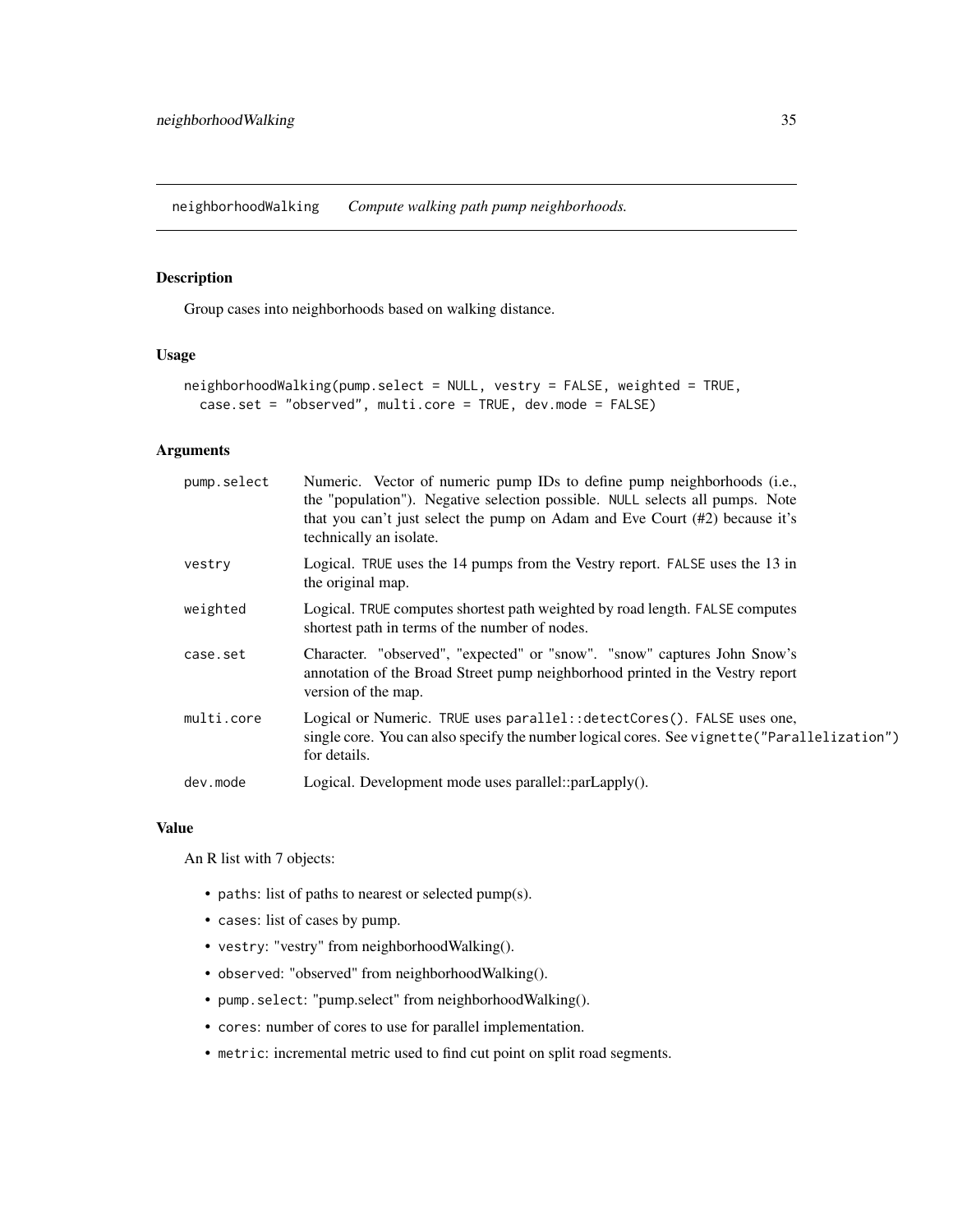## neighborhoodWalking *Compute walking path pump neighborhoods.*

### Description

Group cases into neighborhoods based on walking distance.

### Usage

```
neighborhoodWalking(pump.select = NULL, vestry = FALSE, weighted = TRUE,
  case.set = "observed", multi.core = TRUE, dev.mode = FALSE)
```

### Arguments

| | |
|---|---|
| pump.select | Numeric. Vector of numeric pump IDs to define pump neighborhoods (i.e., the "population"). Negative selection possible. NULL selects all pumps. Note that you can't just select the pump on Adam and Eve Court (#2) because it's technically an isolate. |
| vestry | Logical. TRUE uses the 14 pumps from the Vestry report. FALSE uses the 13 in the original map. |
| weighted | Logical. TRUE computes shortest path weighted by road length. FALSE computes shortest path in terms of the number of nodes. |
| case.set | Character. "observed", "expected" or "snow". "snow" captures John Snow's annotation of the Broad Street pump neighborhood printed in the Vestry report version of the map. |
| multi.core | Logical or Numeric. TRUE uses parallel::detectCores(). FALSE uses one, single core. You can also specify the number logical cores. See vignette("Parallelization") for details. |
| dev.mode | Logical. Development mode uses parallel::parLapply(). |

### Value

An R list with 7 objects:

- paths: list of paths to nearest or selected pump(s).
- cases: list of cases by pump.
- vestry: "vestry" from neighborhoodWalking().
- observed: "observed" from neighborhoodWalking().
- pump.select: "pump.select" from neighborhoodWalking().
- cores: number of cores to use for parallel implementation.
- metric: incremental metric used to find cut point on split road segments.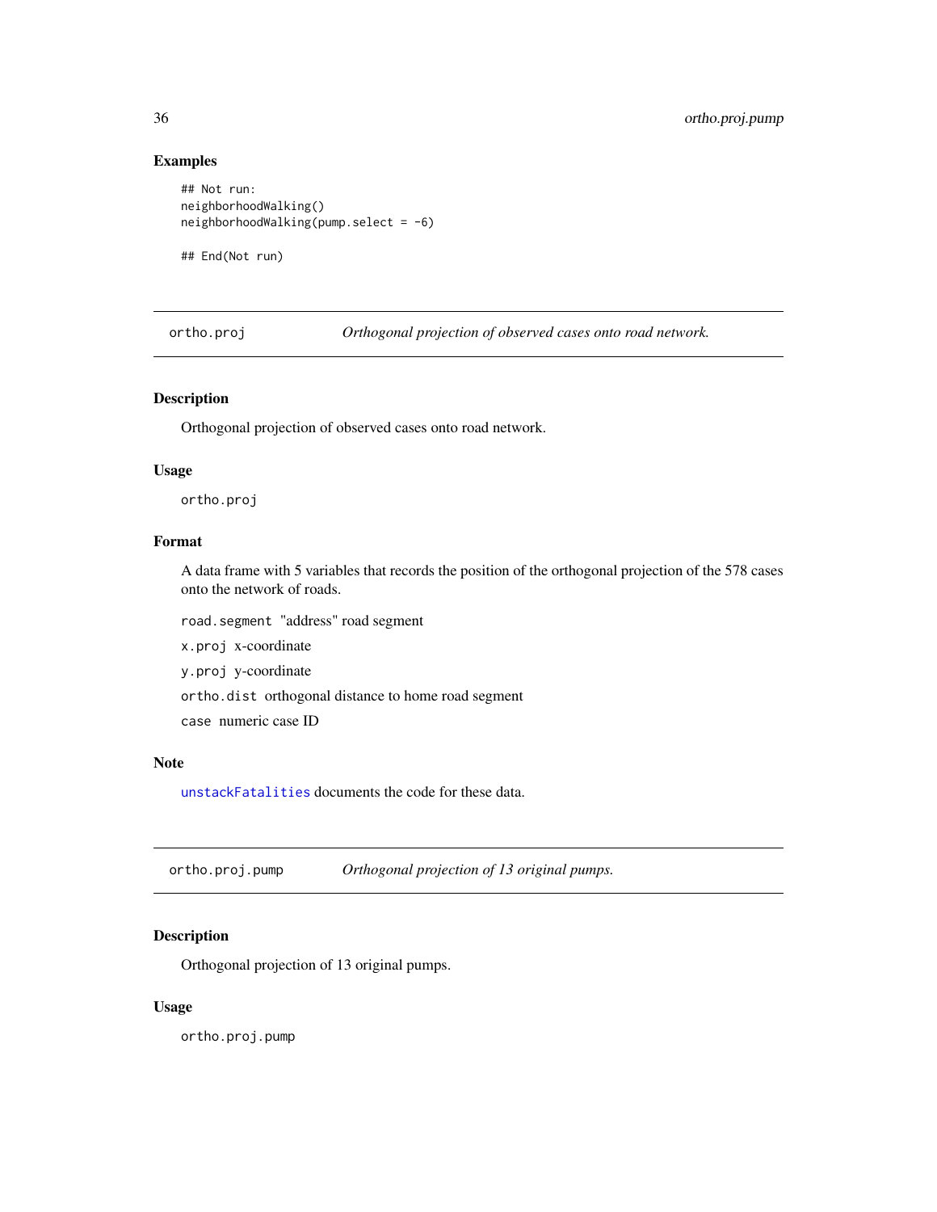## Examples

```
## Not run:
neighborhoodWalking()
neighborhoodWalking(pump.select = -6)

## End(Not run)
```

---

## ortho.proj — *Orthogonal projection of observed cases onto road network.*

### Description

Orthogonal projection of observed cases onto road network.

### Usage

```
ortho.proj
```

### Format

A data frame with 5 variables that records the position of the orthogonal projection of the 578 cases onto the network of roads.

- `road.segment` "address" road segment
- `x.proj` x-coordinate
- `y.proj` y-coordinate
- `ortho.dist` orthogonal distance to home road segment
- `case` numeric case ID

### Note

`unstackFatalities` documents the code for these data.

---

## ortho.proj.pump — *Orthogonal projection of 13 original pumps.*

### Description

Orthogonal projection of 13 original pumps.

### Usage

```
ortho.proj.pump
```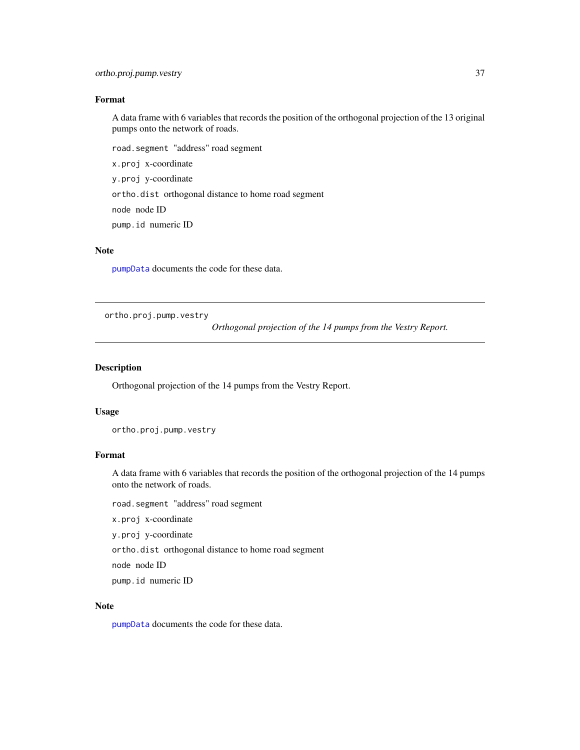## Format

A data frame with 6 variables that records the position of the orthogonal projection of the 13 original pumps onto the network of roads.

- `road.segment` "address" road segment
- `x.proj` x-coordinate
- `y.proj` y-coordinate
- `ortho.dist` orthogonal distance to home road segment
- `node` node ID
- `pump.id` numeric ID

## Note

pumpData documents the code for these data.

---

# ortho.proj.pump.vestry

*Orthogonal projection of the 14 pumps from the Vestry Report.*

## Description

Orthogonal projection of the 14 pumps from the Vestry Report.

## Usage

```
ortho.proj.pump.vestry
```

## Format

A data frame with 6 variables that records the position of the orthogonal projection of the 14 pumps onto the network of roads.

- `road.segment` "address" road segment
- `x.proj` x-coordinate
- `y.proj` y-coordinate
- `ortho.dist` orthogonal distance to home road segment
- `node` node ID
- `pump.id` numeric ID

## Note

pumpData documents the code for these data.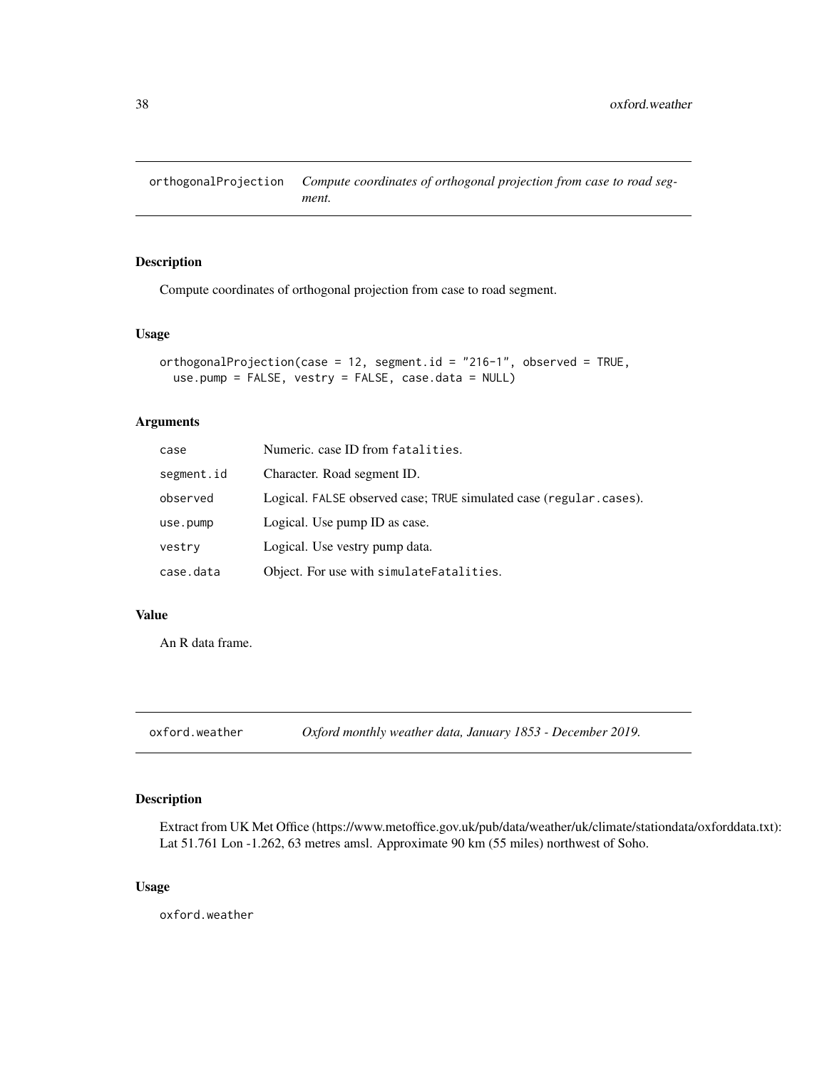## orthogonalProjection — *Compute coordinates of orthogonal projection from case to road segment.*

### Description

Compute coordinates of orthogonal projection from case to road segment.

### Usage

```
orthogonalProjection(case = 12, segment.id = "216-1", observed = TRUE,
  use.pump = FALSE, vestry = FALSE, case.data = NULL)
```

### Arguments

| | |
|---|---|
| case | Numeric. case ID from `fatalities`. |
| segment.id | Character. Road segment ID. |
| observed | Logical. `FALSE` observed case; `TRUE` simulated case (`regular.cases`). |
| use.pump | Logical. Use pump ID as case. |
| vestry | Logical. Use vestry pump data. |
| case.data | Object. For use with `simulateFatalities`. |

### Value

An R data frame.

## oxford.weather — *Oxford monthly weather data, January 1853 - December 2019.*

### Description

Extract from UK Met Office (https://www.metoffice.gov.uk/pub/data/weather/uk/climate/stationdata/oxforddata.txt): Lat 51.761 Lon -1.262, 63 metres amsl. Approximate 90 km (55 miles) northwest of Soho.

### Usage

```
oxford.weather
```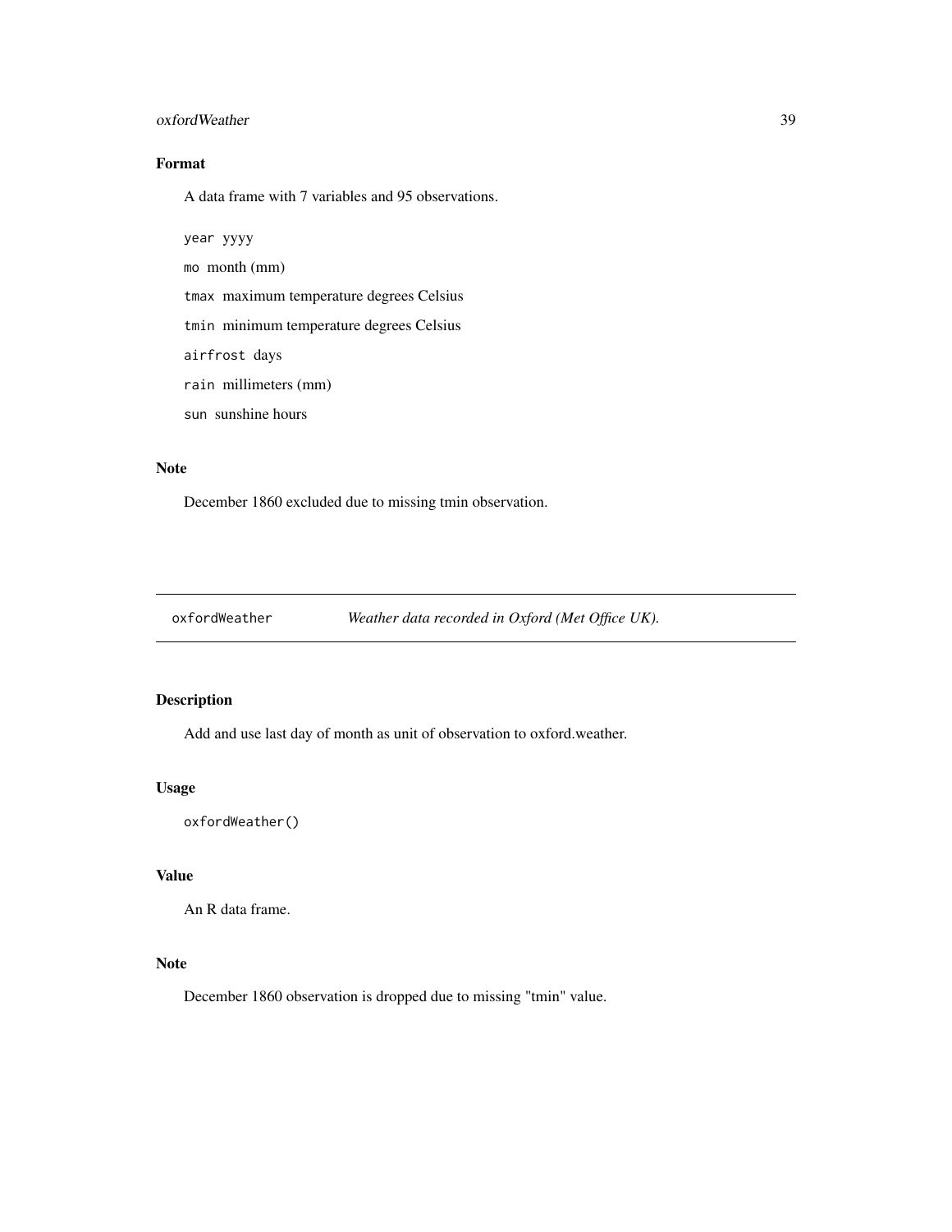## Format

A data frame with 7 variables and 95 observations.

`year` yyyy

`mo` month (mm)

`tmax` maximum temperature degrees Celsius

`tmin` minimum temperature degrees Celsius

`airfrost` days

`rain` millimeters (mm)

`sun` sunshine hours

## Note

December 1860 excluded due to missing tmin observation.

---

# `oxfordWeather` *Weather data recorded in Oxford (Met Office UK).*

---

## Description

Add and use last day of month as unit of observation to oxford.weather.

## Usage

```
oxfordWeather()
```

## Value

An R data frame.

## Note

December 1860 observation is dropped due to missing "tmin" value.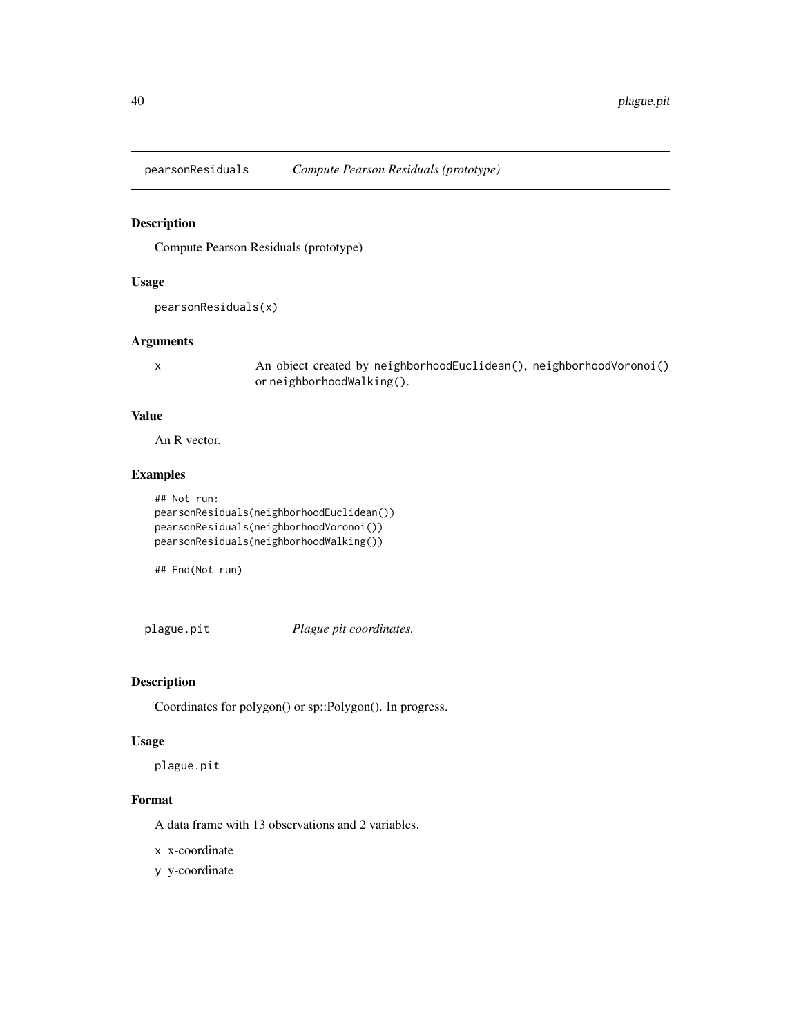## pearsonResiduals — *Compute Pearson Residuals (prototype)*

### Description

Compute Pearson Residuals (prototype)

### Usage

```
pearsonResiduals(x)
```

### Arguments

| | |
|---|---|
| x | An object created by `neighborhoodEuclidean()`, `neighborhoodVoronoi()` or `neighborhoodWalking()`. |

### Value

An R vector.

### Examples

```
## Not run:
pearsonResiduals(neighborhoodEuclidean())
pearsonResiduals(neighborhoodVoronoi())
pearsonResiduals(neighborhoodWalking())

## End(Not run)
```

## plague.pit — *Plague pit coordinates.*

### Description

Coordinates for polygon() or sp::Polygon(). In progress.

### Usage

```
plague.pit
```

### Format

A data frame with 13 observations and 2 variables.

- `x` x-coordinate
- `y` y-coordinate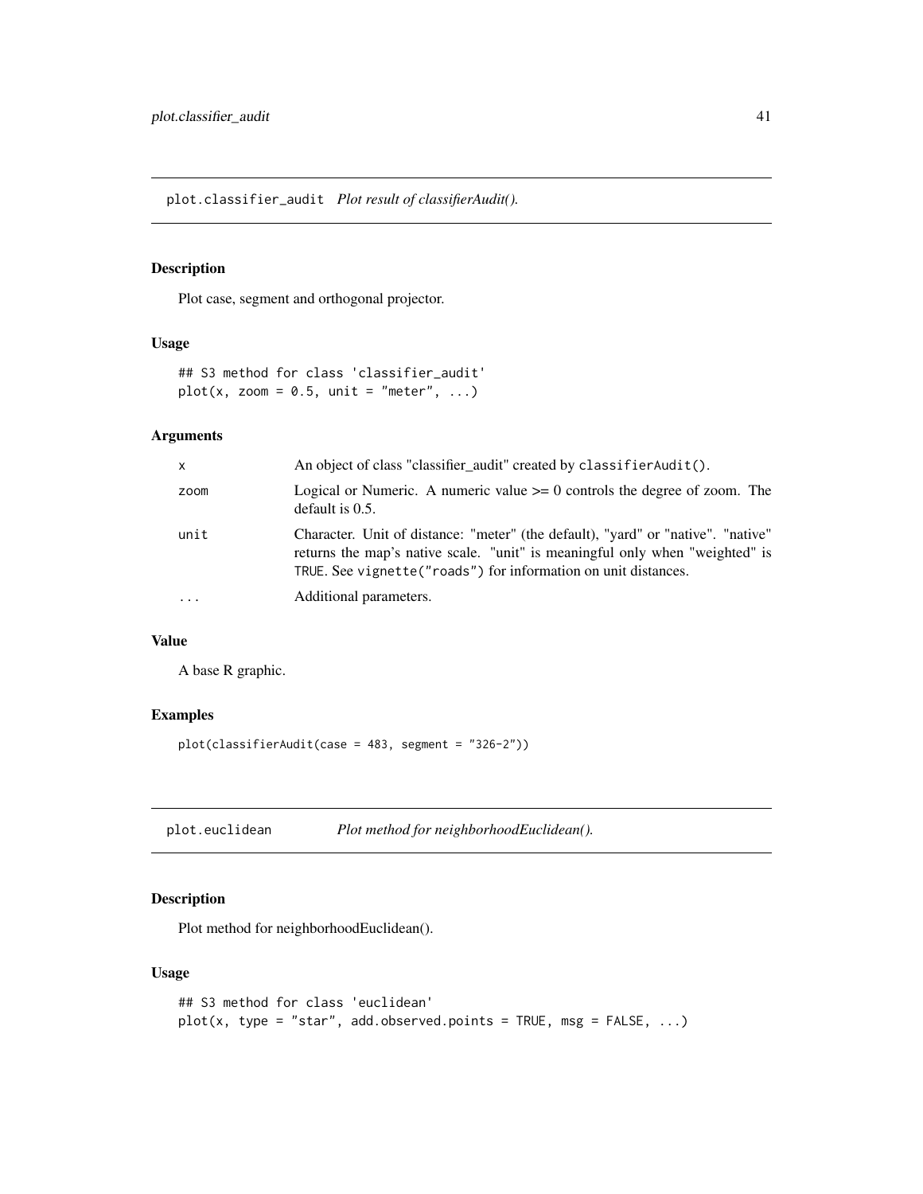## plot.classifier_audit *Plot result of classifierAudit().*

### Description

Plot case, segment and orthogonal projector.

### Usage

```
## S3 method for class 'classifier_audit'
plot(x, zoom = 0.5, unit = "meter", ...)
```

### Arguments

| | |
|---|---|
| x | An object of class "classifier_audit" created by classifierAudit(). |
| zoom | Logical or Numeric. A numeric value >= 0 controls the degree of zoom. The default is 0.5. |
| unit | Character. Unit of distance: "meter" (the default), "yard" or "native". "native" returns the map's native scale. "unit" is meaningful only when "weighted" is TRUE. See vignette("roads") for information on unit distances. |
| ... | Additional parameters. |

### Value

A base R graphic.

### Examples

```
plot(classifierAudit(case = 483, segment = "326-2"))
```

## plot.euclidean *Plot method for neighborhoodEuclidean().*

### Description

Plot method for neighborhoodEuclidean().

### Usage

```
## S3 method for class 'euclidean'
plot(x, type = "star", add.observed.points = TRUE, msg = FALSE, ...)
```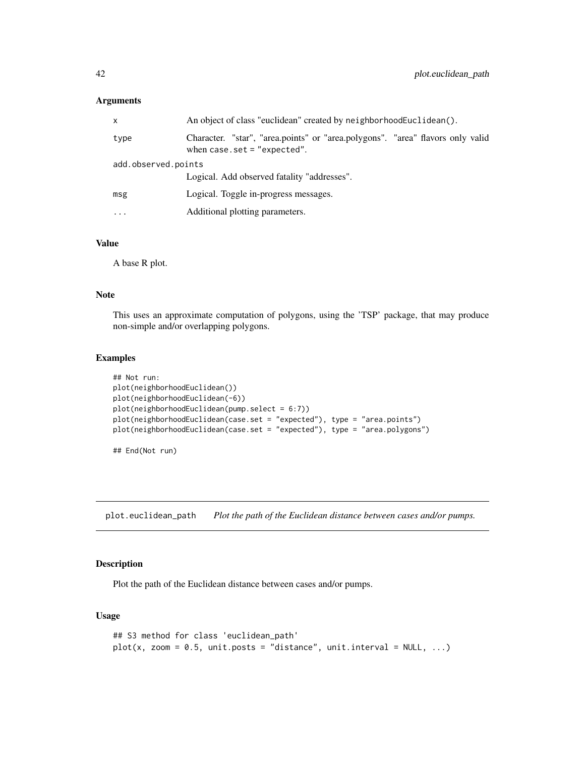## Arguments

| | |
|---|---|
| x | An object of class "euclidean" created by `neighborhoodEuclidean()`. |
| type | Character. "star", "area.points" or "area.polygons". "area" flavors only valid when `case.set = "expected"`. |
| add.observed.points | Logical. Add observed fatality "addresses". |
| msg | Logical. Toggle in-progress messages. |
| ... | Additional plotting parameters. |

## Value

A base R plot.

## Note

This uses an approximate computation of polygons, using the 'TSP' package, that may produce non-simple and/or overlapping polygons.

## Examples

```
## Not run:
plot(neighborhoodEuclidean())
plot(neighborhoodEuclidean(-6))
plot(neighborhoodEuclidean(pump.select = 6:7))
plot(neighborhoodEuclidean(case.set = "expected"), type = "area.points")
plot(neighborhoodEuclidean(case.set = "expected"), type = "area.polygons")

## End(Not run)
```

---

# plot.euclidean_path    *Plot the path of the Euclidean distance between cases and/or pumps.*

---

## Description

Plot the path of the Euclidean distance between cases and/or pumps.

## Usage

```
## S3 method for class 'euclidean_path'
plot(x, zoom = 0.5, unit.posts = "distance", unit.interval = NULL, ...)
```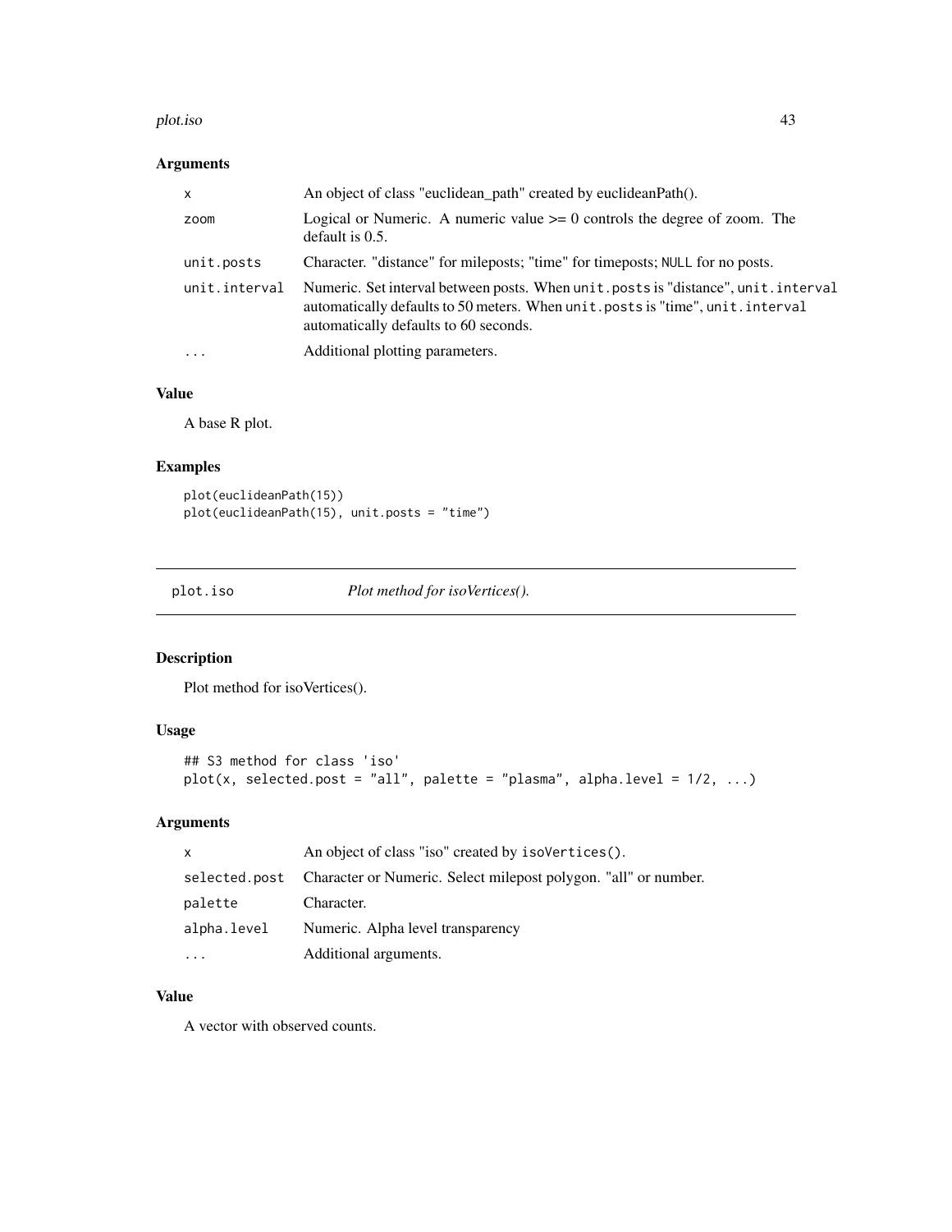### Arguments

| | |
|---|---|
| x | An object of class "euclidean_path" created by euclideanPath(). |
| zoom | Logical or Numeric. A numeric value >= 0 controls the degree of zoom. The default is 0.5. |
| unit.posts | Character. "distance" for mileposts; "time" for timeposts; NULL for no posts. |
| unit.interval | Numeric. Set interval between posts. When unit.posts is "distance", unit.interval automatically defaults to 50 meters. When unit.posts is "time", unit.interval automatically defaults to 60 seconds. |
| ... | Additional plotting parameters. |

### Value

A base R plot.

### Examples

```
plot(euclideanPath(15))
plot(euclideanPath(15), unit.posts = "time")
```

---

## plot.iso — *Plot method for isoVertices().*

### Description

Plot method for isoVertices().

### Usage

```
## S3 method for class 'iso'
plot(x, selected.post = "all", palette = "plasma", alpha.level = 1/2, ...)
```

### Arguments

| | |
|---|---|
| x | An object of class "iso" created by isoVertices(). |
| selected.post | Character or Numeric. Select milepost polygon. "all" or number. |
| palette | Character. |
| alpha.level | Numeric. Alpha level transparency |
| ... | Additional arguments. |

### Value

A vector with observed counts.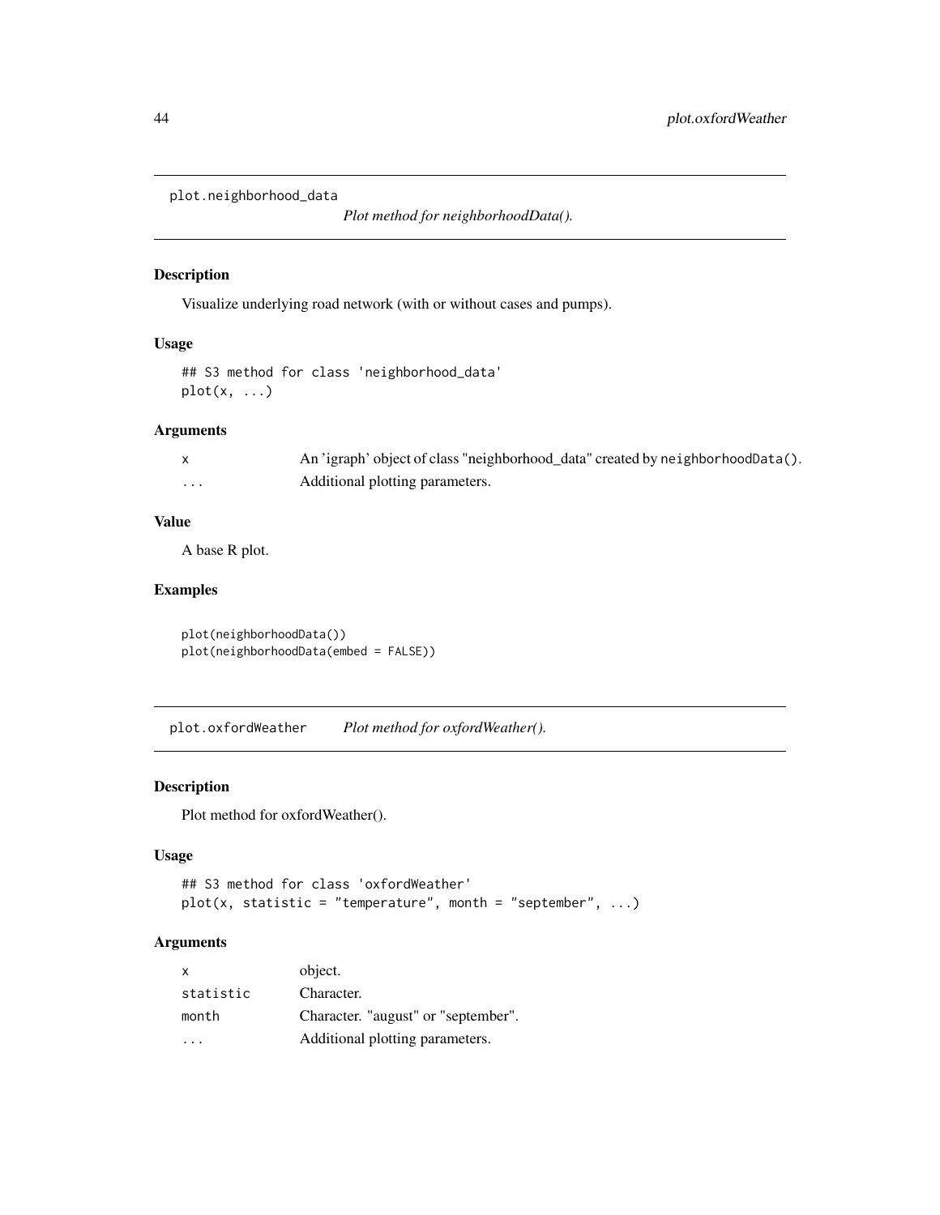## plot.neighborhood_data

*Plot method for neighborhoodData().*

### Description

Visualize underlying road network (with or without cases and pumps).

### Usage

```
## S3 method for class 'neighborhood_data'
plot(x, ...)
```

### Arguments

| | |
|---|---|
| `x` | An 'igraph' object of class "neighborhood_data" created by `neighborhoodData()`. |
| `...` | Additional plotting parameters. |

### Value

A base R plot.

### Examples

```
plot(neighborhoodData())
plot(neighborhoodData(embed = FALSE))
```

## plot.oxfordWeather

*Plot method for oxfordWeather().*

### Description

Plot method for oxfordWeather().

### Usage

```
## S3 method for class 'oxfordWeather'
plot(x, statistic = "temperature", month = "september", ...)
```

### Arguments

| | |
|---|---|
| `x` | object. |
| `statistic` | Character. |
| `month` | Character. "august" or "september". |
| `...` | Additional plotting parameters. |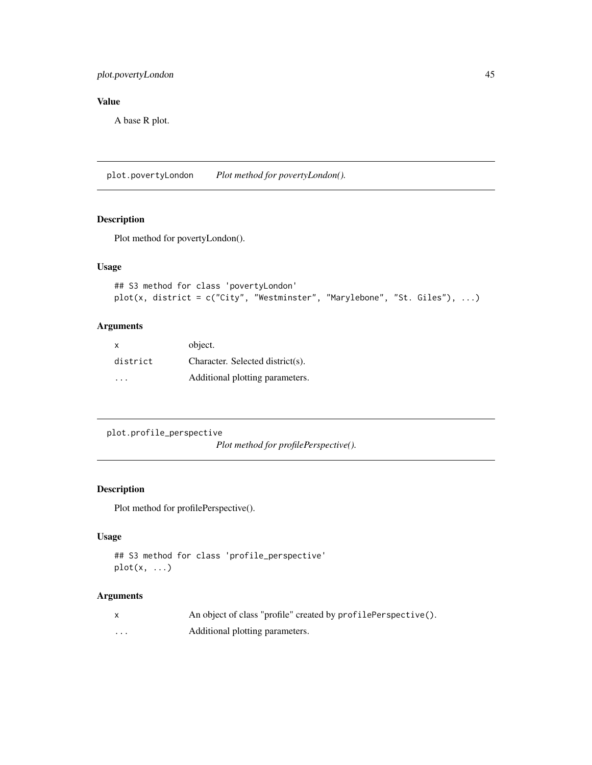## Value

A base R plot.

---

## plot.povertyLondon    *Plot method for povertyLondon().*

### Description

Plot method for povertyLondon().

### Usage

```
## S3 method for class 'povertyLondon'
plot(x, district = c("City", "Westminster", "Marylebone", "St. Giles"), ...)
```

### Arguments

| | |
|---|---|
| `x` | object. |
| `district` | Character. Selected district(s). |
| `...` | Additional plotting parameters. |

---

## plot.profile_perspective    *Plot method for profilePerspective().*

### Description

Plot method for profilePerspective().

### Usage

```
## S3 method for class 'profile_perspective'
plot(x, ...)
```

### Arguments

| | |
|---|---|
| `x` | An object of class "profile" created by `profilePerspective()`. |
| `...` | Additional plotting parameters. |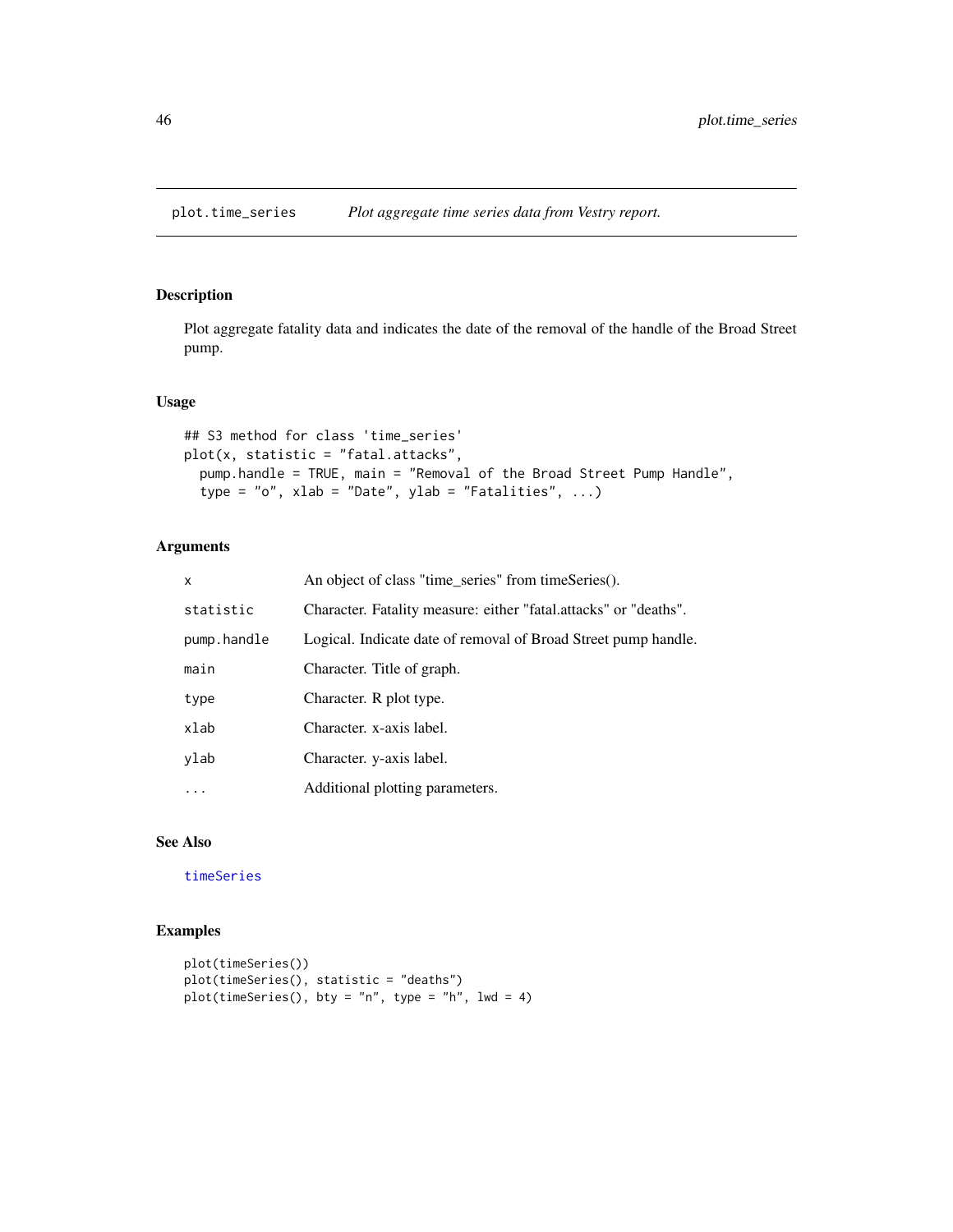plot.time_series &nbsp;&nbsp;&nbsp; *Plot aggregate time series data from Vestry report.*

### Description

Plot aggregate fatality data and indicates the date of the removal of the handle of the Broad Street pump.

### Usage

```
## S3 method for class 'time_series'
plot(x, statistic = "fatal.attacks",
  pump.handle = TRUE, main = "Removal of the Broad Street Pump Handle",
  type = "o", xlab = "Date", ylab = "Fatalities", ...)
```

### Arguments

| | |
|---|---|
| x | An object of class "time_series" from timeSeries(). |
| statistic | Character. Fatality measure: either "fatal.attacks" or "deaths". |
| pump.handle | Logical. Indicate date of removal of Broad Street pump handle. |
| main | Character. Title of graph. |
| type | Character. R plot type. |
| xlab | Character. x-axis label. |
| ylab | Character. y-axis label. |
| ... | Additional plotting parameters. |

### See Also

timeSeries

### Examples

```
plot(timeSeries())
plot(timeSeries(), statistic = "deaths")
plot(timeSeries(), bty = "n", type = "h", lwd = 4)
```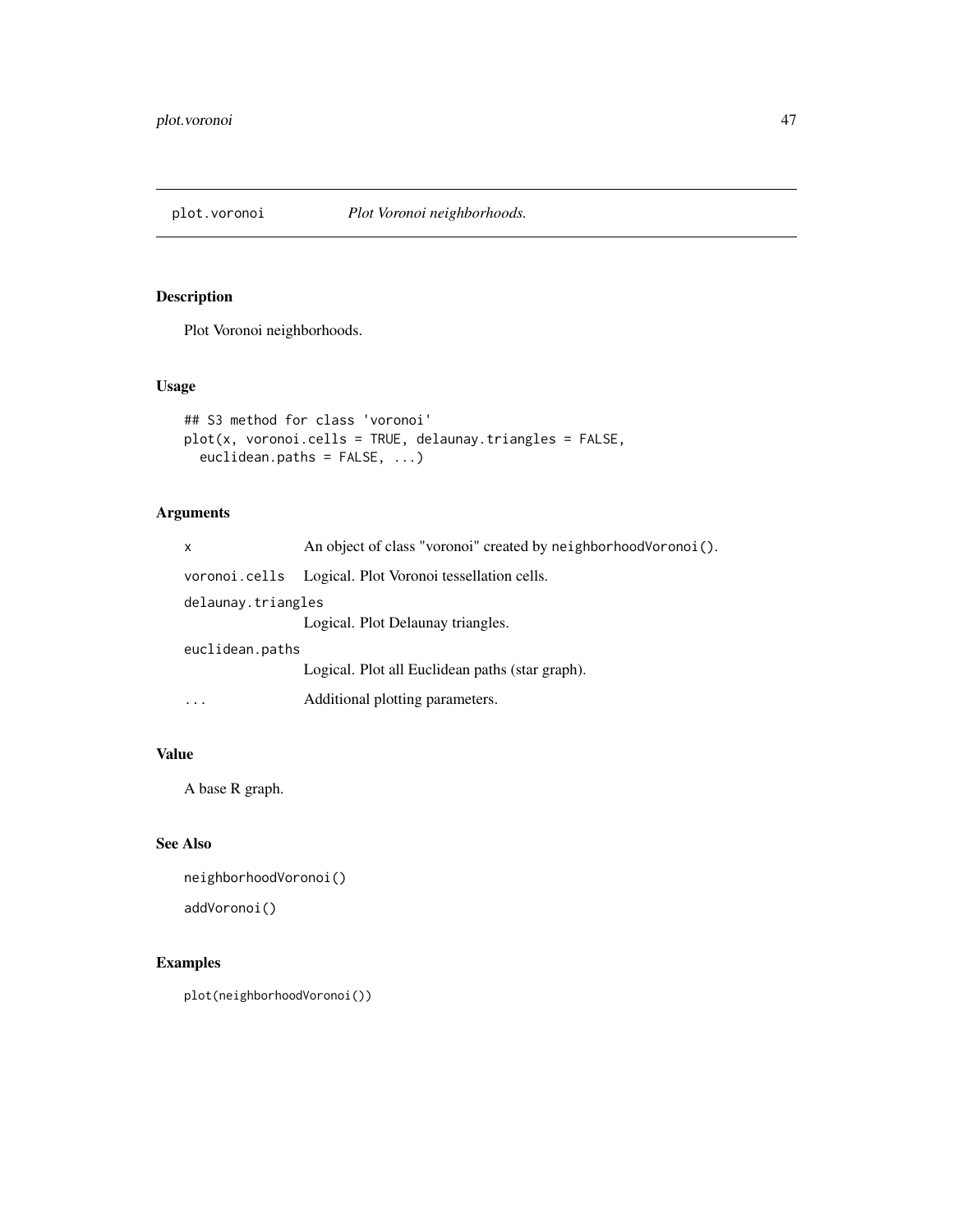# plot.voronoi *Plot Voronoi neighborhoods.*

## Description

Plot Voronoi neighborhoods.

## Usage

```
## S3 method for class 'voronoi'
plot(x, voronoi.cells = TRUE, delaunay.triangles = FALSE,
  euclidean.paths = FALSE, ...)
```

## Arguments

| | |
|---|---|
| `x` | An object of class "voronoi" created by `neighborhoodVoronoi()`. |
| `voronoi.cells` | Logical. Plot Voronoi tessellation cells. |
| `delaunay.triangles` | Logical. Plot Delaunay triangles. |
| `euclidean.paths` | Logical. Plot all Euclidean paths (star graph). |
| `...` | Additional plotting parameters. |

## Value

A base R graph.

## See Also

`neighborhoodVoronoi()`

`addVoronoi()`

## Examples

```
plot(neighborhoodVoronoi())
```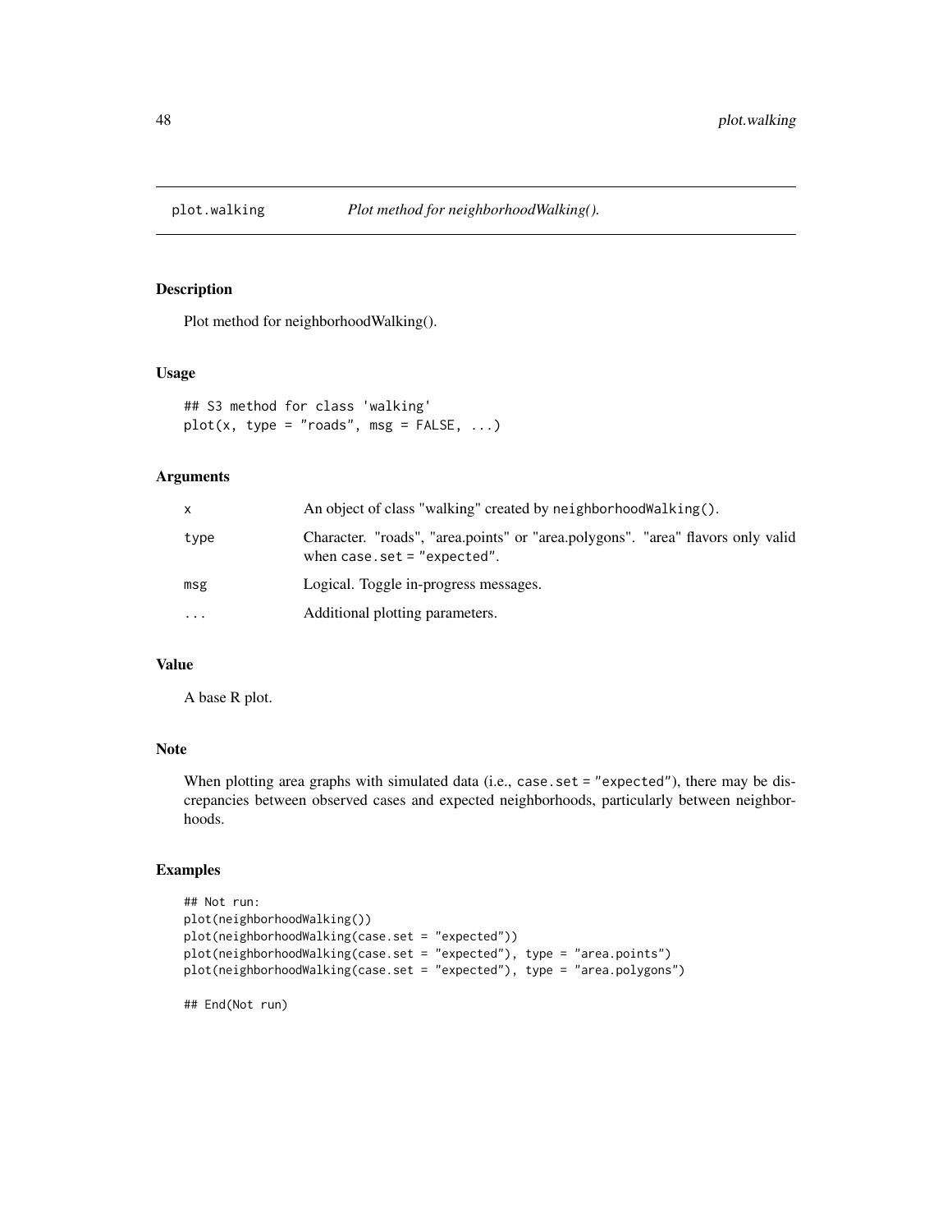plot.walking *Plot method for neighborhoodWalking().*

## Description

Plot method for neighborhoodWalking().

## Usage

```
## S3 method for class 'walking'
plot(x, type = "roads", msg = FALSE, ...)
```

## Arguments

| | |
|---|---|
| x | An object of class "walking" created by `neighborhoodWalking()`. |
| type | Character. "roads", "area.points" or "area.polygons". "area" flavors only valid when `case.set = "expected"`. |
| msg | Logical. Toggle in-progress messages. |
| ... | Additional plotting parameters. |

## Value

A base R plot.

## Note

When plotting area graphs with simulated data (i.e., `case.set = "expected"`), there may be discrepancies between observed cases and expected neighborhoods, particularly between neighborhoods.

## Examples

```
## Not run:
plot(neighborhoodWalking())
plot(neighborhoodWalking(case.set = "expected"))
plot(neighborhoodWalking(case.set = "expected"), type = "area.points")
plot(neighborhoodWalking(case.set = "expected"), type = "area.polygons")

## End(Not run)
```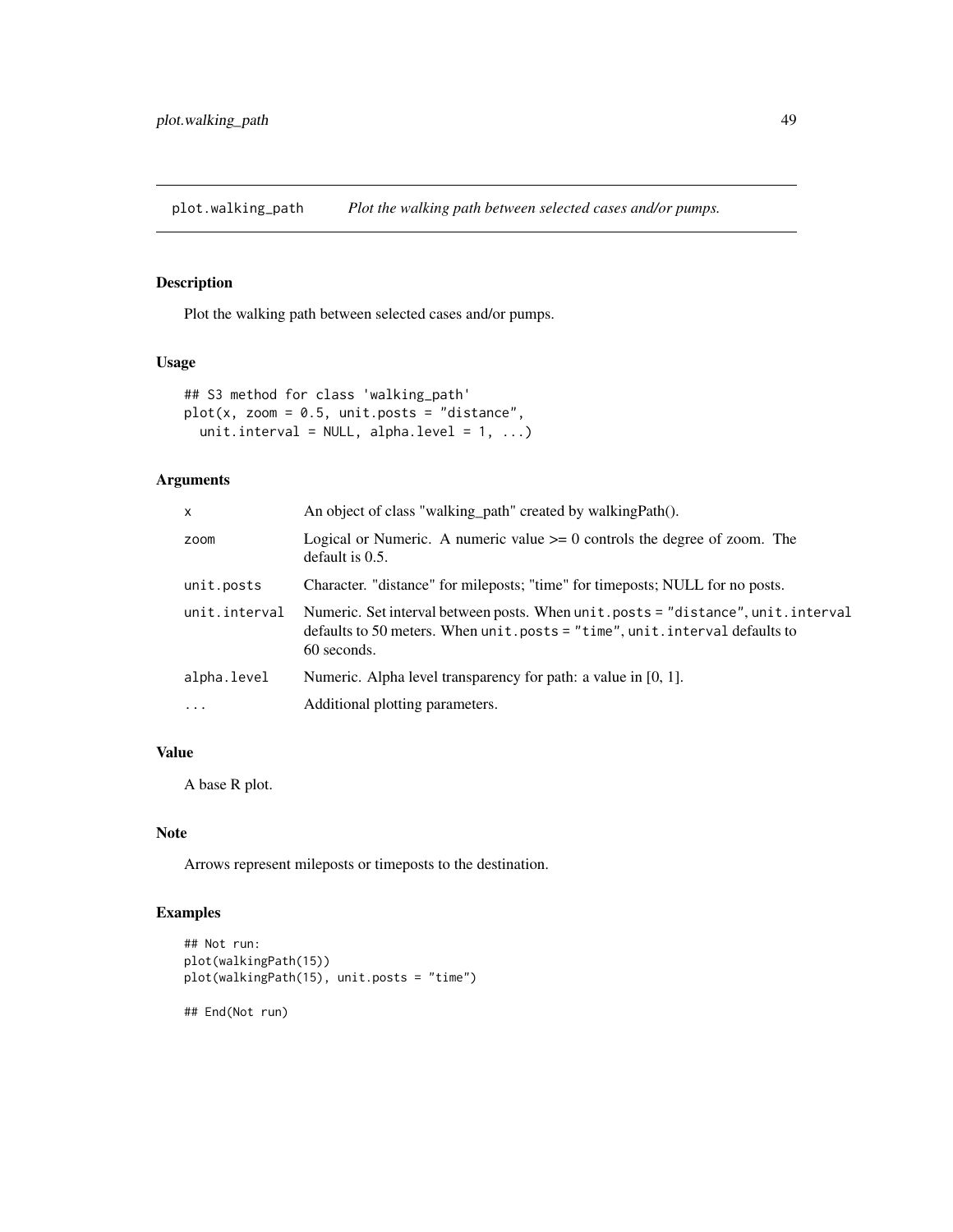## plot.walking_path *Plot the walking path between selected cases and/or pumps.*

### Description

Plot the walking path between selected cases and/or pumps.

### Usage

```
## S3 method for class 'walking_path'
plot(x, zoom = 0.5, unit.posts = "distance",
  unit.interval = NULL, alpha.level = 1, ...)
```

### Arguments

| | |
|---|---|
| `x` | An object of class "walking_path" created by walkingPath(). |
| `zoom` | Logical or Numeric. A numeric value >= 0 controls the degree of zoom. The default is 0.5. |
| `unit.posts` | Character. "distance" for mileposts; "time" for timeposts; NULL for no posts. |
| `unit.interval` | Numeric. Set interval between posts. When `unit.posts = "distance"`, `unit.interval` defaults to 50 meters. When `unit.posts = "time"`, `unit.interval` defaults to 60 seconds. |
| `alpha.level` | Numeric. Alpha level transparency for path: a value in [0, 1]. |
| `...` | Additional plotting parameters. |

### Value

A base R plot.

### Note

Arrows represent mileposts or timeposts to the destination.

### Examples

```
## Not run:
plot(walkingPath(15))
plot(walkingPath(15), unit.posts = "time")

## End(Not run)
```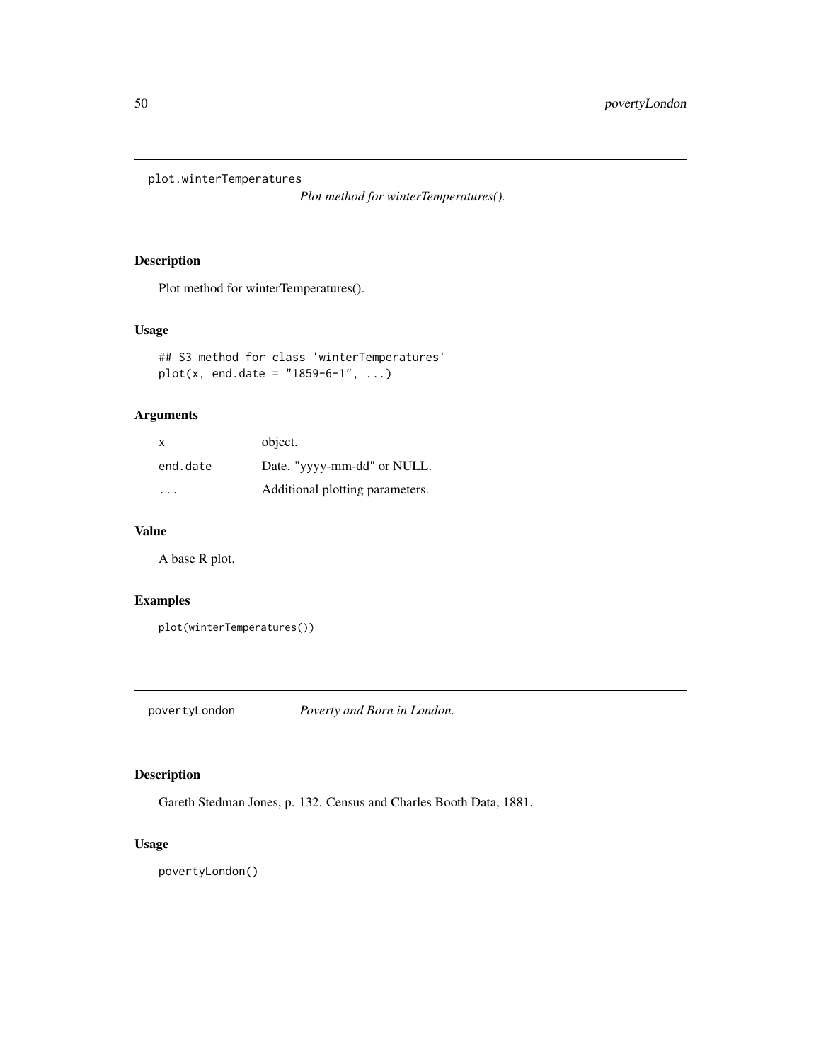## plot.winterTemperatures

*Plot method for winterTemperatures().*

### Description

Plot method for winterTemperatures().

### Usage

```
## S3 method for class 'winterTemperatures'
plot(x, end.date = "1859-6-1", ...)
```

### Arguments

| | |
|---|---|
| x | object. |
| end.date | Date. "yyyy-mm-dd" or NULL. |
| ... | Additional plotting parameters. |

### Value

A base R plot.

### Examples

```
plot(winterTemperatures())
```

## povertyLondon

*Poverty and Born in London.*

### Description

Gareth Stedman Jones, p. 132. Census and Charles Booth Data, 1881.

### Usage

```
povertyLondon()
```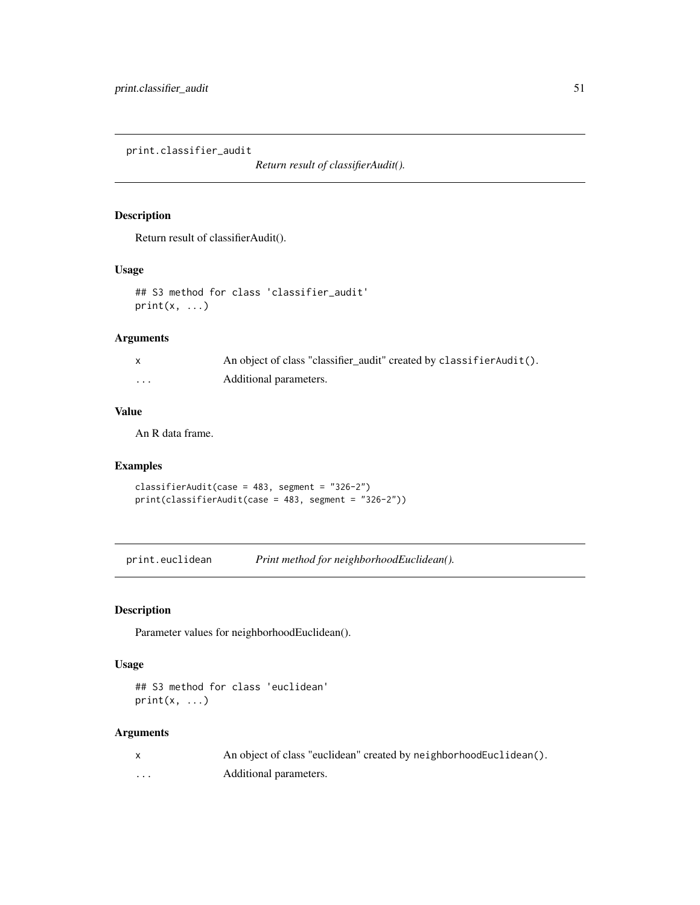## print.classifier_audit

*Return result of classifierAudit().*

### Description

Return result of classifierAudit().

### Usage

```
## S3 method for class 'classifier_audit'
print(x, ...)
```

### Arguments

| | |
|---|---|
| x | An object of class "classifier_audit" created by `classifierAudit()`. |
| ... | Additional parameters. |

### Value

An R data frame.

### Examples

```
classifierAudit(case = 483, segment = "326-2")
print(classifierAudit(case = 483, segment = "326-2"))
```

## print.euclidean

*Print method for neighborhoodEuclidean().*

### Description

Parameter values for neighborhoodEuclidean().

### Usage

```
## S3 method for class 'euclidean'
print(x, ...)
```

### Arguments

| | |
|---|---|
| x | An object of class "euclidean" created by `neighborhoodEuclidean()`. |
| ... | Additional parameters. |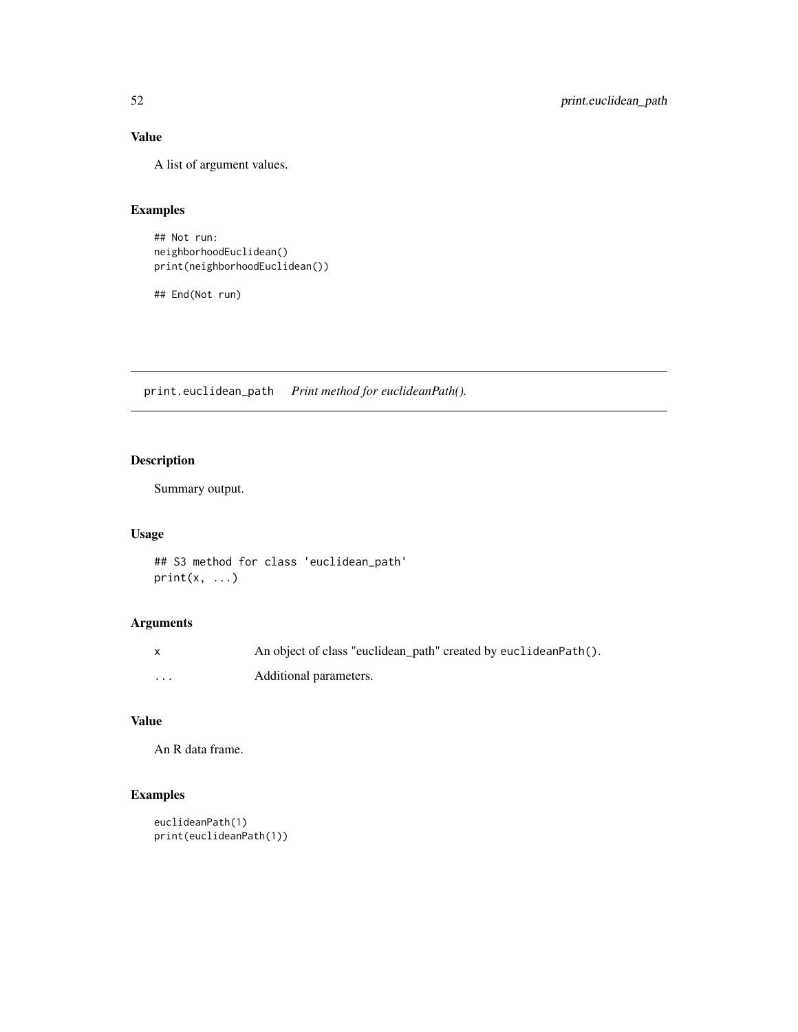## Value

A list of argument values.

## Examples

```
## Not run:
neighborhoodEuclidean()
print(neighborhoodEuclidean())

## End(Not run)
```

---

# print.euclidean_path *Print method for euclideanPath().*

---

## Description

Summary output.

## Usage

```
## S3 method for class 'euclidean_path'
print(x, ...)
```

## Arguments

| | |
|---|---|
| x | An object of class "euclidean_path" created by `euclideanPath()`. |
| ... | Additional parameters. |

## Value

An R data frame.

## Examples

```
euclideanPath(1)
print(euclideanPath(1))
```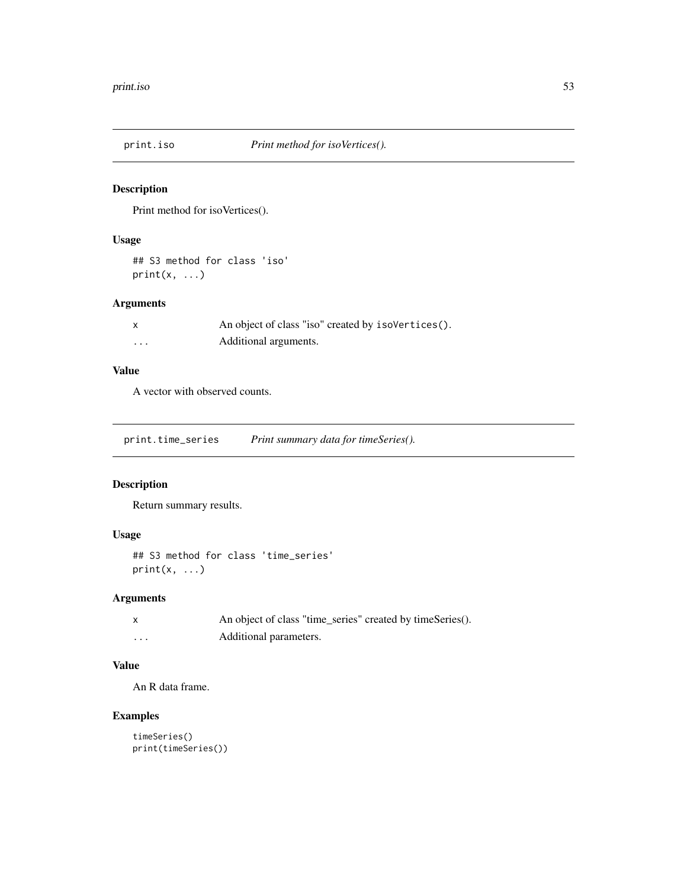## print.iso *Print method for isoVertices().*

### Description

Print method for isoVertices().

### Usage

```
## S3 method for class 'iso'
print(x, ...)
```

### Arguments

| | |
|---|---|
| x | An object of class "iso" created by `isoVertices()`. |
| ... | Additional arguments. |

### Value

A vector with observed counts.

## print.time_series *Print summary data for timeSeries().*

### Description

Return summary results.

### Usage

```
## S3 method for class 'time_series'
print(x, ...)
```

### Arguments

| | |
|---|---|
| x | An object of class "time_series" created by timeSeries(). |
| ... | Additional parameters. |

### Value

An R data frame.

### Examples

```
timeSeries()
print(timeSeries())
```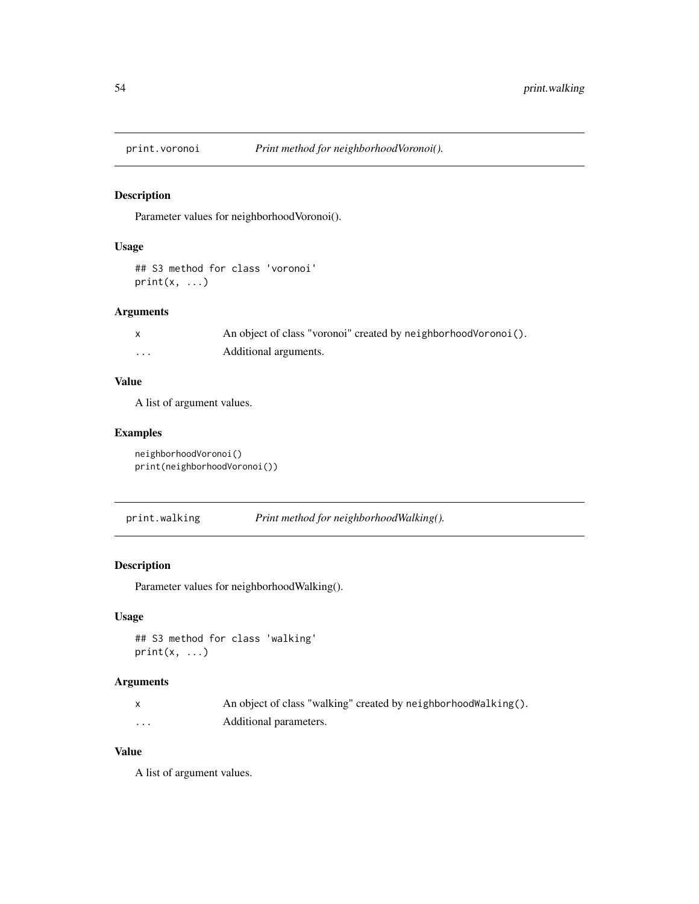## print.voronoi *Print method for neighborhoodVoronoi().*

### Description

Parameter values for neighborhoodVoronoi().

### Usage

```
## S3 method for class 'voronoi'
print(x, ...)
```

### Arguments

| | |
|---|---|
| x | An object of class "voronoi" created by `neighborhoodVoronoi()`. |
| ... | Additional arguments. |

### Value

A list of argument values.

### Examples

```
neighborhoodVoronoi()
print(neighborhoodVoronoi())
```

## print.walking *Print method for neighborhoodWalking().*

### Description

Parameter values for neighborhoodWalking().

### Usage

```
## S3 method for class 'walking'
print(x, ...)
```

### Arguments

| | |
|---|---|
| x | An object of class "walking" created by `neighborhoodWalking()`. |
| ... | Additional parameters. |

### Value

A list of argument values.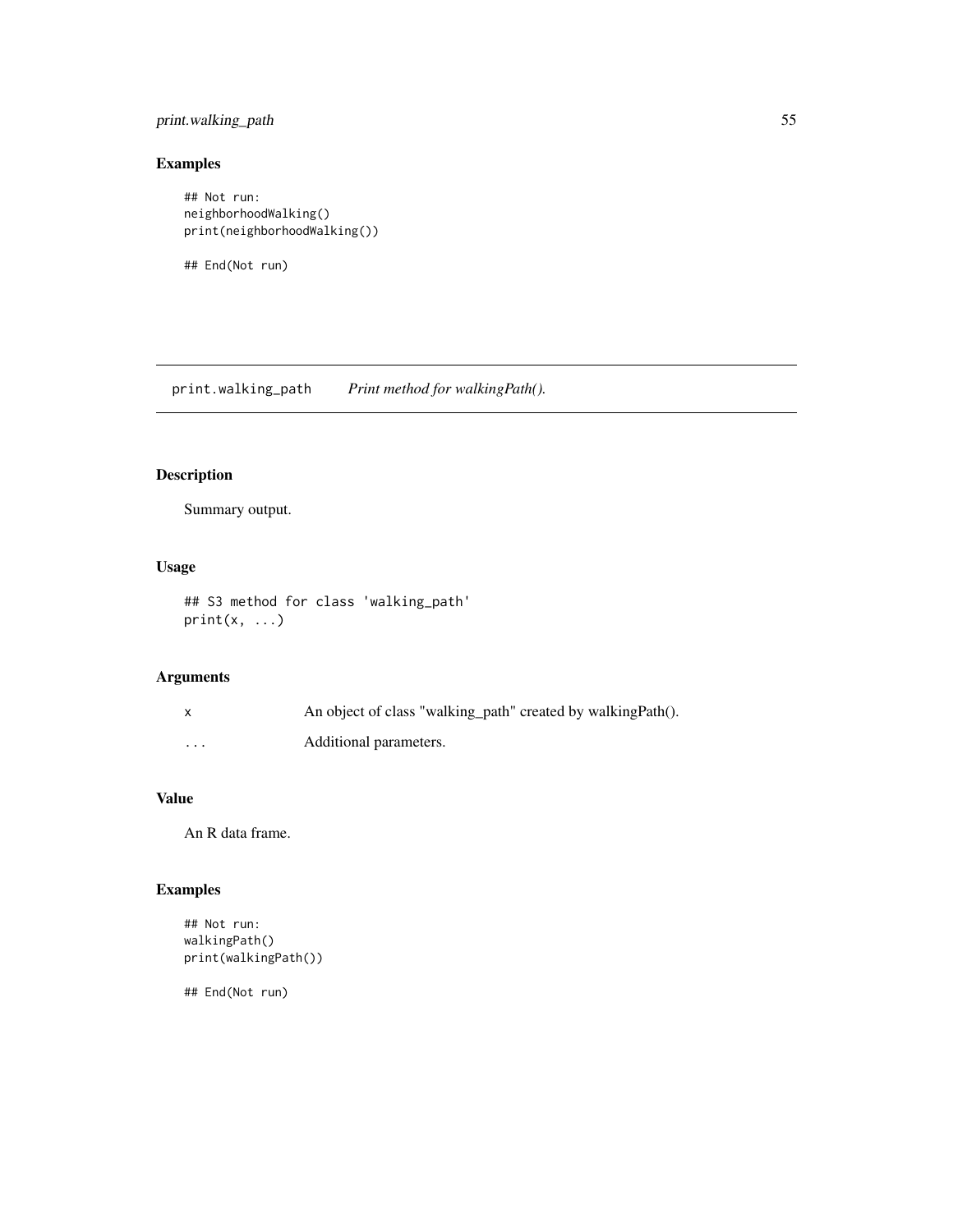## Examples

```
## Not run:
neighborhoodWalking()
print(neighborhoodWalking())

## End(Not run)
```

---

# print.walking_path    *Print method for walkingPath().*

---

## Description

Summary output.

## Usage

```
## S3 method for class 'walking_path'
print(x, ...)
```

## Arguments

| | |
|---|---|
| x | An object of class "walking_path" created by walkingPath(). |
| ... | Additional parameters. |

## Value

An R data frame.

## Examples

```
## Not run:
walkingPath()
print(walkingPath())

## End(Not run)
```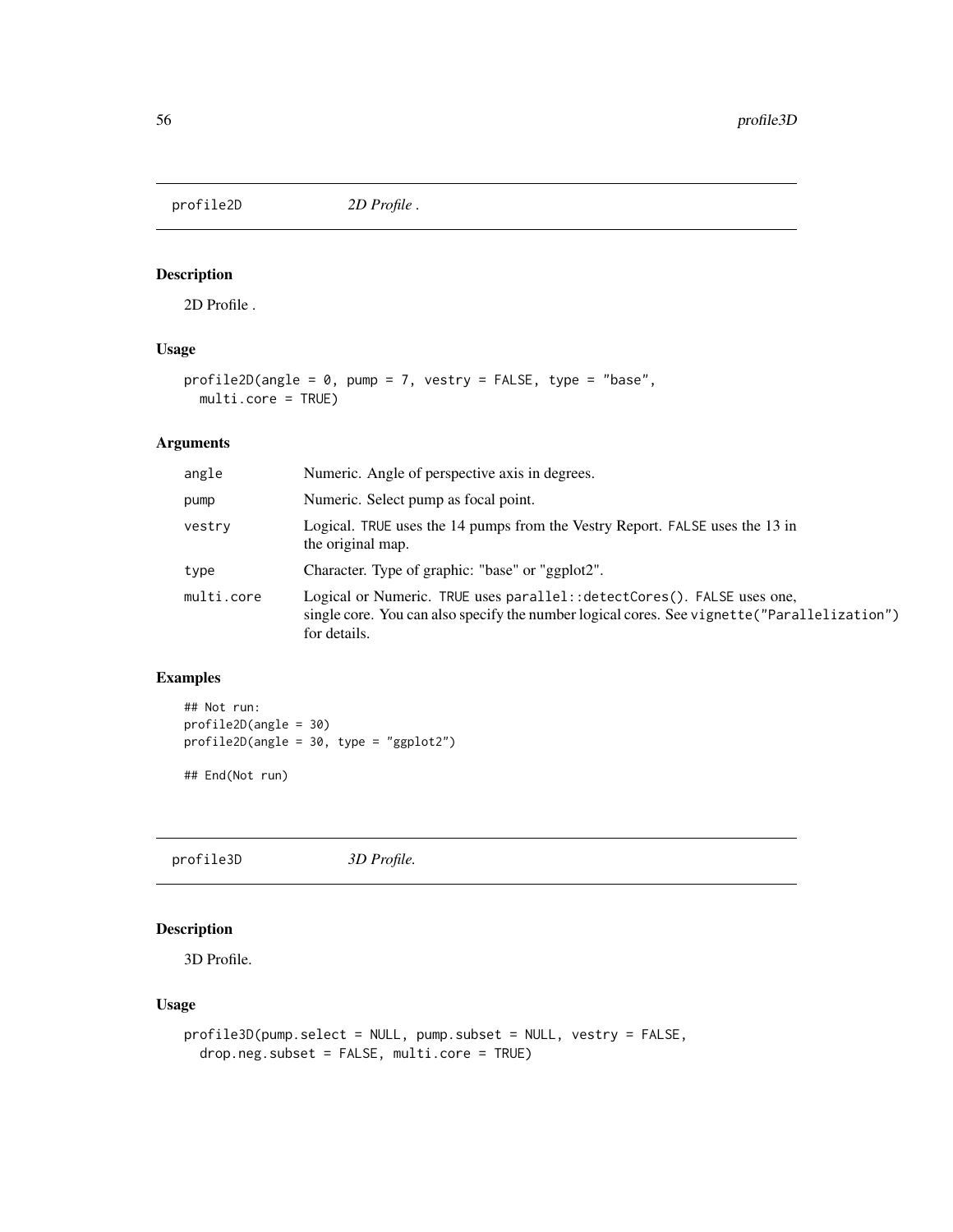## profile2D *2D Profile .*

### Description

2D Profile .

### Usage

```
profile2D(angle = 0, pump = 7, vestry = FALSE, type = "base",
  multi.core = TRUE)
```

### Arguments

| | |
|---|---|
| angle | Numeric. Angle of perspective axis in degrees. |
| pump | Numeric. Select pump as focal point. |
| vestry | Logical. TRUE uses the 14 pumps from the Vestry Report. FALSE uses the 13 in the original map. |
| type | Character. Type of graphic: "base" or "ggplot2". |
| multi.core | Logical or Numeric. TRUE uses parallel::detectCores(). FALSE uses one, single core. You can also specify the number logical cores. See vignette("Parallelization") for details. |

### Examples

```
## Not run:
profile2D(angle = 30)
profile2D(angle = 30, type = "ggplot2")

## End(Not run)
```

## profile3D *3D Profile.*

### Description

3D Profile.

### Usage

```
profile3D(pump.select = NULL, pump.subset = NULL, vestry = FALSE,
  drop.neg.subset = FALSE, multi.core = TRUE)
```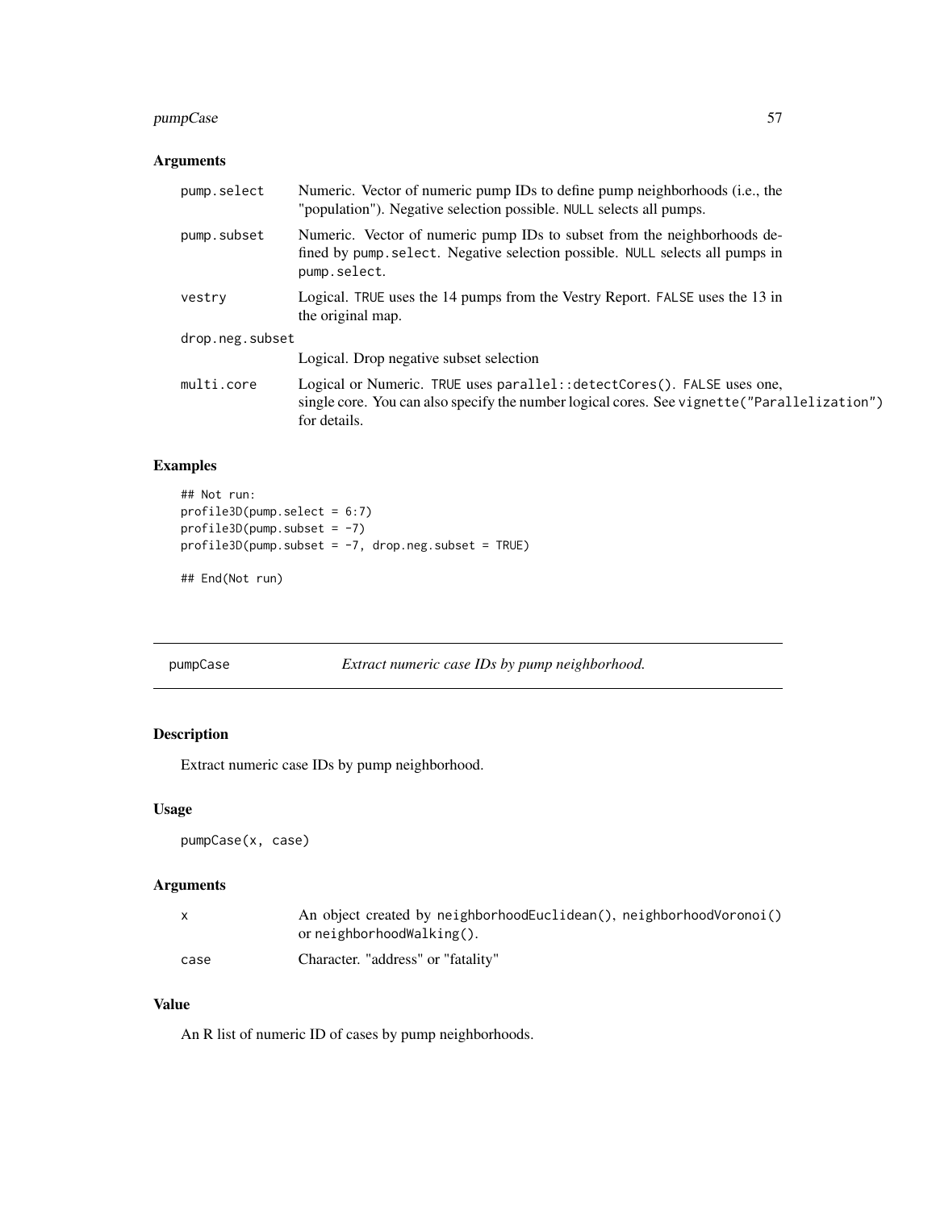## Arguments

| | |
|---|---|
| pump.select | Numeric. Vector of numeric pump IDs to define pump neighborhoods (i.e., the "population"). Negative selection possible. NULL selects all pumps. |
| pump.subset | Numeric. Vector of numeric pump IDs to subset from the neighborhoods defined by pump.select. Negative selection possible. NULL selects all pumps in pump.select. |
| vestry | Logical. TRUE uses the 14 pumps from the Vestry Report. FALSE uses the 13 in the original map. |
| drop.neg.subset | Logical. Drop negative subset selection |
| multi.core | Logical or Numeric. TRUE uses parallel::detectCores(). FALSE uses one, single core. You can also specify the number logical cores. See vignette("Parallelization") for details. |

## Examples

```
## Not run:
profile3D(pump.select = 6:7)
profile3D(pump.subset = -7)
profile3D(pump.subset = -7, drop.neg.subset = TRUE)

## End(Not run)
```

---

# pumpCase    *Extract numeric case IDs by pump neighborhood.*

## Description

Extract numeric case IDs by pump neighborhood.

## Usage

```
pumpCase(x, case)
```

## Arguments

| | |
|---|---|
| x | An object created by neighborhoodEuclidean(), neighborhoodVoronoi() or neighborhoodWalking(). |
| case | Character. "address" or "fatality" |

## Value

An R list of numeric ID of cases by pump neighborhoods.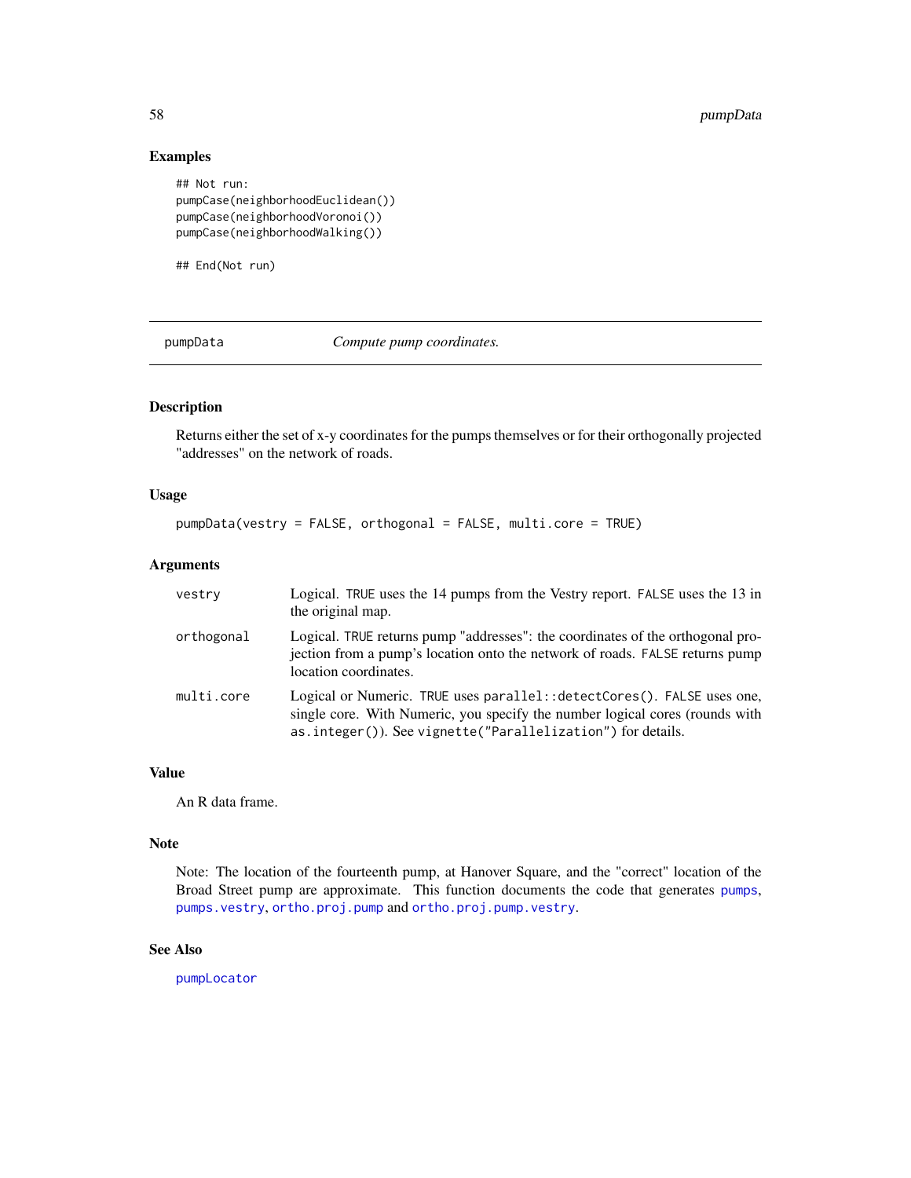## Examples

```
## Not run:
pumpCase(neighborhoodEuclidean())
pumpCase(neighborhoodVoronoi())
pumpCase(neighborhoodWalking())

## End(Not run)
```

---

# pumpData — *Compute pump coordinates.*

---

### Description

Returns either the set of x-y coordinates for the pumps themselves or for their orthogonally projected "addresses" on the network of roads.

### Usage

```
pumpData(vestry = FALSE, orthogonal = FALSE, multi.core = TRUE)
```

### Arguments

| | |
|---|---|
| `vestry` | Logical. `TRUE` uses the 14 pumps from the Vestry report. `FALSE` uses the 13 in the original map. |
| `orthogonal` | Logical. `TRUE` returns pump "addresses": the coordinates of the orthogonal projection from a pump's location onto the network of roads. `FALSE` returns pump location coordinates. |
| `multi.core` | Logical or Numeric. `TRUE` uses `parallel::detectCores()`. `FALSE` uses one, single core. With Numeric, you specify the number logical cores (rounds with `as.integer()`). See `vignette("Parallelization")` for details. |

### Value

An R data frame.

### Note

Note: The location of the fourteenth pump, at Hanover Square, and the "correct" location of the Broad Street pump are approximate. This function documents the code that generates `pumps`, `pumps.vestry`, `ortho.proj.pump` and `ortho.proj.pump.vestry`.

### See Also

`pumpLocator`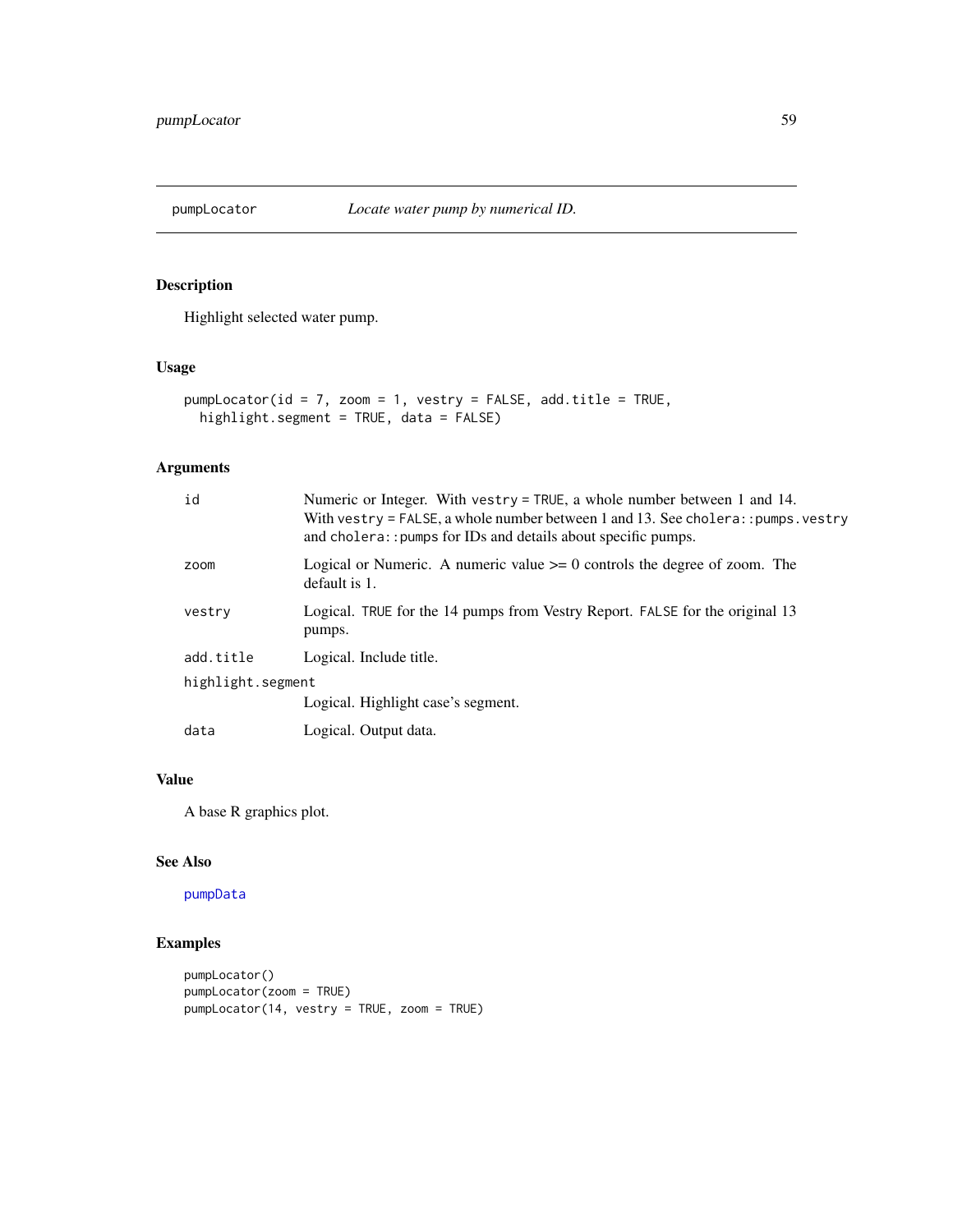## pumpLocator — *Locate water pump by numerical ID.*

### Description

Highlight selected water pump.

### Usage

```
pumpLocator(id = 7, zoom = 1, vestry = FALSE, add.title = TRUE,
  highlight.segment = TRUE, data = FALSE)
```

### Arguments

| | |
|---|---|
| `id` | Numeric or Integer. With `vestry = TRUE`, a whole number between 1 and 14. With `vestry = FALSE`, a whole number between 1 and 13. See `cholera::pumps.vestry` and `cholera::pumps` for IDs and details about specific pumps. |
| `zoom` | Logical or Numeric. A numeric value >= 0 controls the degree of zoom. The default is 1. |
| `vestry` | Logical. `TRUE` for the 14 pumps from Vestry Report. `FALSE` for the original 13 pumps. |
| `add.title` | Logical. Include title. |
| `highlight.segment` | Logical. Highlight case's segment. |
| `data` | Logical. Output data. |

### Value

A base R graphics plot.

### See Also

pumpData

### Examples

```
pumpLocator()
pumpLocator(zoom = TRUE)
pumpLocator(14, vestry = TRUE, zoom = TRUE)
```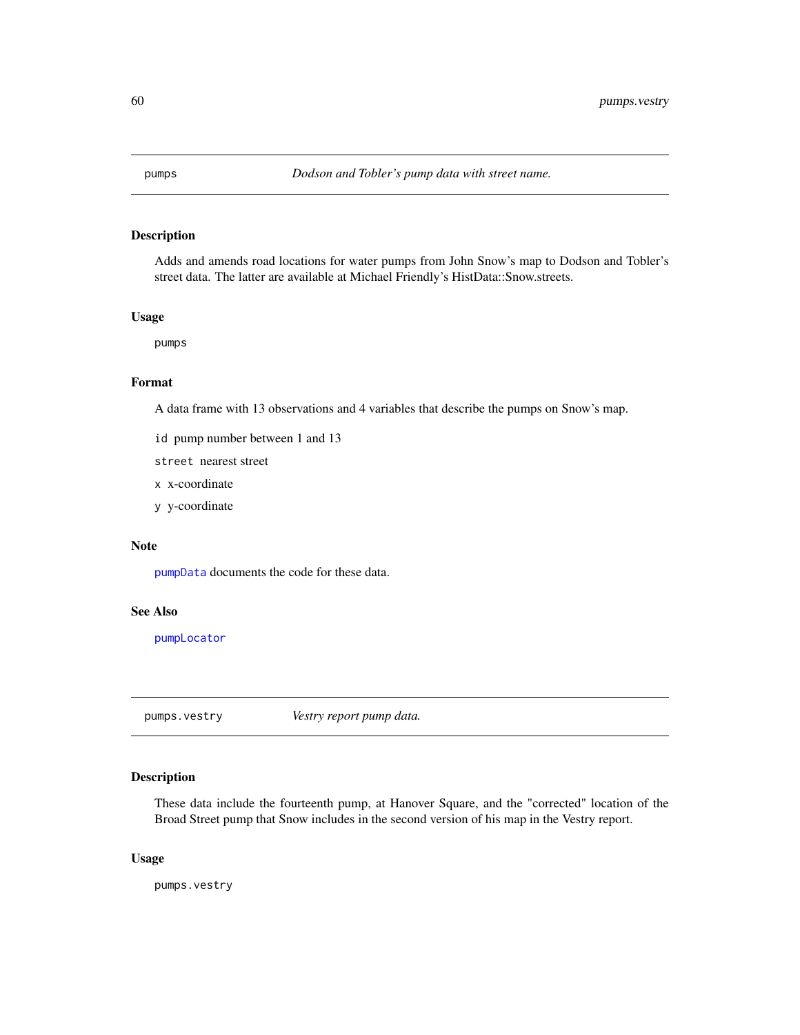## pumps — *Dodson and Tobler's pump data with street name.*

### Description

Adds and amends road locations for water pumps from John Snow's map to Dodson and Tobler's street data. The latter are available at Michael Friendly's HistData::Snow.streets.

### Usage

```
pumps
```

### Format

A data frame with 13 observations and 4 variables that describe the pumps on Snow's map.

- `id` pump number between 1 and 13
- `street` nearest street
- `x` x-coordinate
- `y` y-coordinate

### Note

`pumpData` documents the code for these data.

### See Also

`pumpLocator`

## pumps.vestry — *Vestry report pump data.*

### Description

These data include the fourteenth pump, at Hanover Square, and the "corrected" location of the Broad Street pump that Snow includes in the second version of his map in the Vestry report.

### Usage

```
pumps.vestry
```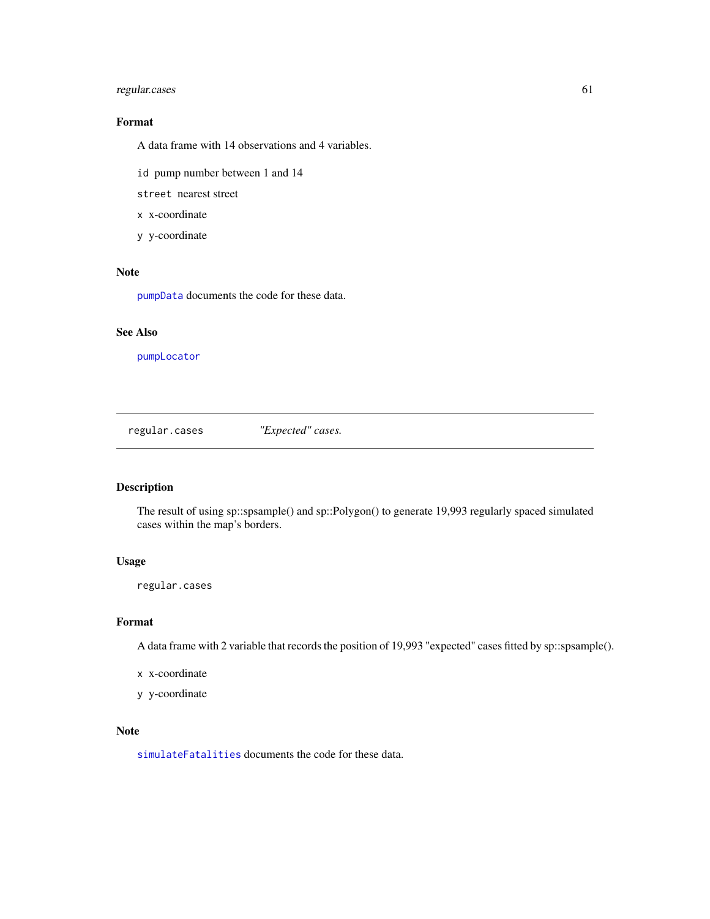### Format

A data frame with 14 observations and 4 variables.

`id` pump number between 1 and 14

`street` nearest street

`x` x-coordinate

`y` y-coordinate

### Note

`pumpData` documents the code for these data.

### See Also

`pumpLocator`

---

## regular.cases — *"Expected" cases.*

---

### Description

The result of using sp::spsample() and sp::Polygon() to generate 19,993 regularly spaced simulated cases within the map's borders.

### Usage

```
regular.cases
```

### Format

A data frame with 2 variable that records the position of 19,993 "expected" cases fitted by sp::spsample().

`x` x-coordinate

`y` y-coordinate

### Note

`simulateFatalities` documents the code for these data.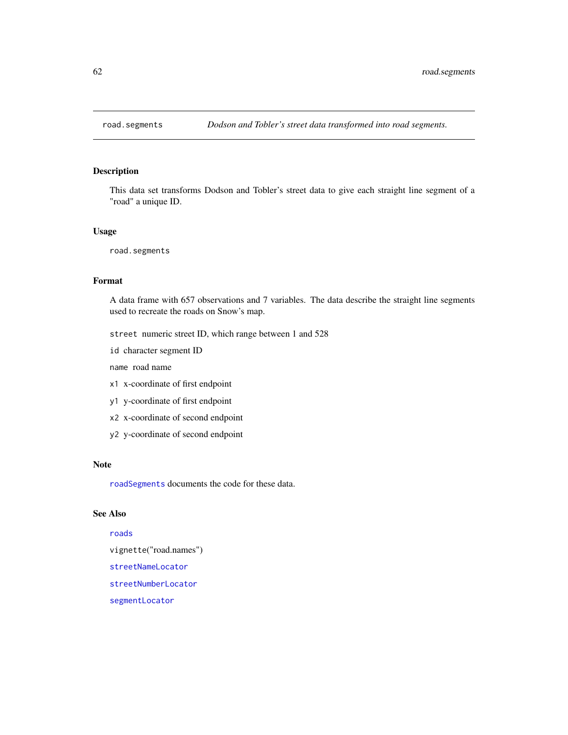road.segments — *Dodson and Tobler's street data transformed into road segments.*

## Description

This data set transforms Dodson and Tobler's street data to give each straight line segment of a "road" a unique ID.

## Usage

```
road.segments
```

## Format

A data frame with 657 observations and 7 variables. The data describe the straight line segments used to recreate the roads on Snow's map.

- `street` numeric street ID, which range between 1 and 528
- `id` character segment ID
- `name` road name
- `x1` x-coordinate of first endpoint
- `y1` y-coordinate of first endpoint
- `x2` x-coordinate of second endpoint
- `y2` y-coordinate of second endpoint

## Note

`roadSegments` documents the code for these data.

## See Also

`roads`

vignette("road.names")

`streetNameLocator`

`streetNumberLocator`

`segmentLocator`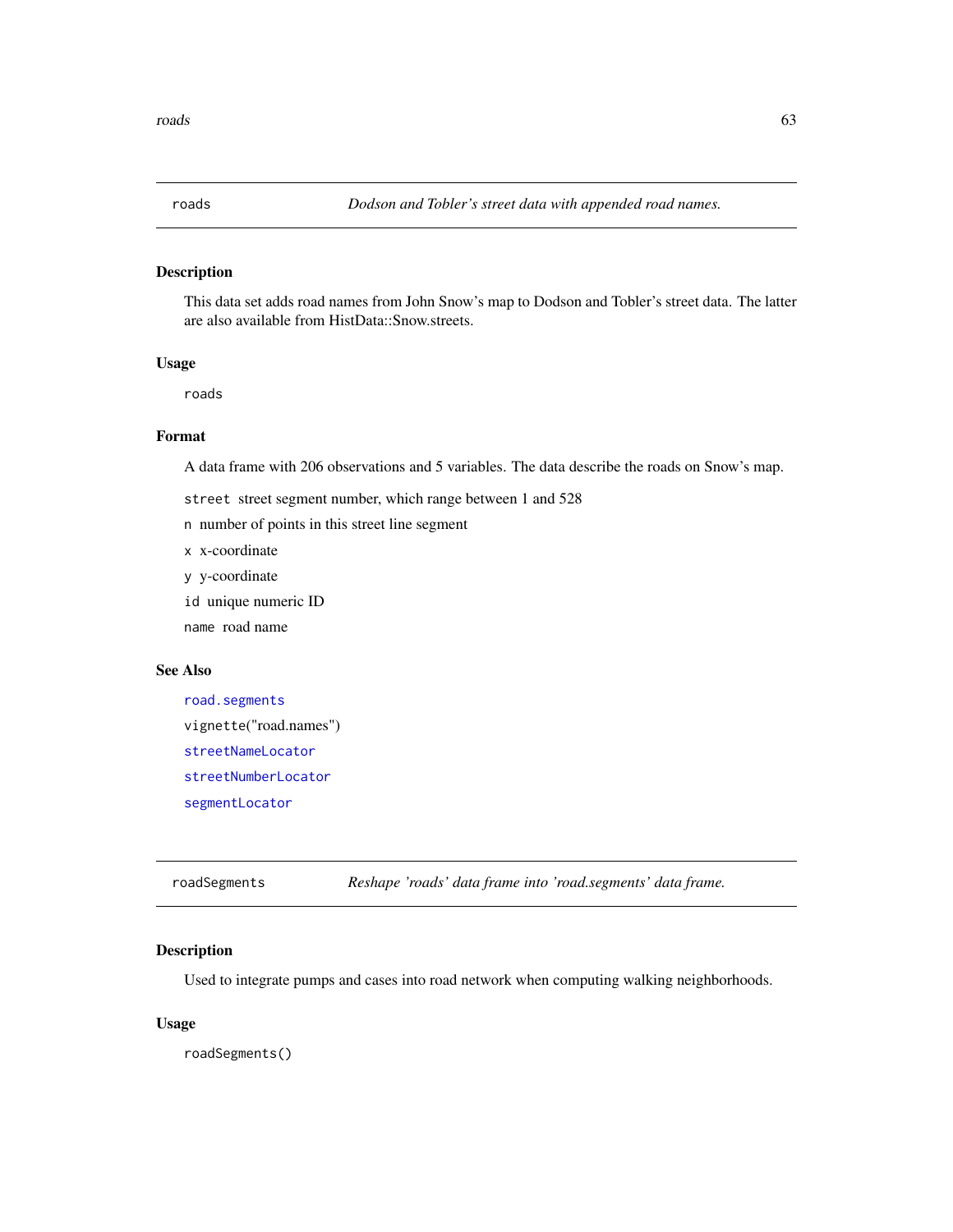## roads — *Dodson and Tobler's street data with appended road names.*

### Description

This data set adds road names from John Snow's map to Dodson and Tobler's street data. The latter are also available from HistData::Snow.streets.

### Usage

```
roads
```

### Format

A data frame with 206 observations and 5 variables. The data describe the roads on Snow's map.

- `street` street segment number, which range between 1 and 528
- `n` number of points in this street line segment
- `x` x-coordinate
- `y` y-coordinate
- `id` unique numeric ID
- `name` road name

### See Also

`road.segments`

vignette("road.names")

`streetNameLocator`

`streetNumberLocator`

`segmentLocator`

## roadSegments — *Reshape 'roads' data frame into 'road.segments' data frame.*

### Description

Used to integrate pumps and cases into road network when computing walking neighborhoods.

### Usage

```
roadSegments()
```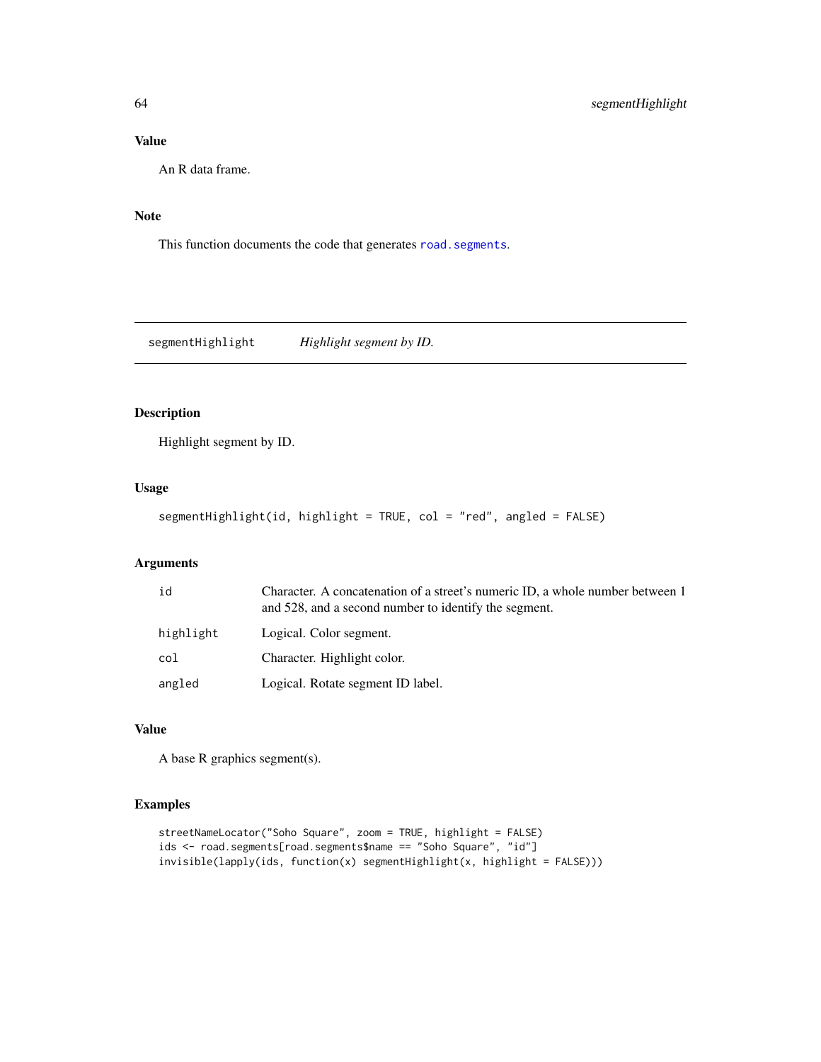### Value

An R data frame.

### Note

This function documents the code that generates `road.segments`.

---

## segmentHighlight *Highlight segment by ID.*

---

### Description

Highlight segment by ID.

### Usage

```
segmentHighlight(id, highlight = TRUE, col = "red", angled = FALSE)
```

### Arguments

| | |
|---|---|
| id | Character. A concatenation of a street's numeric ID, a whole number between 1 and 528, and a second number to identify the segment. |
| highlight | Logical. Color segment. |
| col | Character. Highlight color. |
| angled | Logical. Rotate segment ID label. |

### Value

A base R graphics segment(s).

### Examples

```
streetNameLocator("Soho Square", zoom = TRUE, highlight = FALSE)
ids <- road.segments[road.segments$name == "Soho Square", "id"]
invisible(lapply(ids, function(x) segmentHighlight(x, highlight = FALSE)))
```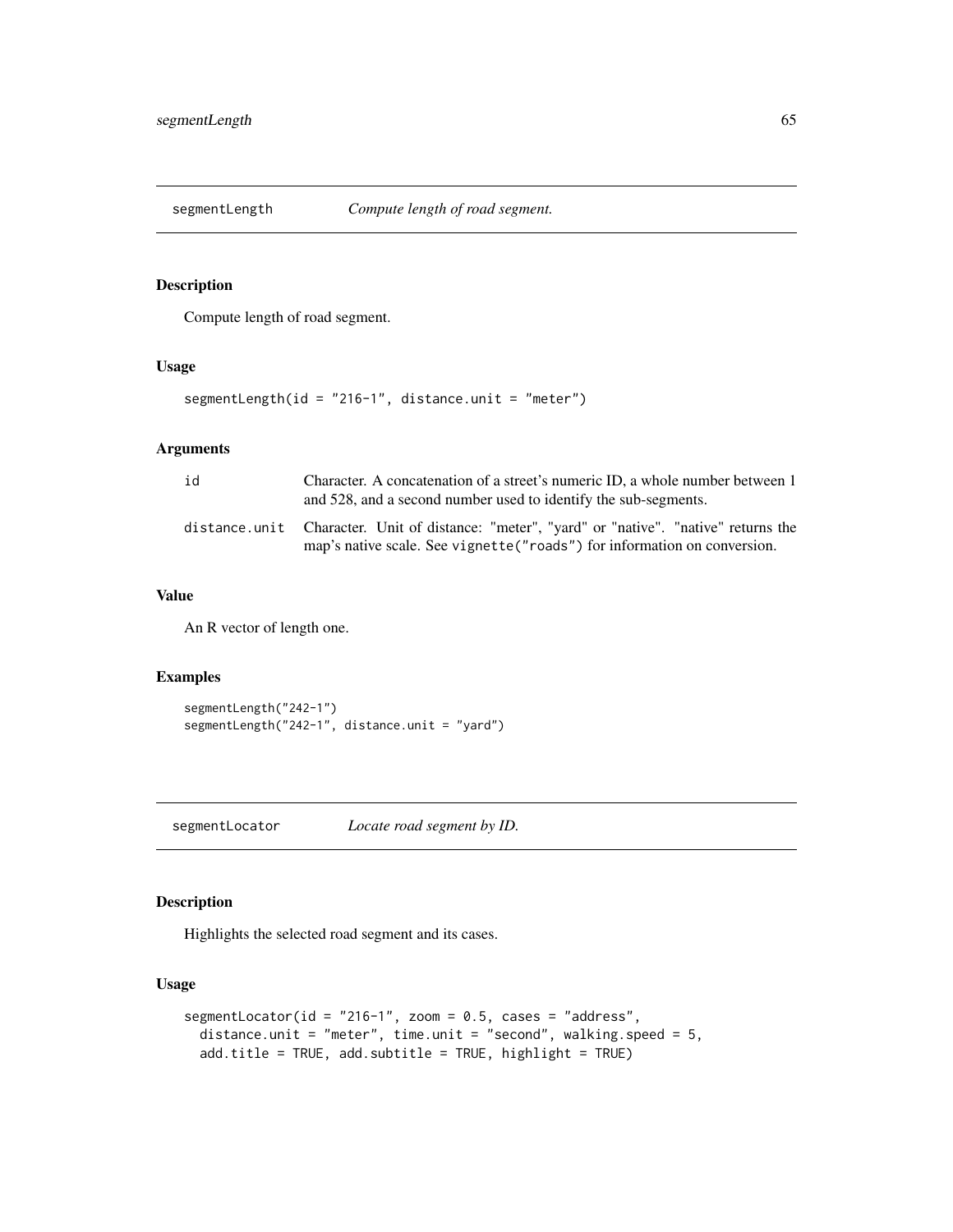## segmentLength *Compute length of road segment.*

### Description

Compute length of road segment.

### Usage

```
segmentLength(id = "216-1", distance.unit = "meter")
```

### Arguments

| | |
|---|---|
| id | Character. A concatenation of a street's numeric ID, a whole number between 1 and 528, and a second number used to identify the sub-segments. |
| distance.unit | Character. Unit of distance: "meter", "yard" or "native". "native" returns the map's native scale. See `vignette("roads")` for information on conversion. |

### Value

An R vector of length one.

### Examples

```
segmentLength("242-1")
segmentLength("242-1", distance.unit = "yard")
```

## segmentLocator *Locate road segment by ID.*

### Description

Highlights the selected road segment and its cases.

### Usage

```
segmentLocator(id = "216-1", zoom = 0.5, cases = "address",
  distance.unit = "meter", time.unit = "second", walking.speed = 5,
  add.title = TRUE, add.subtitle = TRUE, highlight = TRUE)
```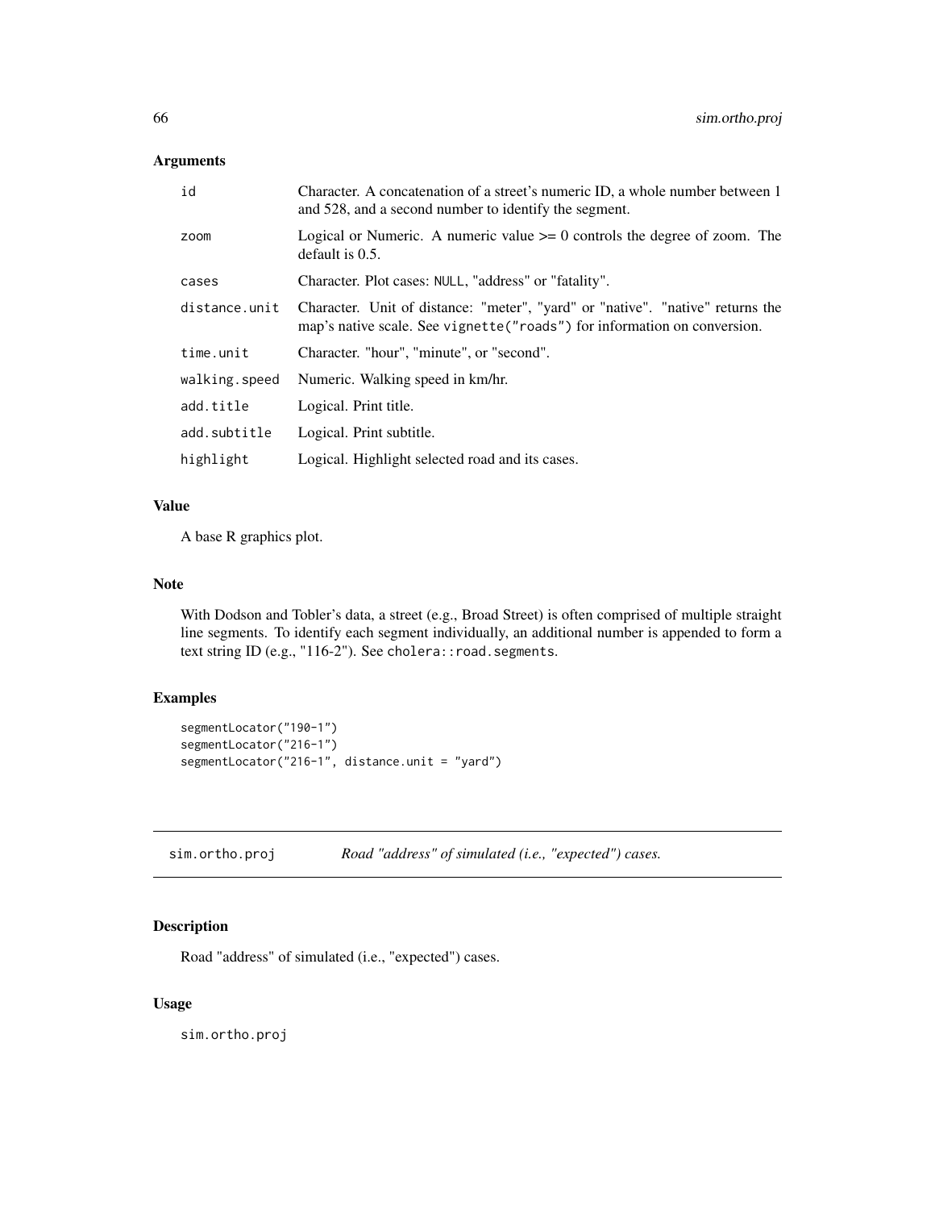## Arguments

| | |
|---|---|
| id | Character. A concatenation of a street's numeric ID, a whole number between 1 and 528, and a second number to identify the segment. |
| zoom | Logical or Numeric. A numeric value >= 0 controls the degree of zoom. The default is 0.5. |
| cases | Character. Plot cases: `NULL`, "address" or "fatality". |
| distance.unit | Character. Unit of distance: "meter", "yard" or "native". "native" returns the map's native scale. See `vignette("roads")` for information on conversion. |
| time.unit | Character. "hour", "minute", or "second". |
| walking.speed | Numeric. Walking speed in km/hr. |
| add.title | Logical. Print title. |
| add.subtitle | Logical. Print subtitle. |
| highlight | Logical. Highlight selected road and its cases. |

## Value

A base R graphics plot.

## Note

With Dodson and Tobler's data, a street (e.g., Broad Street) is often comprised of multiple straight line segments. To identify each segment individually, an additional number is appended to form a text string ID (e.g., "116-2"). See `cholera::road.segments`.

## Examples

```
segmentLocator("190-1")
segmentLocator("216-1")
segmentLocator("216-1", distance.unit = "yard")
```

---

# sim.ortho.proj — *Road "address" of simulated (i.e., "expected") cases.*

## Description

Road "address" of simulated (i.e., "expected") cases.

## Usage

```
sim.ortho.proj
```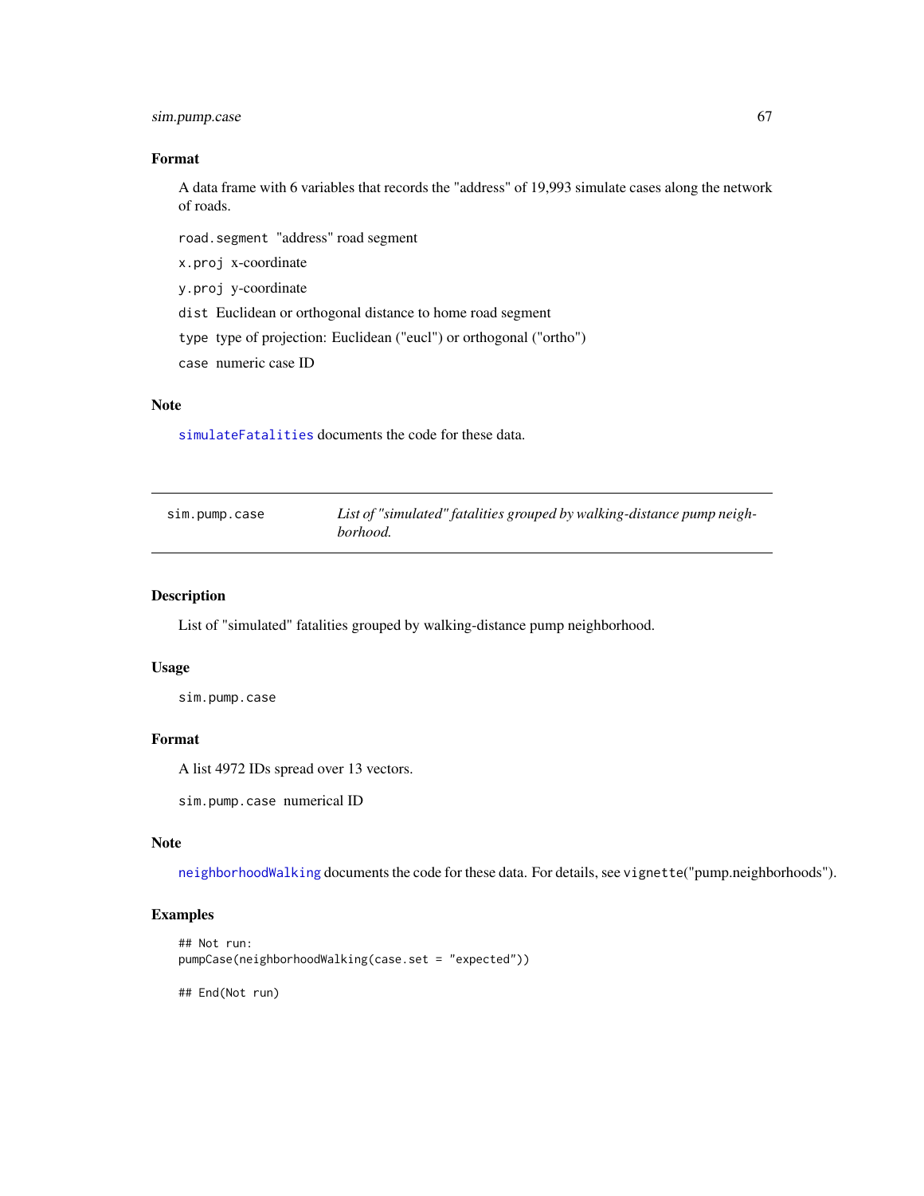### Format

A data frame with 6 variables that records the "address" of 19,993 simulate cases along the network of roads.

- `road.segment` "address" road segment
- `x.proj` x-coordinate
- `y.proj` y-coordinate
- `dist` Euclidean or orthogonal distance to home road segment
- `type` type of projection: Euclidean ("eucl") or orthogonal ("ortho")
- `case` numeric case ID

### Note

`simulateFatalities` documents the code for these data.

---

## sim.pump.case — *List of "simulated" fatalities grouped by walking-distance pump neighborhood.*

---

### Description

List of "simulated" fatalities grouped by walking-distance pump neighborhood.

### Usage

```
sim.pump.case
```

### Format

A list 4972 IDs spread over 13 vectors.

- `sim.pump.case` numerical ID

### Note

`neighborhoodWalking` documents the code for these data. For details, see `vignette`("pump.neighborhoods").

### Examples

```
## Not run:
pumpCase(neighborhoodWalking(case.set = "expected"))

## End(Not run)
```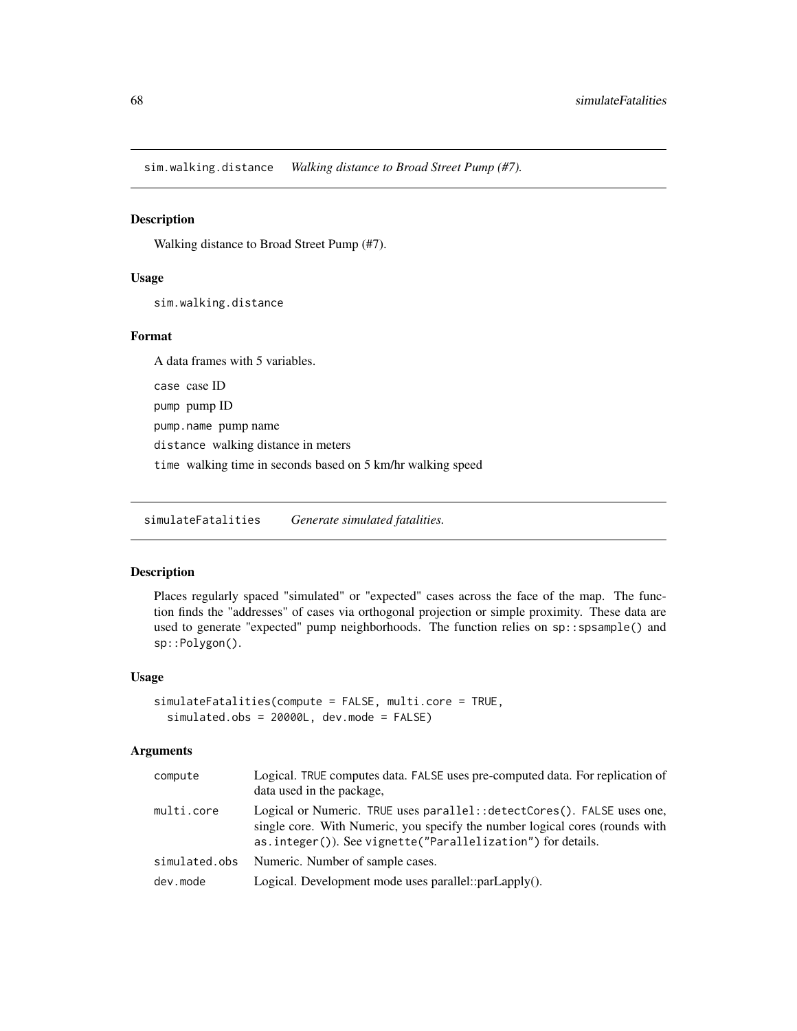## sim.walking.distance *Walking distance to Broad Street Pump (#7).*

### Description

Walking distance to Broad Street Pump (#7).

### Usage

```
sim.walking.distance
```

### Format

A data frames with 5 variables.

`case` case ID

`pump` pump ID

`pump.name` pump name

`distance` walking distance in meters

`time` walking time in seconds based on 5 km/hr walking speed

## simulateFatalities *Generate simulated fatalities.*

### Description

Places regularly spaced "simulated" or "expected" cases across the face of the map. The function finds the "addresses" of cases via orthogonal projection or simple proximity. These data are used to generate "expected" pump neighborhoods. The function relies on `sp::spsample()` and `sp::Polygon()`.

### Usage

```
simulateFatalities(compute = FALSE, multi.core = TRUE,
  simulated.obs = 20000L, dev.mode = FALSE)
```

### Arguments

| | |
|---|---|
| compute | Logical. TRUE computes data. FALSE uses pre-computed data. For replication of data used in the package, |
| multi.core | Logical or Numeric. TRUE uses `parallel::detectCores()`. FALSE uses one, single core. With Numeric, you specify the number logical cores (rounds with `as.integer()`). See `vignette("Parallelization")` for details. |
| simulated.obs | Numeric. Number of sample cases. |
| dev.mode | Logical. Development mode uses parallel::parLapply(). |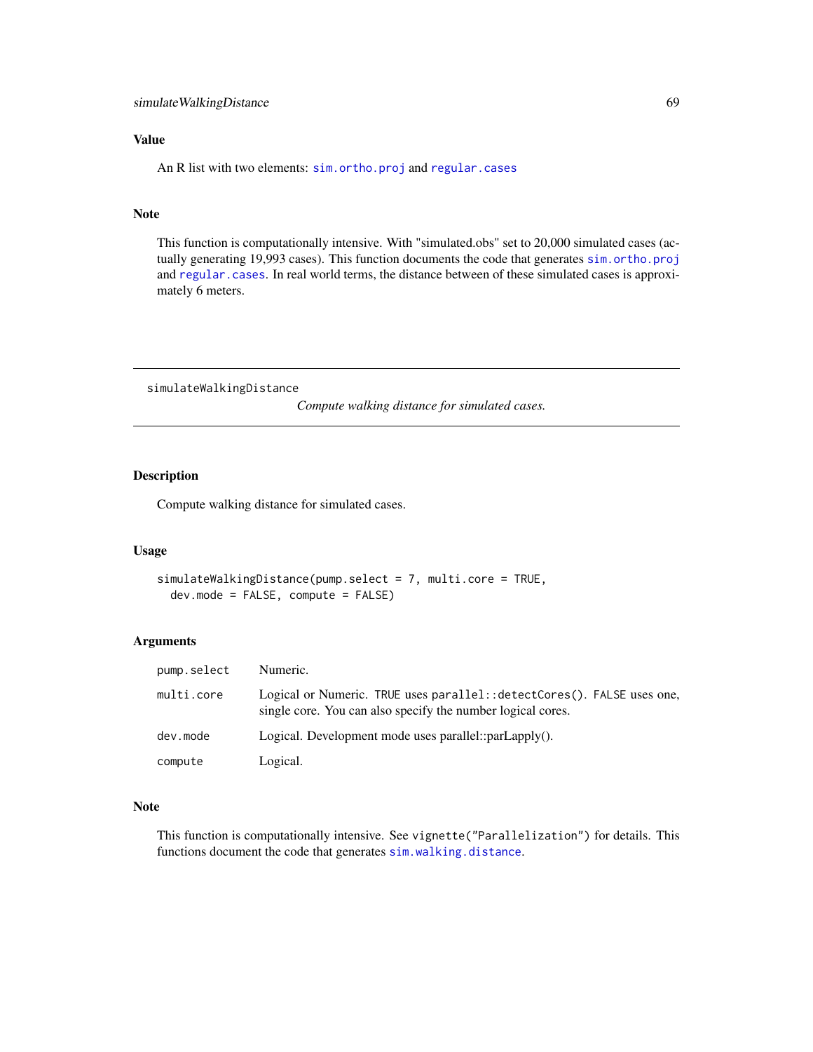## Value

An R list with two elements: `sim.ortho.proj` and `regular.cases`

## Note

This function is computationally intensive. With "simulated.obs" set to 20,000 simulated cases (actually generating 19,993 cases). This function documents the code that generates `sim.ortho.proj` and `regular.cases`. In real world terms, the distance between of these simulated cases is approximately 6 meters.

---

# simulateWalkingDistance

*Compute walking distance for simulated cases.*

---

## Description

Compute walking distance for simulated cases.

## Usage

```
simulateWalkingDistance(pump.select = 7, multi.core = TRUE,
  dev.mode = FALSE, compute = FALSE)
```

## Arguments

| | |
|---|---|
| `pump.select` | Numeric. |
| `multi.core` | Logical or Numeric. `TRUE` uses `parallel::detectCores()`. `FALSE` uses one, single core. You can also specify the number logical cores. |
| `dev.mode` | Logical. Development mode uses parallel::parLapply(). |
| `compute` | Logical. |

## Note

This function is computationally intensive. See `vignette("Parallelization")` for details. This functions document the code that generates `sim.walking.distance`.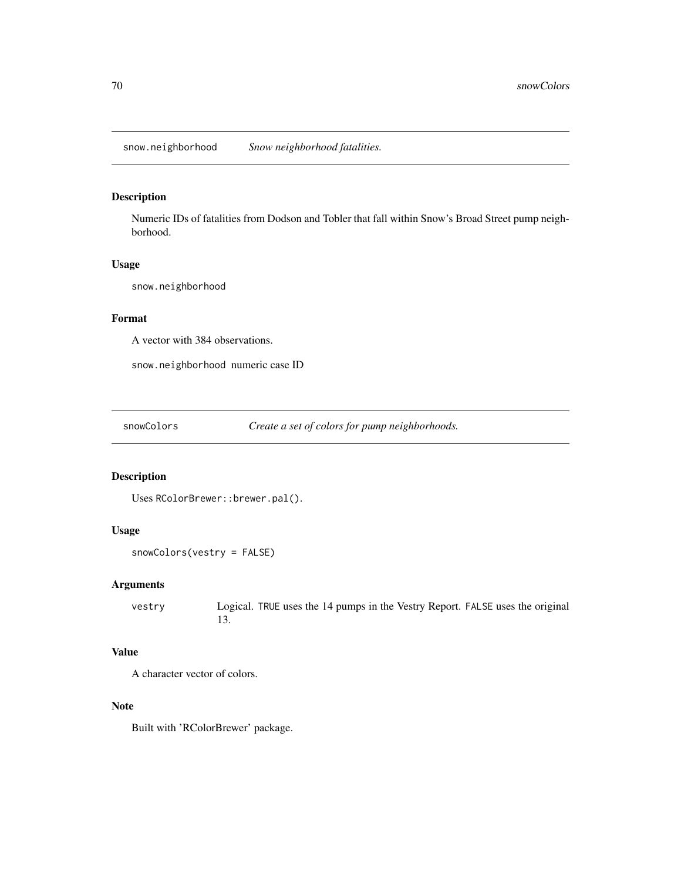## snow.neighborhood — *Snow neighborhood fatalities.*

### Description

Numeric IDs of fatalities from Dodson and Tobler that fall within Snow's Broad Street pump neighborhood.

### Usage

```
snow.neighborhood
```

### Format

A vector with 384 observations.

`snow.neighborhood` numeric case ID

## snowColors — *Create a set of colors for pump neighborhoods.*

### Description

Uses `RColorBrewer::brewer.pal()`.

### Usage

```
snowColors(vestry = FALSE)
```

### Arguments

| | |
|---|---|
| `vestry` | Logical. `TRUE` uses the 14 pumps in the Vestry Report. `FALSE` uses the original 13. |

### Value

A character vector of colors.

### Note

Built with 'RColorBrewer' package.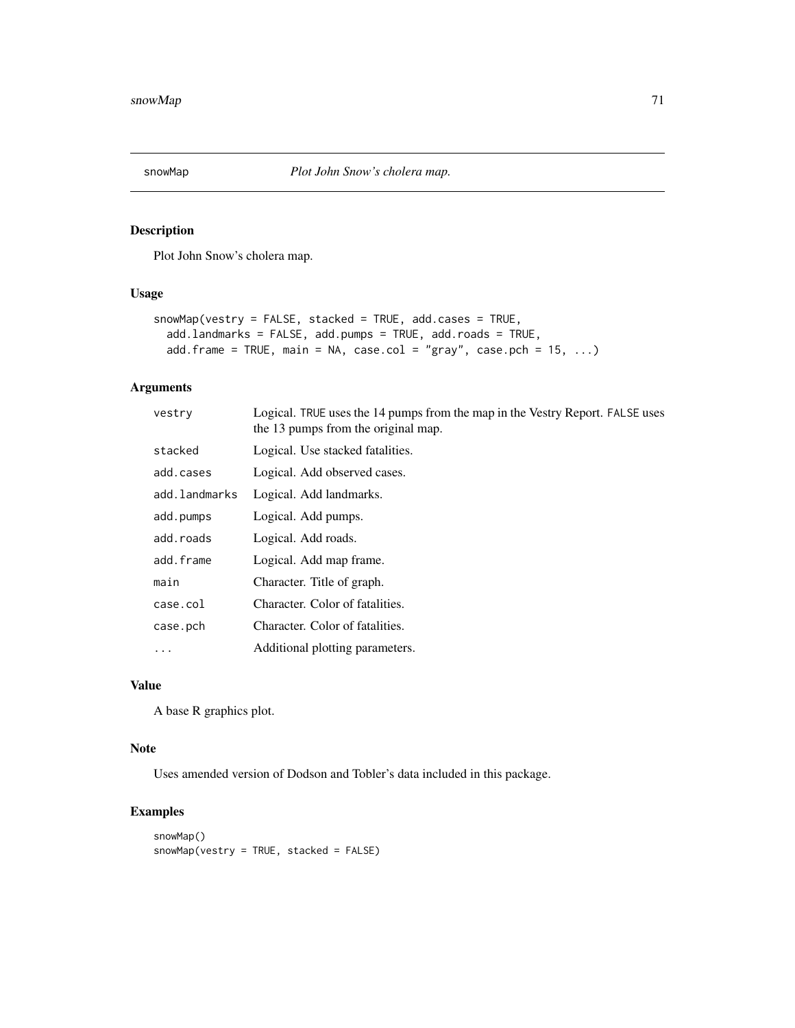snowMap *Plot John Snow's cholera map.*

## Description

Plot John Snow's cholera map.

## Usage

```
snowMap(vestry = FALSE, stacked = TRUE, add.cases = TRUE,
  add.landmarks = FALSE, add.pumps = TRUE, add.roads = TRUE,
  add.frame = TRUE, main = NA, case.col = "gray", case.pch = 15, ...)
```

## Arguments

| | |
|---|---|
| vestry | Logical. TRUE uses the 14 pumps from the map in the Vestry Report. FALSE uses the 13 pumps from the original map. |
| stacked | Logical. Use stacked fatalities. |
| add.cases | Logical. Add observed cases. |
| add.landmarks | Logical. Add landmarks. |
| add.pumps | Logical. Add pumps. |
| add.roads | Logical. Add roads. |
| add.frame | Logical. Add map frame. |
| main | Character. Title of graph. |
| case.col | Character. Color of fatalities. |
| case.pch | Character. Color of fatalities. |
| ... | Additional plotting parameters. |

## Value

A base R graphics plot.

## Note

Uses amended version of Dodson and Tobler's data included in this package.

## Examples

```
snowMap()
snowMap(vestry = TRUE, stacked = FALSE)
```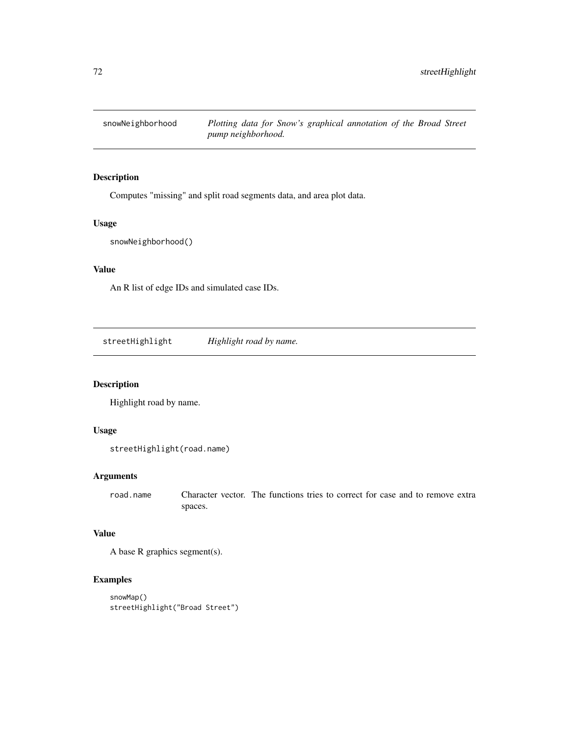## snowNeighborhood — *Plotting data for Snow's graphical annotation of the Broad Street pump neighborhood.*

### Description

Computes "missing" and split road segments data, and area plot data.

### Usage

```
snowNeighborhood()
```

### Value

An R list of edge IDs and simulated case IDs.

## streetHighlight — *Highlight road by name.*

### Description

Highlight road by name.

### Usage

```
streetHighlight(road.name)
```

### Arguments

| | |
|---|---|
| road.name | Character vector. The functions tries to correct for case and to remove extra spaces. |

### Value

A base R graphics segment(s).

### Examples

```
snowMap()
streetHighlight("Broad Street")
```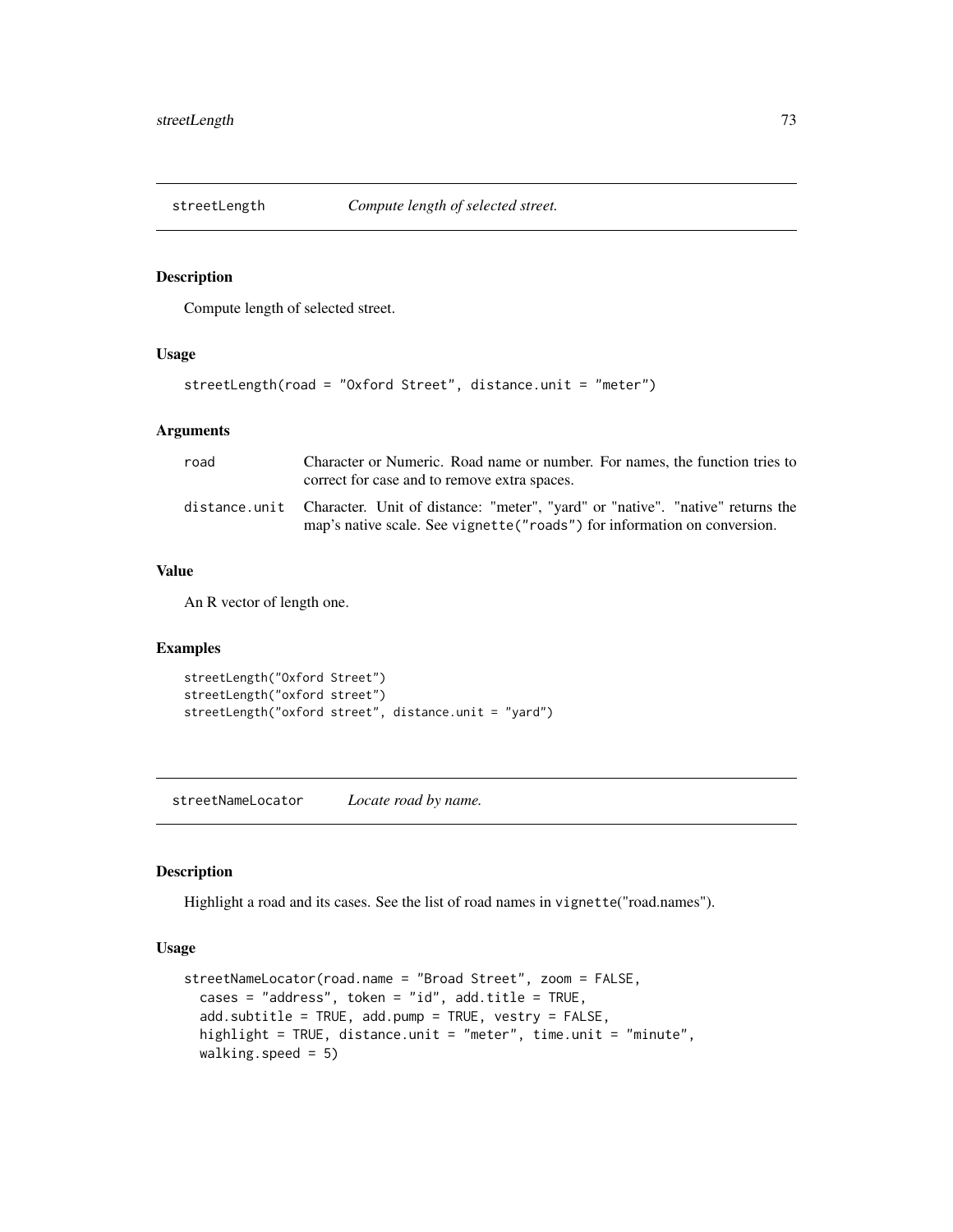## streetLength *Compute length of selected street.*

### Description

Compute length of selected street.

### Usage

```
streetLength(road = "Oxford Street", distance.unit = "meter")
```

### Arguments

| | |
|---|---|
| road | Character or Numeric. Road name or number. For names, the function tries to correct for case and to remove extra spaces. |
| distance.unit | Character. Unit of distance: "meter", "yard" or "native". "native" returns the map's native scale. See vignette("roads") for information on conversion. |

### Value

An R vector of length one.

### Examples

```
streetLength("Oxford Street")
streetLength("oxford street")
streetLength("oxford street", distance.unit = "yard")
```

## streetNameLocator *Locate road by name.*

### Description

Highlight a road and its cases. See the list of road names in vignette("road.names").

### Usage

```
streetNameLocator(road.name = "Broad Street", zoom = FALSE,
  cases = "address", token = "id", add.title = TRUE,
  add.subtitle = TRUE, add.pump = TRUE, vestry = FALSE,
  highlight = TRUE, distance.unit = "meter", time.unit = "minute",
  walking.speed = 5)
```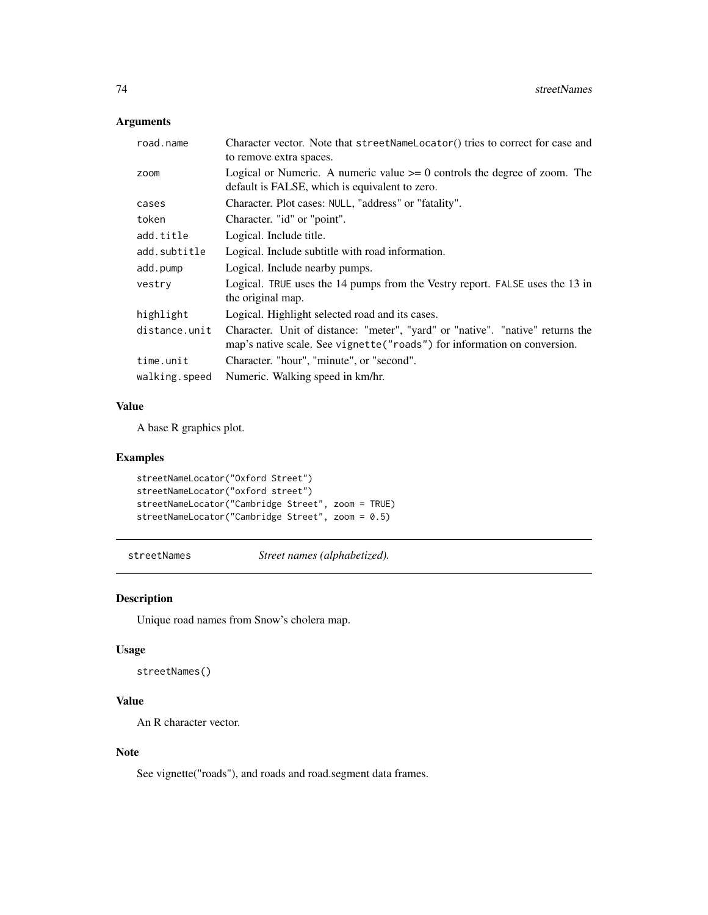## Arguments

| | |
|---|---|
| `road.name` | Character vector. Note that `streetNameLocator()` tries to correct for case and to remove extra spaces. |
| `zoom` | Logical or Numeric. A numeric value >= 0 controls the degree of zoom. The default is FALSE, which is equivalent to zero. |
| `cases` | Character. Plot cases: `NULL`, "address" or "fatality". |
| `token` | Character. "id" or "point". |
| `add.title` | Logical. Include title. |
| `add.subtitle` | Logical. Include subtitle with road information. |
| `add.pump` | Logical. Include nearby pumps. |
| `vestry` | Logical. `TRUE` uses the 14 pumps from the Vestry report. `FALSE` uses the 13 in the original map. |
| `highlight` | Logical. Highlight selected road and its cases. |
| `distance.unit` | Character. Unit of distance: "meter", "yard" or "native". "native" returns the map's native scale. See `vignette("roads")` for information on conversion. |
| `time.unit` | Character. "hour", "minute", or "second". |
| `walking.speed` | Numeric. Walking speed in km/hr. |

## Value

A base R graphics plot.

## Examples

```
streetNameLocator("Oxford Street")
streetNameLocator("oxford street")
streetNameLocator("Cambridge Street", zoom = TRUE)
streetNameLocator("Cambridge Street", zoom = 0.5)
```

---

# `streetNames` *Street names (alphabetized).*

---

## Description

Unique road names from Snow's cholera map.

## Usage

```
streetNames()
```

## Value

An R character vector.

## Note

See vignette("roads"), and roads and road.segment data frames.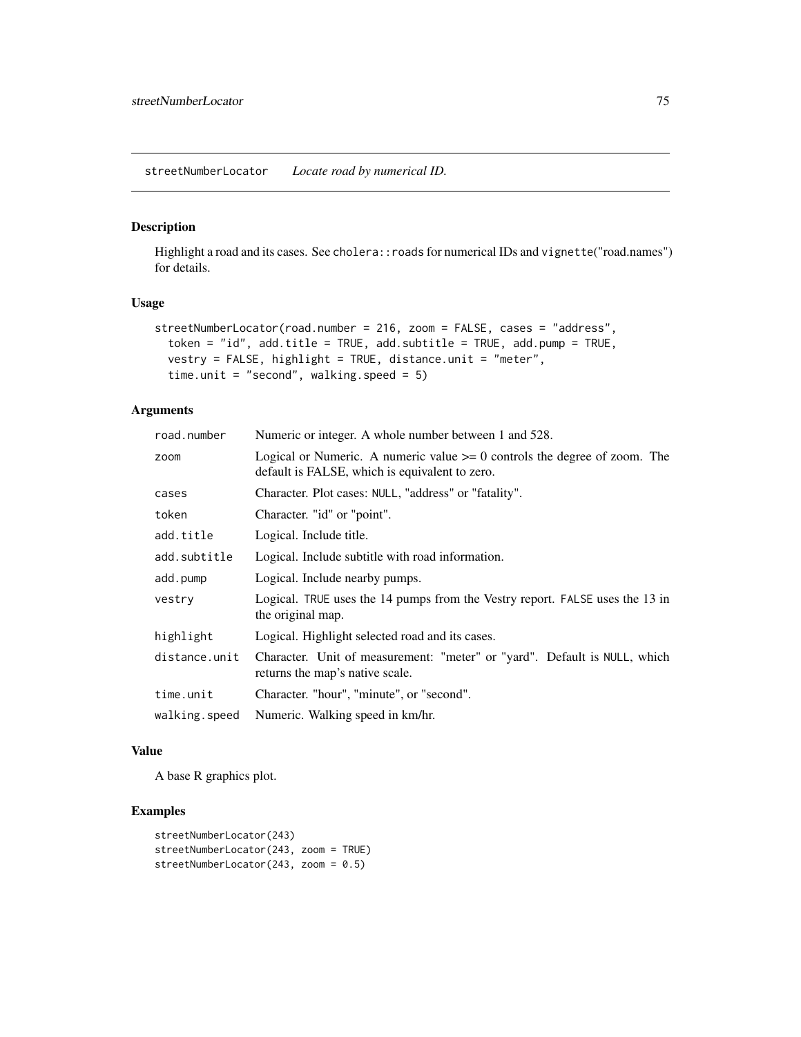# streetNumberLocator *Locate road by numerical ID.*

## Description

Highlight a road and its cases. See `cholera::roads` for numerical IDs and `vignette("road.names")` for details.

## Usage

```
streetNumberLocator(road.number = 216, zoom = FALSE, cases = "address",
  token = "id", add.title = TRUE, add.subtitle = TRUE, add.pump = TRUE,
  vestry = FALSE, highlight = TRUE, distance.unit = "meter",
  time.unit = "second", walking.speed = 5)
```

## Arguments

| | |
|---|---|
| `road.number` | Numeric or integer. A whole number between 1 and 528. |
| `zoom` | Logical or Numeric. A numeric value >= 0 controls the degree of zoom. The default is FALSE, which is equivalent to zero. |
| `cases` | Character. Plot cases: `NULL`, "address" or "fatality". |
| `token` | Character. "id" or "point". |
| `add.title` | Logical. Include title. |
| `add.subtitle` | Logical. Include subtitle with road information. |
| `add.pump` | Logical. Include nearby pumps. |
| `vestry` | Logical. `TRUE` uses the 14 pumps from the Vestry report. `FALSE` uses the 13 in the original map. |
| `highlight` | Logical. Highlight selected road and its cases. |
| `distance.unit` | Character. Unit of measurement: "meter" or "yard". Default is `NULL`, which returns the map's native scale. |
| `time.unit` | Character. "hour", "minute", or "second". |
| `walking.speed` | Numeric. Walking speed in km/hr. |

## Value

A base R graphics plot.

## Examples

```
streetNumberLocator(243)
streetNumberLocator(243, zoom = TRUE)
streetNumberLocator(243, zoom = 0.5)
```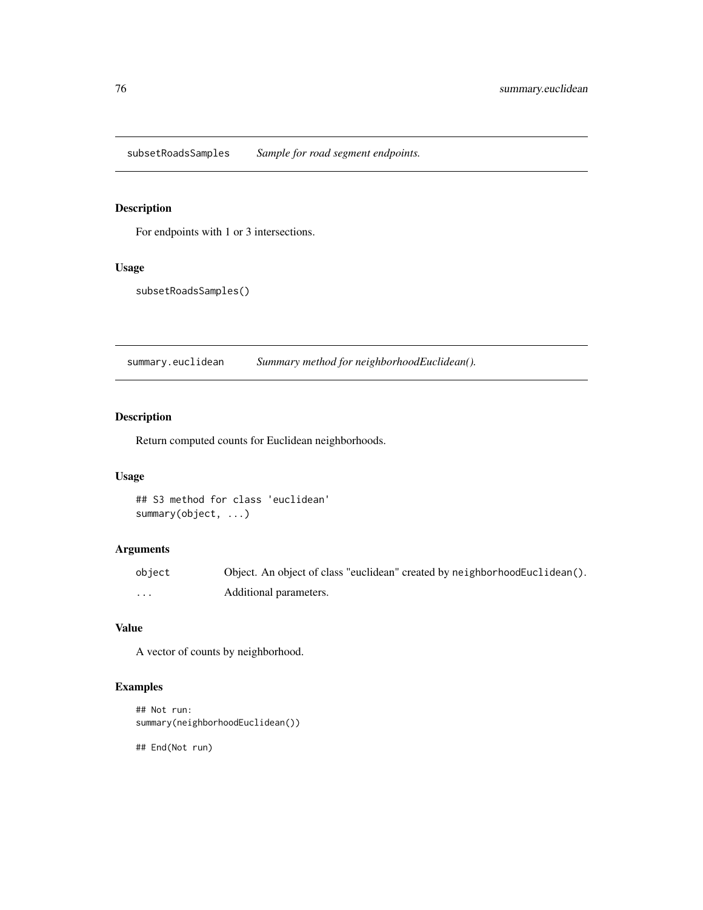## subsetRoadsSamples *Sample for road segment endpoints.*

### Description

For endpoints with 1 or 3 intersections.

### Usage

```
subsetRoadsSamples()
```

## summary.euclidean *Summary method for neighborhoodEuclidean().*

### Description

Return computed counts for Euclidean neighborhoods.

### Usage

```
## S3 method for class 'euclidean'
summary(object, ...)
```

### Arguments

| | |
|---|---|
| object | Object. An object of class "euclidean" created by neighborhoodEuclidean(). |
| ... | Additional parameters. |

### Value

A vector of counts by neighborhood.

### Examples

```
## Not run:
summary(neighborhoodEuclidean())

## End(Not run)
```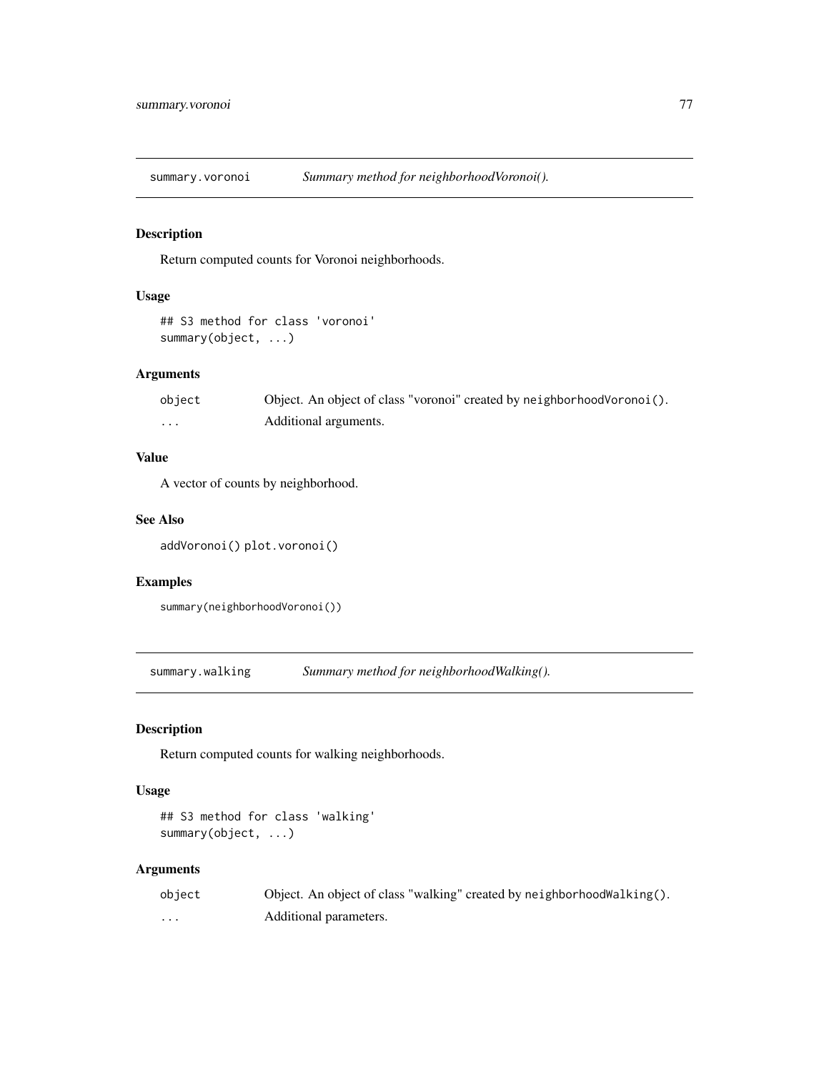## summary.voronoi    *Summary method for neighborhoodVoronoi().*

### Description

Return computed counts for Voronoi neighborhoods.

### Usage

```
## S3 method for class 'voronoi'
summary(object, ...)
```

### Arguments

| | |
|---|---|
| object | Object. An object of class "voronoi" created by neighborhoodVoronoi(). |
| ... | Additional arguments. |

### Value

A vector of counts by neighborhood.

### See Also

addVoronoi() plot.voronoi()

### Examples

```
summary(neighborhoodVoronoi())
```

## summary.walking    *Summary method for neighborhoodWalking().*

### Description

Return computed counts for walking neighborhoods.

### Usage

```
## S3 method for class 'walking'
summary(object, ...)
```

### Arguments

| | |
|---|---|
| object | Object. An object of class "walking" created by neighborhoodWalking(). |
| ... | Additional parameters. |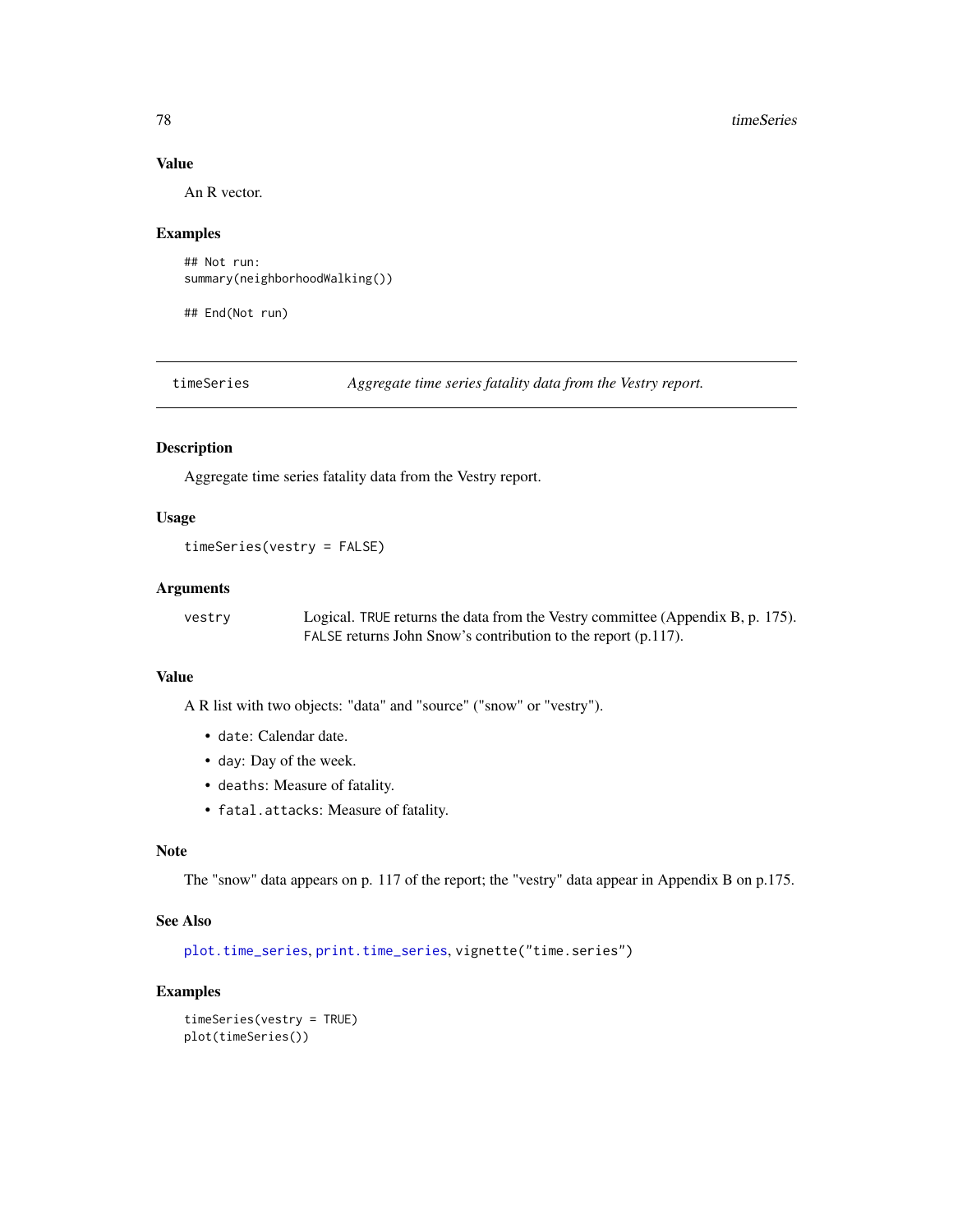### Value

An R vector.

### Examples

```
## Not run:
summary(neighborhoodWalking())

## End(Not run)
```

---

## timeSeries — *Aggregate time series fatality data from the Vestry report.*

---

### Description

Aggregate time series fatality data from the Vestry report.

### Usage

```
timeSeries(vestry = FALSE)
```

### Arguments

| | |
|---|---|
| `vestry` | Logical. `TRUE` returns the data from the Vestry committee (Appendix B, p. 175). `FALSE` returns John Snow's contribution to the report (p.117). |

### Value

A R list with two objects: "data" and "source" ("snow" or "vestry").

- `date`: Calendar date.
- `day`: Day of the week.
- `deaths`: Measure of fatality.
- `fatal.attacks`: Measure of fatality.

### Note

The "snow" data appears on p. 117 of the report; the "vestry" data appear in Appendix B on p.175.

### See Also

`plot.time_series`, `print.time_series`, `vignette("time.series")`

### Examples

```
timeSeries(vestry = TRUE)
plot(timeSeries())
```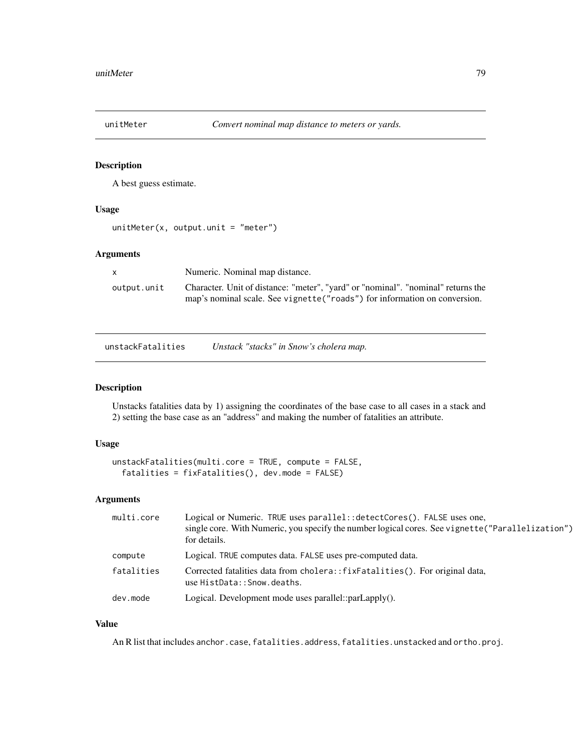## unitMeter — *Convert nominal map distance to meters or yards.*

### Description

A best guess estimate.

### Usage

```
unitMeter(x, output.unit = "meter")
```

### Arguments

| | |
|---|---|
| x | Numeric. Nominal map distance. |
| output.unit | Character. Unit of distance: "meter", "yard" or "nominal". "nominal" returns the map's nominal scale. See `vignette("roads")` for information on conversion. |

## unstackFatalities — *Unstack "stacks" in Snow's cholera map.*

### Description

Unstacks fatalities data by 1) assigning the coordinates of the base case to all cases in a stack and 2) setting the base case as an "address" and making the number of fatalities an attribute.

### Usage

```
unstackFatalities(multi.core = TRUE, compute = FALSE,
  fatalities = fixFatalities(), dev.mode = FALSE)
```

### Arguments

| | |
|---|---|
| multi.core | Logical or Numeric. `TRUE` uses `parallel::detectCores()`. `FALSE` uses one, single core. With Numeric, you specify the number logical cores. See `vignette("Parallelization")` for details. |
| compute | Logical. `TRUE` computes data. `FALSE` uses pre-computed data. |
| fatalities | Corrected fatalities data from `cholera::fixFatalities()`. For original data, use `HistData::Snow.deaths`. |
| dev.mode | Logical. Development mode uses parallel::parLapply(). |

### Value

An R list that includes `anchor.case`, `fatalities.address`, `fatalities.unstacked` and `ortho.proj`.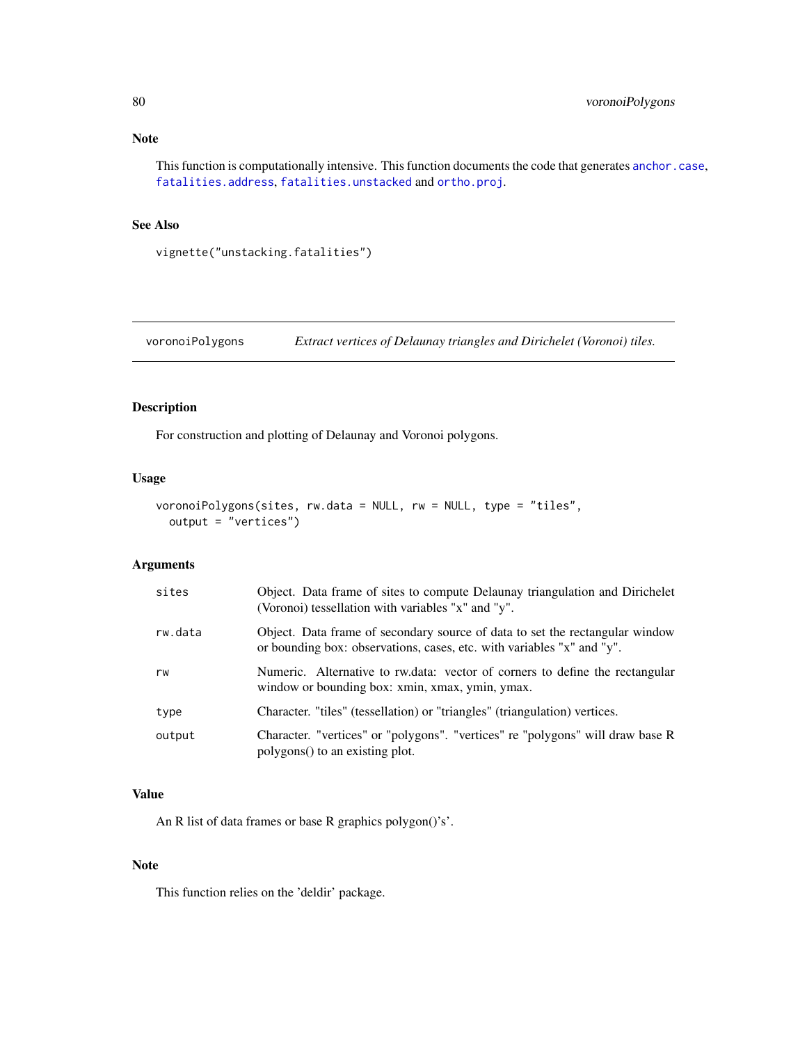## Note

This function is computationally intensive. This function documents the code that generates anchor.case, fatalities.address, fatalities.unstacked and ortho.proj.

## See Also

vignette("unstacking.fatalities")

---

# voronoiPolygons — *Extract vertices of Delaunay triangles and Dirichelet (Voronoi) tiles.*

## Description

For construction and plotting of Delaunay and Voronoi polygons.

## Usage

```
voronoiPolygons(sites, rw.data = NULL, rw = NULL, type = "tiles",
  output = "vertices")
```

## Arguments

| | |
|---|---|
| sites | Object. Data frame of sites to compute Delaunay triangulation and Dirichelet (Voronoi) tessellation with variables "x" and "y". |
| rw.data | Object. Data frame of secondary source of data to set the rectangular window or bounding box: observations, cases, etc. with variables "x" and "y". |
| rw | Numeric. Alternative to rw.data: vector of corners to define the rectangular window or bounding box: xmin, xmax, ymin, ymax. |
| type | Character. "tiles" (tessellation) or "triangles" (triangulation) vertices. |
| output | Character. "vertices" or "polygons". "vertices" re "polygons" will draw base R polygons() to an existing plot. |

## Value

An R list of data frames or base R graphics polygon()'s'.

## Note

This function relies on the 'deldir' package.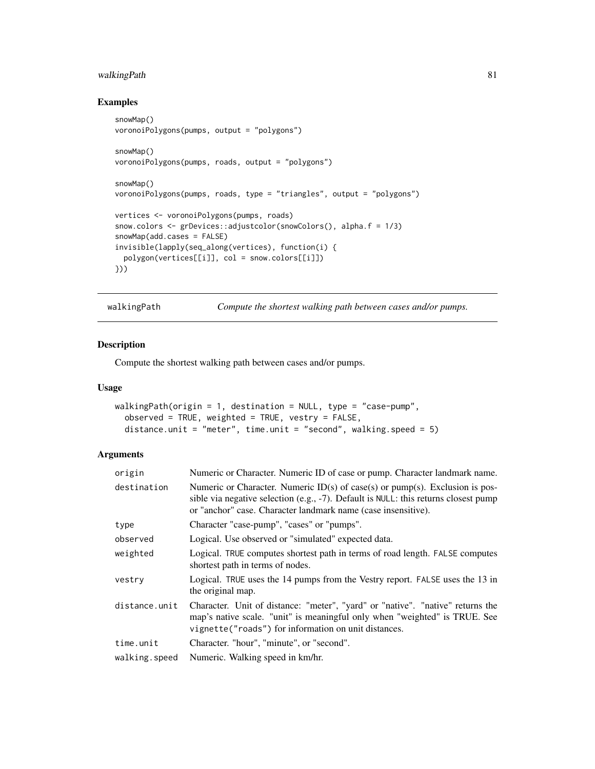## Examples

```
snowMap()
voronoiPolygons(pumps, output = "polygons")

snowMap()
voronoiPolygons(pumps, roads, output = "polygons")

snowMap()
voronoiPolygons(pumps, roads, type = "triangles", output = "polygons")

vertices <- voronoiPolygons(pumps, roads)
snow.colors <- grDevices::adjustcolor(snowColors(), alpha.f = 1/3)
snowMap(add.cases = FALSE)
invisible(lapply(seq_along(vertices), function(i) {
  polygon(vertices[[i]], col = snow.colors[[i]])
}))
```

---

# walkingPath — *Compute the shortest walking path between cases and/or pumps.*

---

## Description

Compute the shortest walking path between cases and/or pumps.

## Usage

```
walkingPath(origin = 1, destination = NULL, type = "case-pump",
  observed = TRUE, weighted = TRUE, vestry = FALSE,
  distance.unit = "meter", time.unit = "second", walking.speed = 5)
```

## Arguments

| | |
|---|---|
| `origin` | Numeric or Character. Numeric ID of case or pump. Character landmark name. |
| `destination` | Numeric or Character. Numeric ID(s) of case(s) or pump(s). Exclusion is possible via negative selection (e.g., -7). Default is `NULL`: this returns closest pump or "anchor" case. Character landmark name (case insensitive). |
| `type` | Character "case-pump", "cases" or "pumps". |
| `observed` | Logical. Use observed or "simulated" expected data. |
| `weighted` | Logical. `TRUE` computes shortest path in terms of road length. `FALSE` computes shortest path in terms of nodes. |
| `vestry` | Logical. `TRUE` uses the 14 pumps from the Vestry report. `FALSE` uses the 13 in the original map. |
| `distance.unit` | Character. Unit of distance: "meter", "yard" or "native". "native" returns the map's native scale. "unit" is meaningful only when "weighted" is TRUE. See `vignette("roads")` for information on unit distances. |
| `time.unit` | Character. "hour", "minute", or "second". |
| `walking.speed` | Numeric. Walking speed in km/hr. |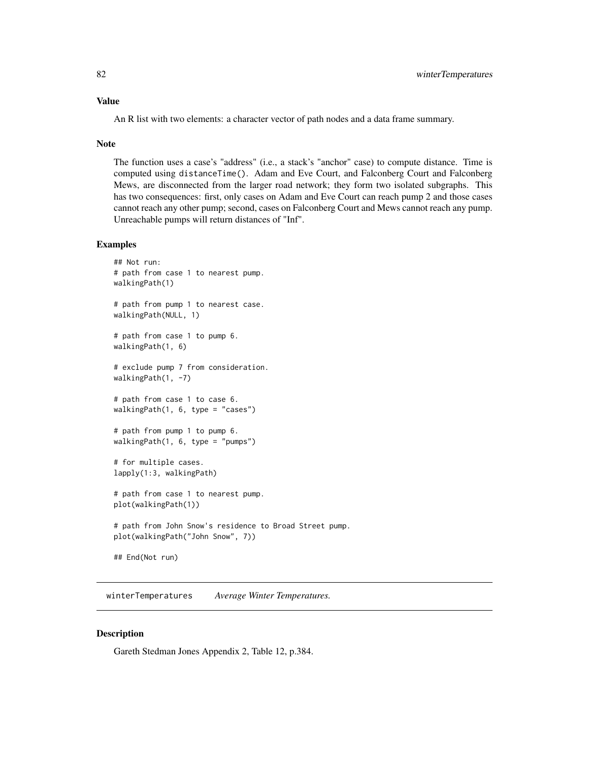## Value

An R list with two elements: a character vector of path nodes and a data frame summary.

## Note

The function uses a case's "address" (i.e., a stack's "anchor" case) to compute distance. Time is computed using `distanceTime()`. Adam and Eve Court, and Falconberg Court and Falconberg Mews, are disconnected from the larger road network; they form two isolated subgraphs. This has two consequences: first, only cases on Adam and Eve Court can reach pump 2 and those cases cannot reach any other pump; second, cases on Falconberg Court and Mews cannot reach any pump. Unreachable pumps will return distances of "Inf".

## Examples

```
## Not run:
# path from case 1 to nearest pump.
walkingPath(1)

# path from pump 1 to nearest case.
walkingPath(NULL, 1)

# path from case 1 to pump 6.
walkingPath(1, 6)

# exclude pump 7 from consideration.
walkingPath(1, -7)

# path from case 1 to case 6.
walkingPath(1, 6, type = "cases")

# path from pump 1 to pump 6.
walkingPath(1, 6, type = "pumps")

# for multiple cases.
lapply(1:3, walkingPath)

# path from case 1 to nearest pump.
plot(walkingPath(1))

# path from John Snow's residence to Broad Street pump.
plot(walkingPath("John Snow", 7))

## End(Not run)
```

---

# winterTemperatures *Average Winter Temperatures.*

---

## Description

Gareth Stedman Jones Appendix 2, Table 12, p.384.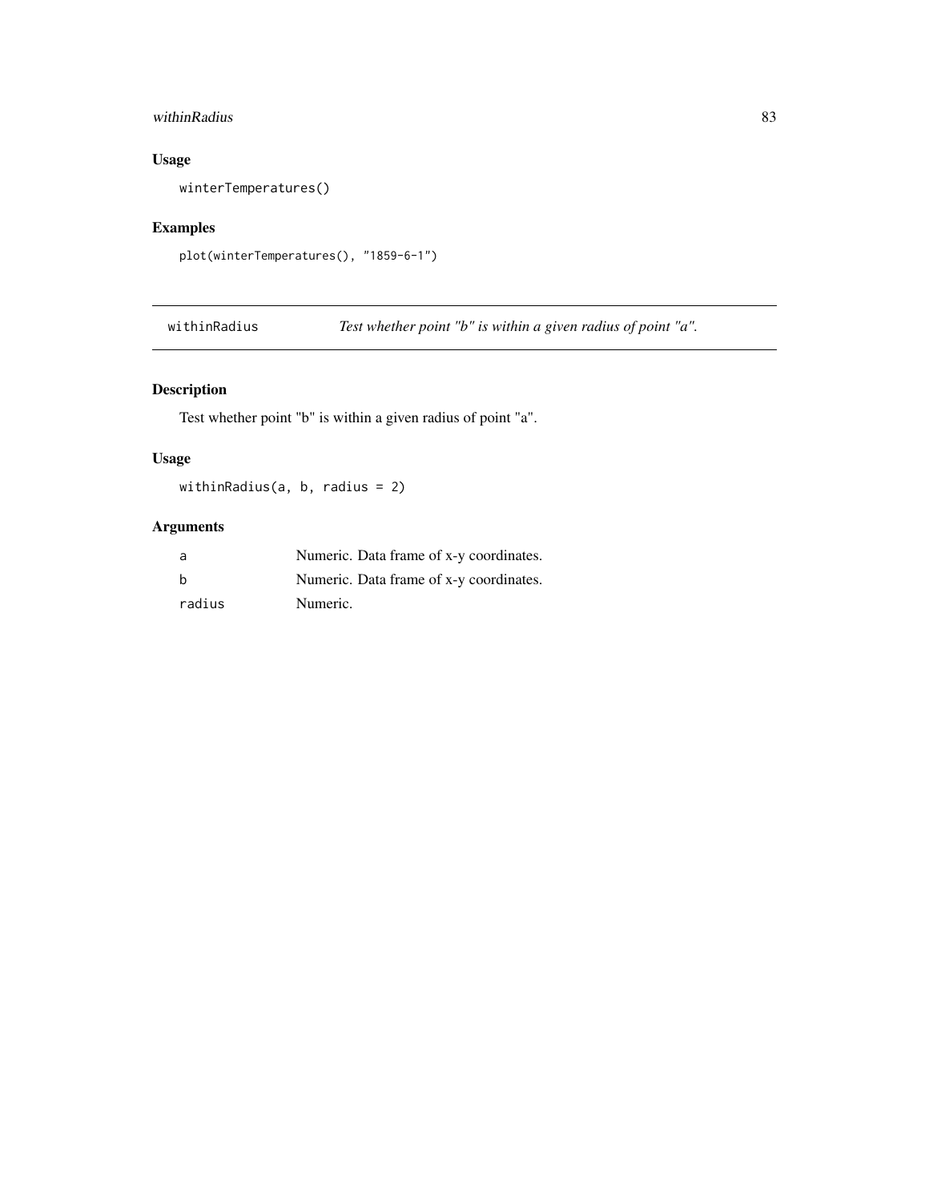## Usage

```
winterTemperatures()
```

## Examples

```
plot(winterTemperatures(), "1859-6-1")
```

---

# withinRadius — *Test whether point "b" is within a given radius of point "a".*

---

## Description

Test whether point "b" is within a given radius of point "a".

## Usage

```
withinRadius(a, b, radius = 2)
```

## Arguments

| | |
|---|---|
| `a` | Numeric. Data frame of x-y coordinates. |
| `b` | Numeric. Data frame of x-y coordinates. |
| `radius` | Numeric. |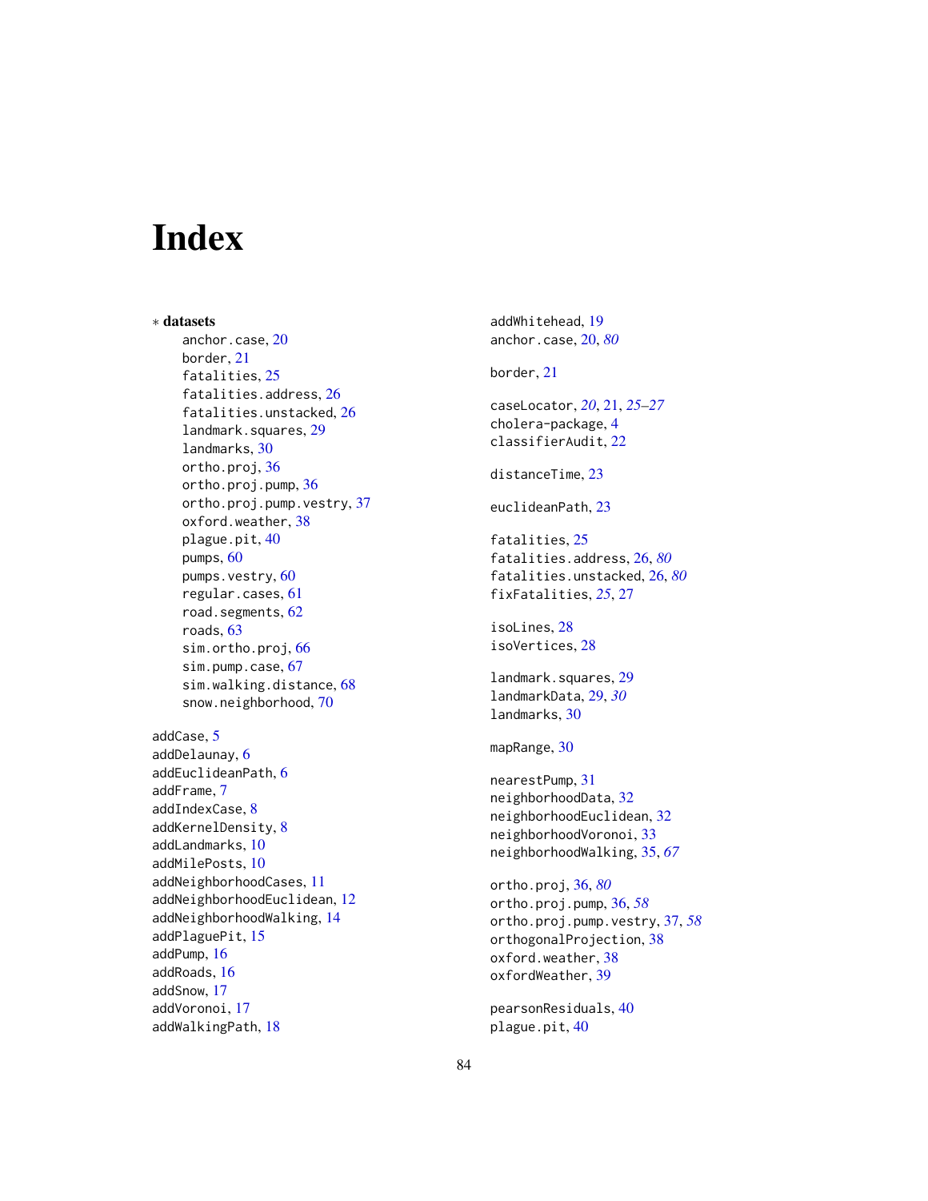# Index

∗ **datasets**

- anchor.case, 20
- border, 21
- fatalities, 25
- fatalities.address, 26
- fatalities.unstacked, 26
- landmark.squares, 29
- landmarks, 30
- ortho.proj, 36
- ortho.proj.pump, 36
- ortho.proj.pump.vestry, 37
- oxford.weather, 38
- plague.pit, 40
- pumps, 60
- pumps.vestry, 60
- regular.cases, 61
- road.segments, 62
- roads, 63
- sim.ortho.proj, 66
- sim.pump.case, 67
- sim.walking.distance, 68
- snow.neighborhood, 70

addCase, 5
addDelaunay, 6
addEuclideanPath, 6
addFrame, 7
addIndexCase, 8
addKernelDensity, 8
addLandmarks, 10
addMilePosts, 10
addNeighborhoodCases, 11
addNeighborhoodEuclidean, 12
addNeighborhoodWalking, 14
addPlaguePit, 15
addPump, 16
addRoads, 16
addSnow, 17
addVoronoi, 17
addWalkingPath, 18
addWhitehead, 19
anchor.case, 20, *80*

border, 21

caseLocator, *20*, 21, *25–27*
cholera-package, 4
classifierAudit, 22

distanceTime, 23

euclideanPath, 23

fatalities, 25
fatalities.address, 26, *80*
fatalities.unstacked, 26, *80*
fixFatalities, *25*, 27

isoLines, 28
isoVertices, 28

landmark.squares, 29
landmarkData, 29, *30*
landmarks, 30

mapRange, 30

nearestPump, 31
neighborhoodData, 32
neighborhoodEuclidean, 32
neighborhoodVoronoi, 33
neighborhoodWalking, 35, *67*

ortho.proj, 36, *80*
ortho.proj.pump, 36, *58*
ortho.proj.pump.vestry, 37, *58*
orthogonalProjection, 38
oxford.weather, 38
oxfordWeather, 39

pearsonResiduals, 40
plague.pit, 40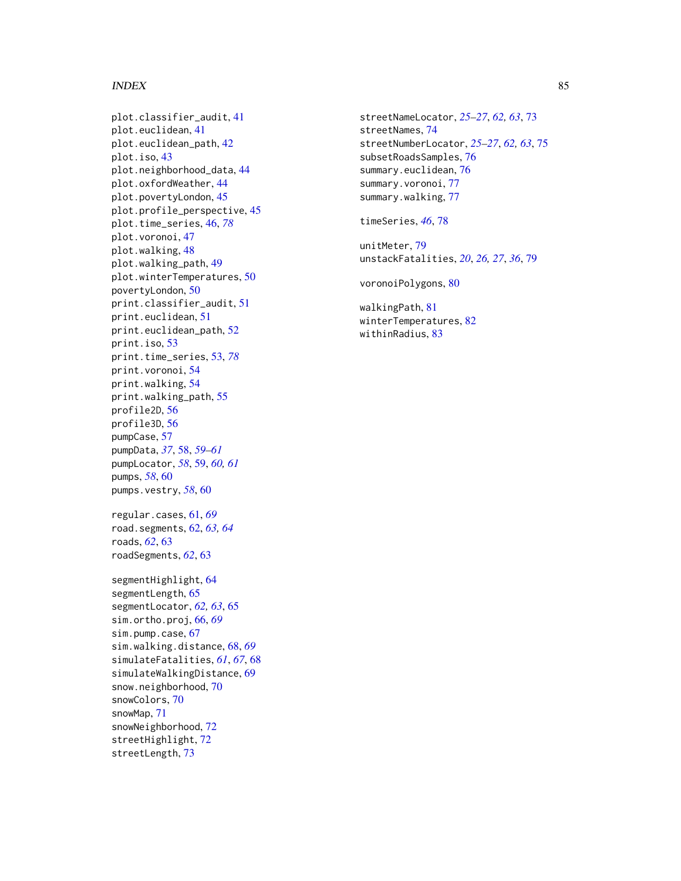plot.classifier_audit, 41
plot.euclidean, 41
plot.euclidean_path, 42
plot.iso, 43
plot.neighborhood_data, 44
plot.oxfordWeather, 44
plot.povertyLondon, 45
plot.profile_perspective, 45
plot.time_series, 46, *78*
plot.voronoi, 47
plot.walking, 48
plot.walking_path, 49
plot.winterTemperatures, 50
povertyLondon, 50
print.classifier_audit, 51
print.euclidean, 51
print.euclidean_path, 52
print.iso, 53
print.time_series, 53, *78*
print.voronoi, 54
print.walking, 54
print.walking_path, 55
profile2D, 56
profile3D, 56
pumpCase, 57
pumpData, *37*, 58, *59–61*
pumpLocator, *58*, 59, *60, 61*
pumps, *58*, 60
pumps.vestry, *58*, 60

regular.cases, 61, *69*
road.segments, 62, *63, 64*
roads, *62*, 63
roadSegments, *62*, 63

segmentHighlight, 64
segmentLength, 65
segmentLocator, *62, 63*, 65
sim.ortho.proj, 66, *69*
sim.pump.case, 67
sim.walking.distance, 68, *69*
simulateFatalities, *61*, *67*, 68
simulateWalkingDistance, 69
snow.neighborhood, 70
snowColors, 70
snowMap, 71
snowNeighborhood, 72
streetHighlight, 72
streetLength, 73
streetNameLocator, *25–27*, *62, 63*, 73
streetNames, 74
streetNumberLocator, *25–27*, *62, 63*, 75
subsetRoadsSamples, 76
summary.euclidean, 76
summary.voronoi, 77
summary.walking, 77

timeSeries, *46*, 78

unitMeter, 79
unstackFatalities, *20*, *26, 27*, *36*, 79

voronoiPolygons, 80

walkingPath, 81
winterTemperatures, 82
withinRadius, 83